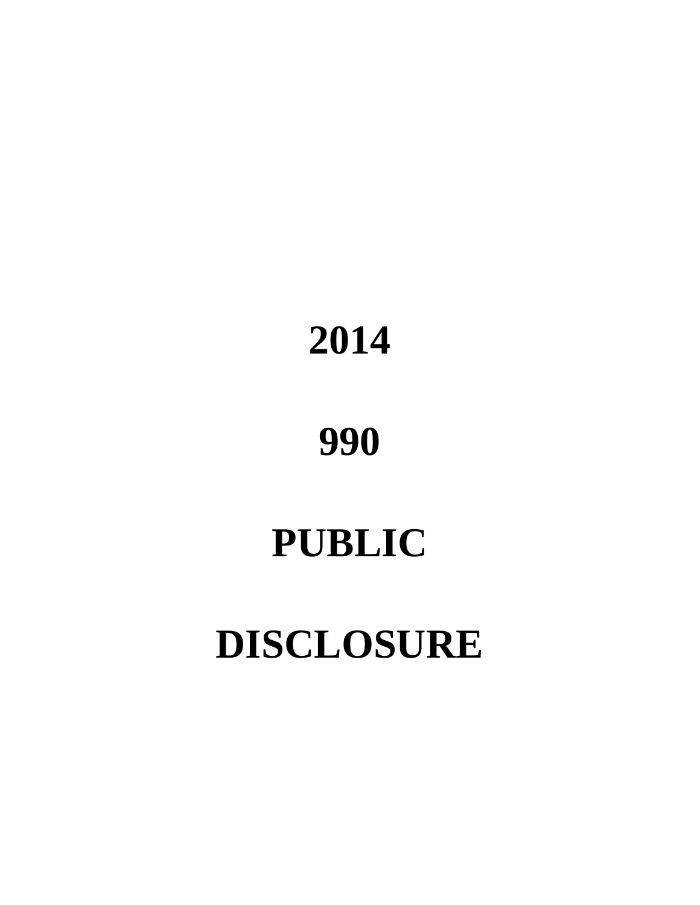# 2014

# 990

# PUBLIC

# DISCLOSURE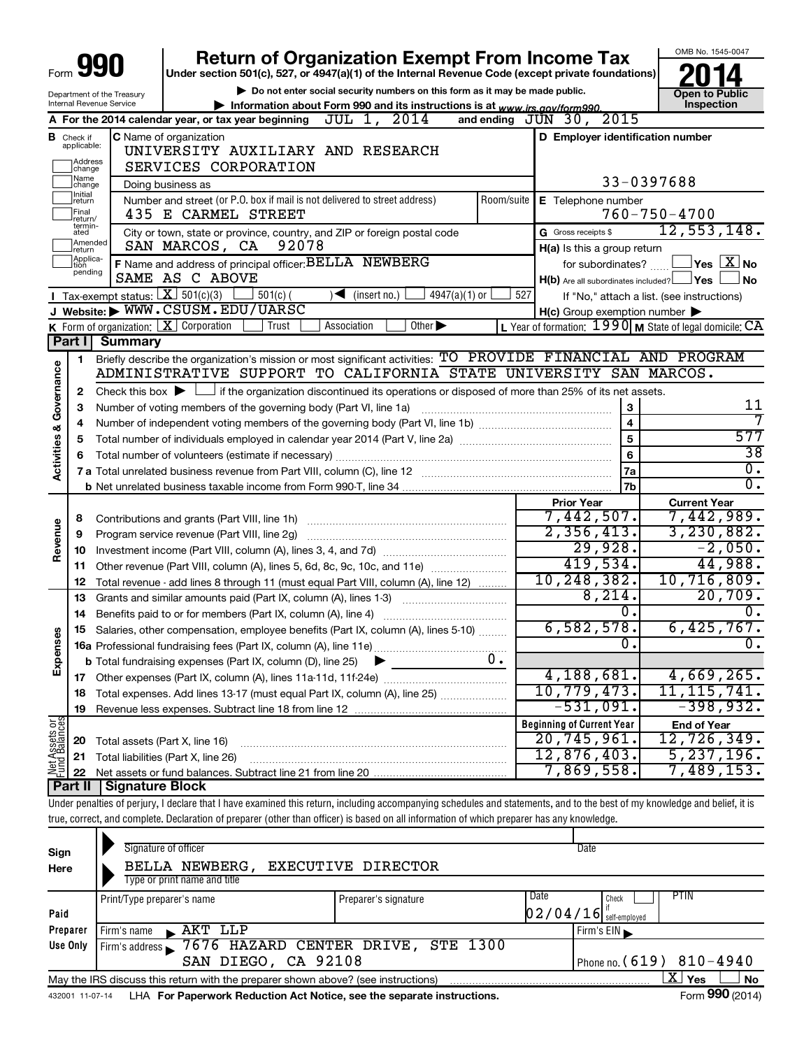Form **990**

# Return of Organization Exempt From Income Tax

Under section 501(c), 527, or 4947(a)(1) of the Internal Revenue Code (except private foundations)

▶ Do not enter social security numbers on this form as it may be made public.

▶ Information about Form 990 and its instructions is at www.irs.gov/form990.

OMB No. 1545-0047

**2014**

**Open to Public Inspection**

Department of the Treasury
Internal Revenue Service

**A** For the 2014 calendar year, or tax year beginning JUL 1, 2014 and ending JUN 30, 2015

**B** Check if applicable: Address change, Name change, Initial return, Final return/terminated, Amended return, Application pending

**C** Name of organization: UNIVERSITY AUXILIARY AND RESEARCH SERVICES CORPORATION

Doing business as

Number and street (or P.O. box if mail is not delivered to street address): 435 E CARMEL STREET    Room/suite

City or town, state or province, country, and ZIP or foreign postal code: SAN MARCOS, CA 92078

**D** Employer identification number: 33-0397688

**E** Telephone number: 760-750-4700

**G** Gross receipts $ 12,553,148.

**F** Name and address of principal officer: BELLA NEWBERG
SAME AS C ABOVE

**H(a)** Is this a group return for subordinates? ☐ Yes ☒ No

**H(b)** Are all subordinates included? ☐ Yes ☐ No
If "No," attach a list. (see instructions)

**H(c)** Group exemption number ▶

**I** Tax-exempt status: ☒ 501(c)(3) ☐ 501(c) ( ) ◀ (insert no.) ☐ 4947(a)(1) or ☐ 527

**J** Website: ▶ WWW.CSUSM.EDU/UARSC

**K** Form of organization: ☒ Corporation ☐ Trust ☐ Association ☐ Other ▶

**L** Year of formation: 1990 **M** State of legal domicile: CA

## Part I Summary

**Activities & Governance**

1 Briefly describe the organization's mission or most significant activities: TO PROVIDE FINANCIAL AND PROGRAM ADMINISTRATIVE SUPPORT TO CALIFORNIA STATE UNIVERSITY SAN MARCOS.

2 Check this box ▶ ☐ if the organization discontinued its operations or disposed of more than 25% of its net assets.

| | | | |
|---|---|---|---|
| 3 | Number of voting members of the governing body (Part VI, line 1a) | 3 | 11 |
| 4 | Number of independent voting members of the governing body (Part VI, line 1b) | 4 | 7 |
| 5 | Total number of individuals employed in calendar year 2014 (Part V, line 2a) | 5 | 577 |
| 6 | Total number of volunteers (estimate if necessary) | 6 | 38 |
| 7a | Total unrelated business revenue from Part VIII, column (C), line 12 | 7a | 0. |
| b | Net unrelated business taxable income from Form 990-T, line 34 | 7b | 0. |

| | | | Prior Year | Current Year |
|---|---|---|---|---|
| Revenue | 8 | Contributions and grants (Part VIII, line 1h) | 7,442,507. | 7,442,989. |
| | 9 | Program service revenue (Part VIII, line 2g) | 2,356,413. | 3,230,882. |
| | 10 | Investment income (Part VIII, column (A), lines 3, 4, and 7d) | 29,928. | -2,050. |
| | 11 | Other revenue (Part VIII, column (A), lines 5, 6d, 8c, 9c, 10c, and 11e) | 419,534. | 44,988. |
| | 12 | Total revenue - add lines 8 through 11 (must equal Part VIII, column (A), line 12) | 10,248,382. | 10,716,809. |
| Expenses | 13 | Grants and similar amounts paid (Part IX, column (A), lines 1-3) | 8,214. | 20,709. |
| | 14 | Benefits paid to or for members (Part IX, column (A), line 4) | 0. | 0. |
| | 15 | Salaries, other compensation, employee benefits (Part IX, column (A), lines 5-10) | 6,582,578. | 6,425,767. |
| | 16a | Professional fundraising fees (Part IX, column (A), line 11e) | 0. | 0. |
| | b | Total fundraising expenses (Part IX, column (D), line 25) ▶ 0. | | |
| | 17 | Other expenses (Part IX, column (A), lines 11a-11d, 11f-24e) | 4,188,681. | 4,669,265. |
| | 18 | Total expenses. Add lines 13-17 (must equal Part IX, column (A), line 25) | 10,779,473. | 11,115,741. |
| | 19 | Revenue less expenses. Subtract line 18 from line 12 | -531,091. | -398,932. |

| | | | Beginning of Current Year | End of Year |
|---|---|---|---|---|
| Net Assets or Fund Balances | 20 | Total assets (Part X, line 16) | 20,745,961. | 12,726,349. |
| | 21 | Total liabilities (Part X, line 26) | 12,876,403. | 5,237,196. |
| | 22 | Net assets or fund balances. Subtract line 21 from line 20 | 7,869,558. | 7,489,153. |

## Part II Signature Block

Under penalties of perjury, I declare that I have examined this return, including accompanying schedules and statements, and to the best of my knowledge and belief, it is true, correct, and complete. Declaration of preparer (other than officer) is based on all information of which preparer has any knowledge.

**Sign Here**

Signature of officer    Date

BELLA NEWBERG, EXECUTIVE DIRECTOR
Type or print name and title

**Paid Preparer Use Only**

| Print/Type preparer's name | Preparer's signature | Date | Check ☐ if self-employed | PTIN |
|---|---|---|---|---|
| | | 02/04/16 | | |

Firm's name ▶ AKT LLP    Firm's EIN ▶

Firm's address ▶ 7676 HAZARD CENTER DRIVE, STE 1300
SAN DIEGO, CA 92108    Phone no. (619) 810-4940

May the IRS discuss this return with the preparer shown above? (see instructions) ☒ Yes ☐ No

432001 11-07-14 LHA For Paperwork Reduction Act Notice, see the separate instructions. Form **990** (2014)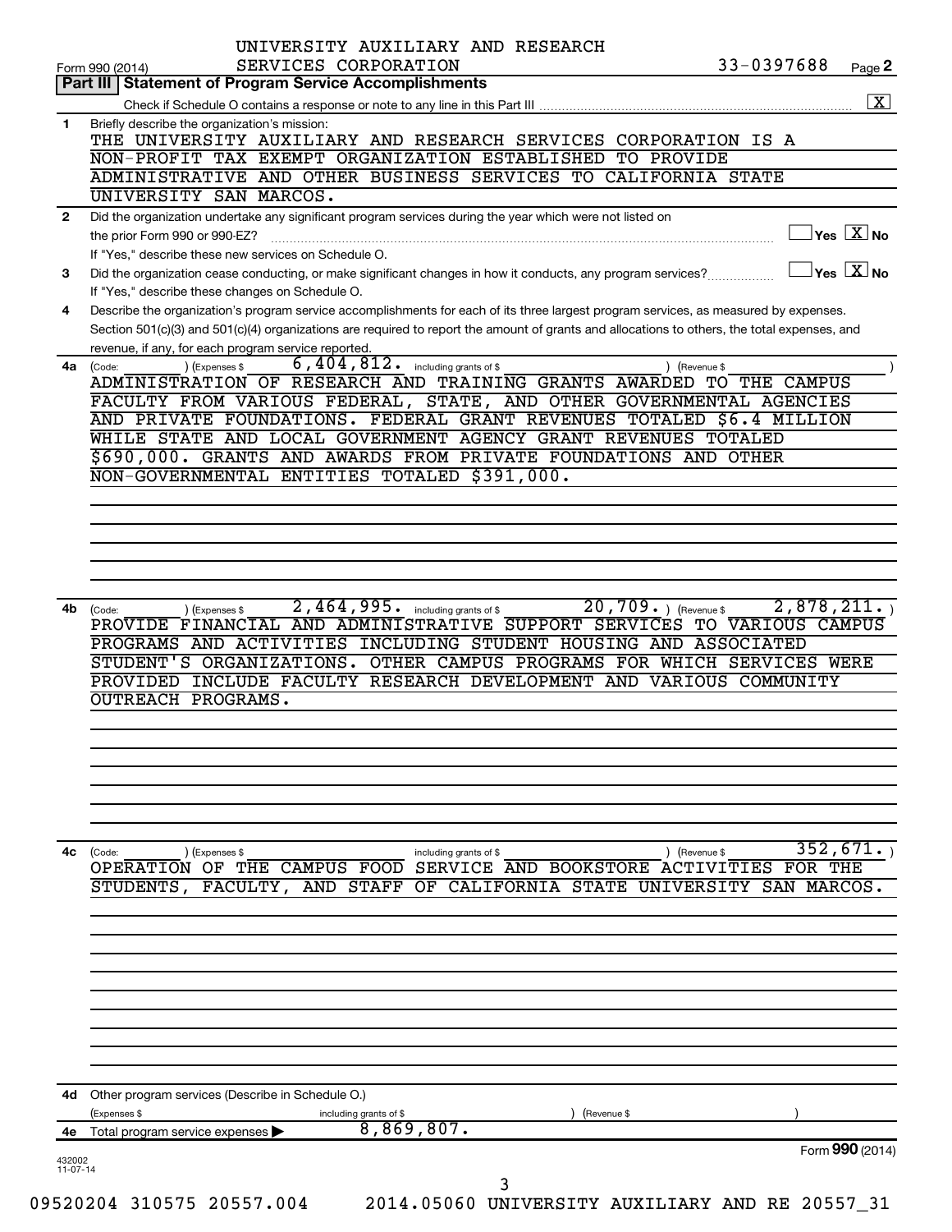UNIVERSITY AUXILIARY AND RESEARCH SERVICES CORPORATION 33-0397688

Form 990 (2014) Page **2**

**Part III | Statement of Program Service Accomplishments**

Check if Schedule O contains a response or note to any line in this Part III .......... [X]

**1** Briefly describe the organization's mission:

THE UNIVERSITY AUXILIARY AND RESEARCH SERVICES CORPORATION IS A NON-PROFIT TAX EXEMPT ORGANIZATION ESTABLISHED TO PROVIDE ADMINISTRATIVE AND OTHER BUSINESS SERVICES TO CALIFORNIA STATE UNIVERSITY SAN MARCOS.

**2** Did the organization undertake any significant program services during the year which were not listed on the prior Form 990 or 990-EZ? .......... [ ] Yes [X] No

If "Yes," describe these new services on Schedule O.

**3** Did the organization cease conducting, or make significant changes in how it conducts, any program services? .......... [ ] Yes [X] No

If "Yes," describe these changes on Schedule O.

**4** Describe the organization's program service accomplishments for each of its three largest program services, as measured by expenses. Section 501(c)(3) and 501(c)(4) organizations are required to report the amount of grants and allocations to others, the total expenses, and revenue, if any, for each program service reported.

**4a** (Code: ) (Expenses $ 6,404,812. including grants of $ ) (Revenue $ )

ADMINISTRATION OF RESEARCH AND TRAINING GRANTS AWARDED TO THE CAMPUS FACULTY FROM VARIOUS FEDERAL, STATE, AND OTHER GOVERNMENTAL AGENCIES AND PRIVATE FOUNDATIONS. FEDERAL GRANT REVENUES TOTALED $6.4 MILLION WHILE STATE AND LOCAL GOVERNMENT AGENCY GRANT REVENUES TOTALED $690,000. GRANTS AND AWARDS FROM PRIVATE FOUNDATIONS AND OTHER NON-GOVERNMENTAL ENTITIES TOTALED $391,000.

**4b** (Code: ) (Expenses $ 2,464,995. including grants of $ 20,709. ) (Revenue $ 2,878,211. )

PROVIDE FINANCIAL AND ADMINISTRATIVE SUPPORT SERVICES TO VARIOUS CAMPUS PROGRAMS AND ACTIVITIES INCLUDING STUDENT HOUSING AND ASSOCIATED STUDENT'S ORGANIZATIONS. OTHER CAMPUS PROGRAMS FOR WHICH SERVICES WERE PROVIDED INCLUDE FACULTY RESEARCH DEVELOPMENT AND VARIOUS COMMUNITY OUTREACH PROGRAMS.

**4c** (Code: ) (Expenses $ including grants of $ ) (Revenue $ 352,671. )

OPERATION OF THE CAMPUS FOOD SERVICE AND BOOKSTORE ACTIVITIES FOR THE STUDENTS, FACULTY, AND STAFF OF CALIFORNIA STATE UNIVERSITY SAN MARCOS.

**4d** Other program services (Describe in Schedule O.)

(Expenses $ including grants of $ ) (Revenue $ )

**4e** Total program services expenses ▶ 8,869,807.

Form **990** (2014)

432002 11-07-14

09520204 310575 20557.004 2014.05060 UNIVERSITY AUXILIARY AND RE 20557_31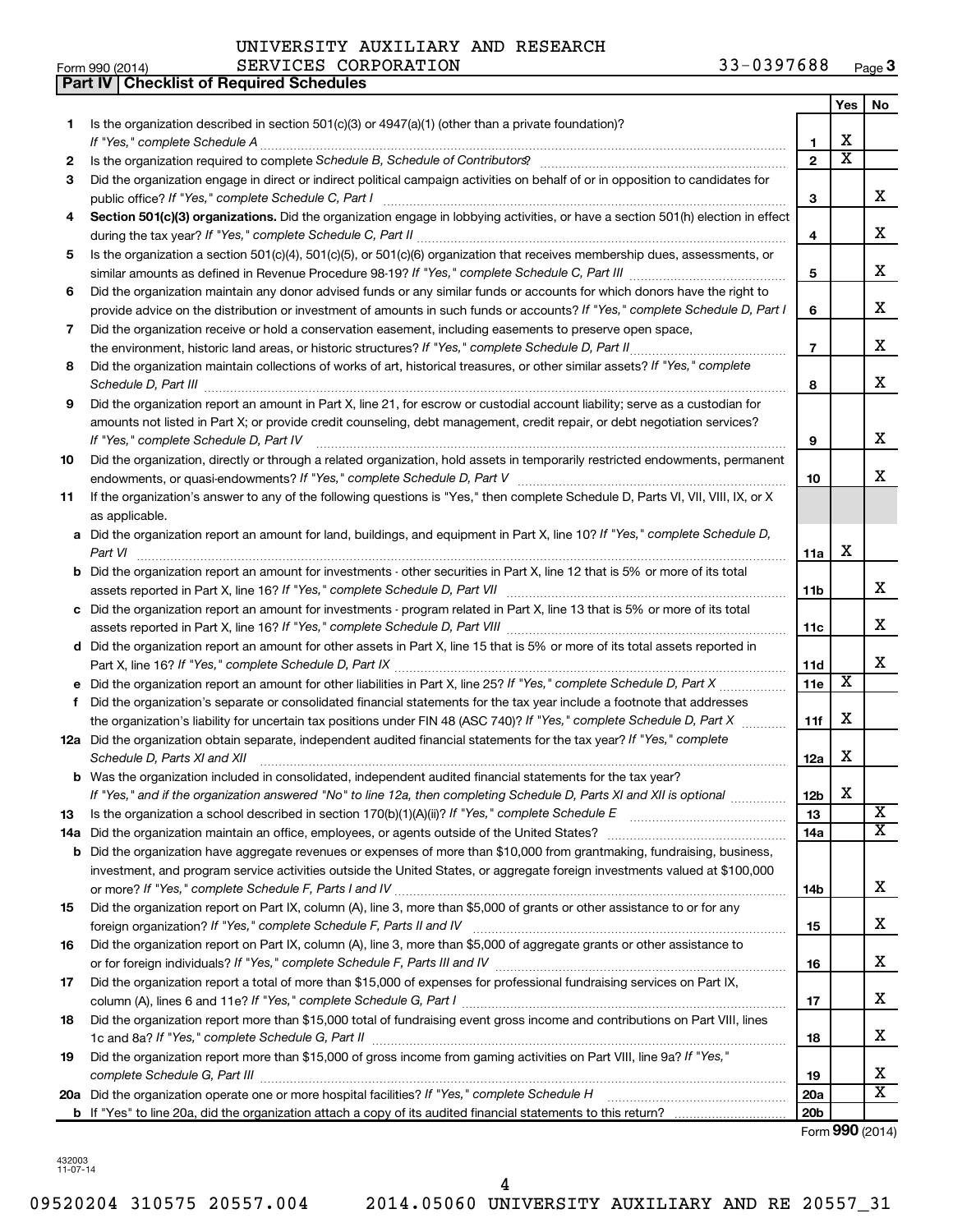UNIVERSITY AUXILIARY AND RESEARCH SERVICES CORPORATION 33-0397688

Form 990 (2014) Page **3**

## Part IV | Checklist of Required Schedules

| | | | Yes | No |
|---|---|---|---|---|
| 1 | Is the organization described in section 501(c)(3) or 4947(a)(1) (other than a private foundation)? *If "Yes," complete Schedule A* | 1 | X | |
| 2 | Is the organization required to complete *Schedule B, Schedule of Contributors*? | 2 | X | |
| 3 | Did the organization engage in direct or indirect political campaign activities on behalf of or in opposition to candidates for public office? *If "Yes," complete Schedule C, Part I* | 3 | | X |
| 4 | **Section 501(c)(3) organizations.** Did the organization engage in lobbying activities, or have a section 501(h) election in effect during the tax year? *If "Yes," complete Schedule C, Part II* | 4 | | X |
| 5 | Is the organization a section 501(c)(4), 501(c)(5), or 501(c)(6) organization that receives membership dues, assessments, or similar amounts as defined in Revenue Procedure 98-19? *If "Yes," complete Schedule C, Part III* | 5 | | X |
| 6 | Did the organization maintain any donor advised funds or any similar funds or accounts for which donors have the right to provide advice on the distribution or investment of amounts in such funds or accounts? *If "Yes," complete Schedule D, Part I* | 6 | | X |
| 7 | Did the organization receive or hold a conservation easement, including easements to preserve open space, the environment, historic land areas, or historic structures? *If "Yes," complete Schedule D, Part II* | 7 | | X |
| 8 | Did the organization maintain collections of works of art, historical treasures, or other similar assets? *If "Yes," complete Schedule D, Part III* | 8 | | X |
| 9 | Did the organization report an amount in Part X, line 21, for escrow or custodial account liability; serve as a custodian for amounts not listed in Part X; or provide credit counseling, debt management, credit repair, or debt negotiation services? *If "Yes," complete Schedule D, Part IV* | 9 | | X |
| 10 | Did the organization, directly or through a related organization, hold assets in temporarily restricted endowments, permanent endowments, or quasi-endowments? *If "Yes," complete Schedule D, Part V* | 10 | | X |
| 11 | If the organization's answer to any of the following questions is "Yes," then complete Schedule D, Parts VI, VII, VIII, IX, or X as applicable. | | | |
| a | Did the organization report an amount for land, buildings, and equipment in Part X, line 10? *If "Yes," complete Schedule D, Part VI* | 11a | X | |
| b | Did the organization report an amount for investments - other securities in Part X, line 12 that is 5% or more of its total assets reported in Part X, line 16? *If "Yes," complete Schedule D, Part VII* | 11b | | X |
| c | Did the organization report an amount for investments - program related in Part X, line 13 that is 5% or more of its total assets reported in Part X, line 16? *If "Yes," complete Schedule D, Part VIII* | 11c | | X |
| d | Did the organization report an amount for other assets in Part X, line 15 that is 5% or more of its total assets reported in Part X, line 16? *If "Yes," complete Schedule D, Part IX* | 11d | | X |
| e | Did the organization report an amount for other liabilities in Part X, line 25? *If "Yes," complete Schedule D, Part X* | 11e | X | |
| f | Did the organization's separate or consolidated financial statements for the tax year include a footnote that addresses the organization's liability for uncertain tax positions under FIN 48 (ASC 740)? *If "Yes," complete Schedule D, Part X* | 11f | X | |
| 12a | Did the organization obtain separate, independent audited financial statements for the tax year? *If "Yes," complete Schedule D, Parts XI and XII* | 12a | X | |
| b | Was the organization included in consolidated, independent audited financial statements for the tax year? *If "Yes," and if the organization answered "No" to line 12a, then completing Schedule D, Parts XI and XII is optional* | 12b | X | |
| 13 | Is the organization a school described in section 170(b)(1)(A)(ii)? *If "Yes," complete Schedule E* | 13 | | X |
| 14a | Did the organization maintain an office, employees, or agents outside of the United States? | 14a | | X |
| b | Did the organization have aggregate revenues or expenses of more than $10,000 from grantmaking, fundraising, business, investment, and program service activities outside the United States, or aggregate foreign investments valued at $100,000 or more? *If "Yes," complete Schedule F, Parts I and IV* | 14b | | X |
| 15 | Did the organization report on Part IX, column (A), line 3, more than $5,000 of grants or other assistance to or for any foreign organization? *If "Yes," complete Schedule F, Parts II and IV* | 15 | | X |
| 16 | Did the organization report on Part IX, column (A), line 3, more than $5,000 of aggregate grants or other assistance to or for foreign individuals? *If "Yes," complete Schedule F, Parts III and IV* | 16 | | X |
| 17 | Did the organization report a total of more than $15,000 of expenses for professional fundraising services on Part IX, column (A), lines 6 and 11e? *If "Yes," complete Schedule G, Part I* | 17 | | X |
| 18 | Did the organization report more than $15,000 total of fundraising event gross income and contributions on Part VIII, lines 1c and 8a? *If "Yes," complete Schedule G, Part II* | 18 | | X |
| 19 | Did the organization report more than $15,000 of gross income from gaming activities on Part VIII, line 9a? *If "Yes," complete Schedule G, Part III* | 19 | | X |
| 20a | Did the organization operate one or more hospital facilities? *If "Yes," complete Schedule H* | 20a | | X |
| b | If "Yes" to line 20a, did the organization attach a copy of its audited financial statements to this return? | 20b | | |

Form **990** (2014)

432003 11-07-14

09520204 310575 20557.004 2014.05060 UNIVERSITY AUXILIARY AND RE 20557_31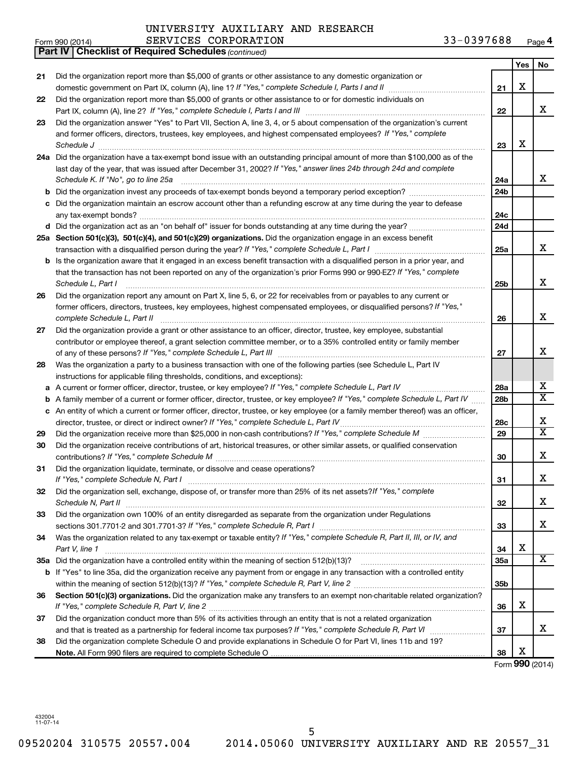UNIVERSITY AUXILIARY AND RESEARCH SERVICES CORPORATION 33-0397688

Form 990 (2014) Page **4**

**Part IV | Checklist of Required Schedules** *(continued)*

| | | | Yes | No |
|---|---|---|---|---|
| 21 | Did the organization report more than $5,000 of grants or other assistance to any domestic organization or domestic government on Part IX, column (A), line 1? *If "Yes," complete Schedule I, Parts I and II* | 21 | X | |
| 22 | Did the organization report more than $5,000 of grants or other assistance to or for domestic individuals on Part IX, column (A), line 2? *If "Yes," complete Schedule I, Parts I and III* | 22 | | X |
| 23 | Did the organization answer "Yes" to Part VII, Section A, line 3, 4, or 5 about compensation of the organization's current and former officers, directors, trustees, key employees, and highest compensated employees? *If "Yes," complete Schedule J* | 23 | X | |
| 24a | Did the organization have a tax-exempt bond issue with an outstanding principal amount of more than $100,000 as of the last day of the year, that was issued after December 31, 2002? *If "Yes," answer lines 24b through 24d and complete Schedule K. If "No", go to line 25a* | 24a | | X |
| b | Did the organization invest any proceeds of tax-exempt bonds beyond a temporary period exception? | 24b | | |
| c | Did the organization maintain an escrow account other than a refunding escrow at any time during the year to defease any tax-exempt bonds? | 24c | | |
| d | Did the organization act as an "on behalf of" issuer for bonds outstanding at any time during the year? | 24d | | |
| 25a | **Section 501(c)(3), 501(c)(4), and 501(c)(29) organizations.** Did the organization engage in an excess benefit transaction with a disqualified person during the year? *If "Yes," complete Schedule L, Part I* | 25a | | X |
| b | Is the organization aware that it engaged in an excess benefit transaction with a disqualified person in a prior year, and that the transaction has not been reported on any of the organization's prior Forms 990 or 990-EZ? *If "Yes," complete Schedule L, Part I* | 25b | | X |
| 26 | Did the organization report any amount on Part X, line 5, 6, or 22 for receivables from or payables to any current or former officers, directors, trustees, key employees, highest compensated employees, or disqualified persons? *If "Yes," complete Schedule L, Part II* | 26 | | X |
| 27 | Did the organization provide a grant or other assistance to an officer, director, trustee, key employee, substantial contributor or employee thereof, a grant selection committee member, or to a 35% controlled entity or family member of any of these persons? *If "Yes," complete Schedule L, Part III* | 27 | | X |
| 28 | Was the organization a party to a business transaction with one of the following parties (see Schedule L, Part IV instructions for applicable filing thresholds, conditions, and exceptions): | | | |
| a | A current or former officer, director, trustee, or key employee? *If "Yes," complete Schedule L, Part IV* | 28a | | X |
| b | A family member of a current or former officer, director, trustee, or key employee? *If "Yes," complete Schedule L, Part IV* | 28b | | X |
| c | An entity of which a current or former officer, director, trustee, or key employee (or a family member thereof) was an officer, director, trustee, or direct or indirect owner? *If "Yes," complete Schedule L, Part IV* | 28c | | X |
| 29 | Did the organization receive more than $25,000 in non-cash contributions? *If "Yes," complete Schedule M* | 29 | | X |
| 30 | Did the organization receive contributions of art, historical treasures, or other similar assets, or qualified conservation contributions? *If "Yes," complete Schedule M* | 30 | | X |
| 31 | Did the organization liquidate, terminate, or dissolve and cease operations? *If "Yes," complete Schedule N, Part I* | 31 | | X |
| 32 | Did the organization sell, exchange, dispose of, or transfer more than 25% of its net assets? *If "Yes," complete Schedule N, Part II* | 32 | | X |
| 33 | Did the organization own 100% of an entity disregarded as separate from the organization under Regulations sections 301.7701-2 and 301.7701-3? *If "Yes," complete Schedule R, Part I* | 33 | | X |
| 34 | Was the organization related to any tax-exempt or taxable entity? *If "Yes," complete Schedule R, Part II, III, or IV, and Part V, line 1* | 34 | X | |
| 35a | Did the organization have a controlled entity within the meaning of section 512(b)(13)? | 35a | | X |
| b | If "Yes" to line 35a, did the organization receive any payment from or engage in any transaction with a controlled entity within the meaning of section 512(b)(13)? *If "Yes," complete Schedule R, Part V, line 2* | 35b | | |
| 36 | **Section 501(c)(3) organizations.** Did the organization make any transfers to an exempt non-charitable related organization? *If "Yes," complete Schedule R, Part V, line 2* | 36 | X | |
| 37 | Did the organization conduct more than 5% of its activities through an entity that is not a related organization and that is treated as a partnership for federal income tax purposes? *If "Yes," complete Schedule R, Part VI* | 37 | | X |
| 38 | Did the organization complete Schedule O and provide explanations in Schedule O for Part VI, lines 11b and 19? **Note.** All Form 990 filers are required to complete Schedule O | 38 | X | |

Form **990** (2014)

432004 11-07-14

09520204 310575 20557.004 2014.05060 UNIVERSITY AUXILIARY AND RE 20557_31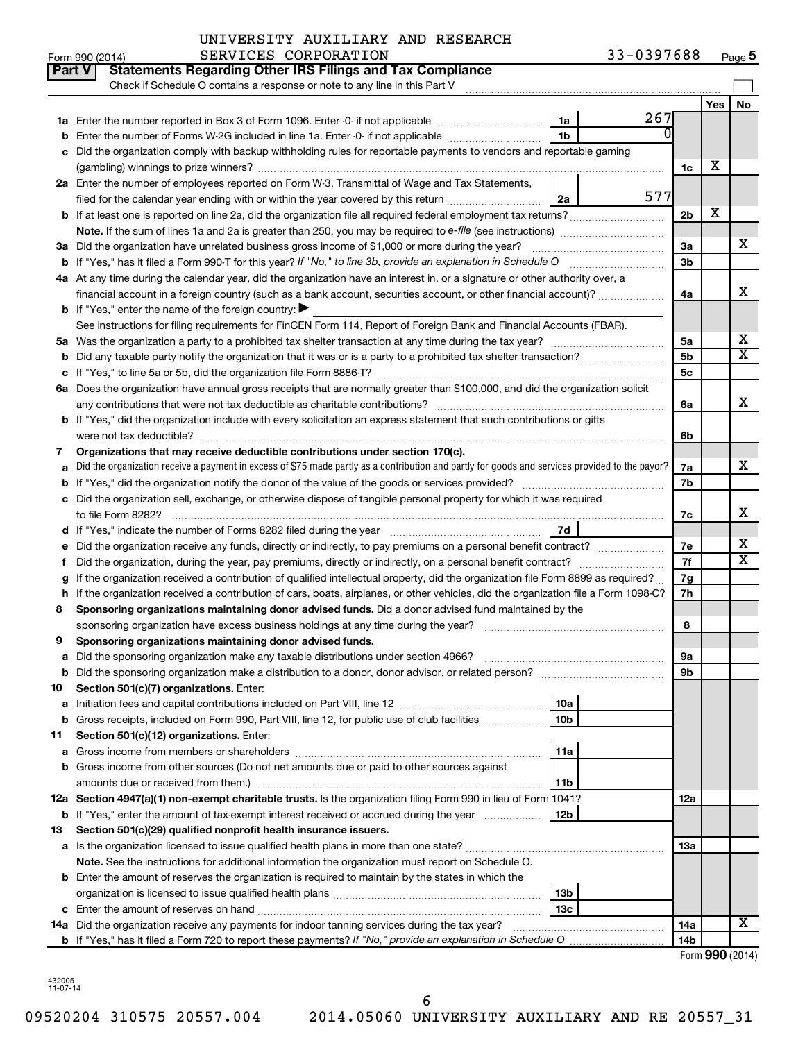UNIVERSITY AUXILIARY AND RESEARCH SERVICES CORPORATION 33-0397688

Form 990 (2014) Page 5

**Part V Statements Regarding Other IRS Filings and Tax Compliance**

Check if Schedule O contains a response or note to any line in this Part V

| | | | | | Yes | No |
|---|---|---|---|---|---|---|
| **1a** | Enter the number reported in Box 3 of Form 1096. Enter -0- if not applicable | 1a | 267 | | | |
| **b** | Enter the number of Forms W-2G included in line 1a. Enter -0- if not applicable | 1b | 0 | | | |
| **c** | Did the organization comply with backup withholding rules for reportable payments to vendors and reportable gaming (gambling) winnings to prize winners? | | | 1c | X | |
| **2a** | Enter the number of employees reported on Form W-3, Transmittal of Wage and Tax Statements, filed for the calendar year ending with or within the year covered by this return | 2a | 577 | | | |
| **b** | If at least one is reported on line 2a, did the organization file all required federal employment tax returns? | | | 2b | X | |
| | **Note.** If the sum of lines 1a and 2a is greater than 250, you may be required to *e-file* (see instructions) | | | | | |
| **3a** | Did the organization have unrelated business gross income of $1,000 or more during the year? | | | 3a | | X |
| **b** | If "Yes," has it filed a Form 990-T for this year? *If "No," to line 3b, provide an explanation in Schedule O* | | | 3b | | |
| **4a** | At any time during the calendar year, did the organization have an interest in, or a signature or other authority over, a financial account in a foreign country (such as a bank account, securities account, or other financial account)? | | | 4a | | X |
| **b** | If "Yes," enter the name of the foreign country: ▶ | | | | | |
| | See instructions for filing requirements for FinCEN Form 114, Report of Foreign Bank and Financial Accounts (FBAR). | | | | | |
| **5a** | Was the organization a party to a prohibited tax shelter transaction at any time during the tax year? | | | 5a | | X |
| **b** | Did any taxable party notify the organization that it was or is a party to a prohibited tax shelter transaction? | | | 5b | | X |
| **c** | If "Yes," to line 5a or 5b, did the organization file Form 8886-T? | | | 5c | | |
| **6a** | Does the organization have annual gross receipts that are normally greater than $100,000, and did the organization solicit any contributions that were not tax deductible as charitable contributions? | | | 6a | | X |
| **b** | If "Yes," did the organization include with every solicitation an express statement that such contributions or gifts were not tax deductible? | | | 6b | | |
| **7** | **Organizations that may receive deductible contributions under section 170(c).** | | | | | |
| **a** | Did the organization receive a payment in excess of $75 made partly as a contribution and partly for goods and services provided to the payor? | | | 7a | | X |
| **b** | If "Yes," did the organization notify the donor of the value of the goods or services provided? | | | 7b | | |
| **c** | Did the organization sell, exchange, or otherwise dispose of tangible personal property for which it was required to file Form 8282? | | | 7c | | X |
| **d** | If "Yes," indicate the number of Forms 8282 filed during the year | 7d | | | | |
| **e** | Did the organization receive any funds, directly or indirectly, to pay premiums on a personal benefit contract? | | | 7e | | X |
| **f** | Did the organization, during the year, pay premiums, directly or indirectly, on a personal benefit contract? | | | 7f | | X |
| **g** | If the organization received a contribution of qualified intellectual property, did the organization file Form 8899 as required? | | | 7g | | |
| **h** | If the organization received a contribution of cars, boats, airplanes, or other vehicles, did the organization file a Form 1098-C? | | | 7h | | |
| **8** | **Sponsoring organizations maintaining donor advised funds.** Did a donor advised fund maintained by the sponsoring organization have excess business holdings at any time during the year? | | | 8 | | |
| **9** | **Sponsoring organizations maintaining donor advised funds.** | | | | | |
| **a** | Did the sponsoring organization make any taxable distributions under section 4966? | | | 9a | | |
| **b** | Did the sponsoring organization make a distribution to a donor, donor advisor, or related person? | | | 9b | | |
| **10** | **Section 501(c)(7) organizations.** Enter: | | | | | |
| **a** | Initiation fees and capital contributions included on Part VIII, line 12 | 10a | | | | |
| **b** | Gross receipts, included on Form 990, Part VIII, line 12, for public use of club facilities | 10b | | | | |
| **11** | **Section 501(c)(12) organizations.** Enter: | | | | | |
| **a** | Gross income from members or shareholders | 11a | | | | |
| **b** | Gross income from other sources (Do not net amounts due or paid to other sources against amounts due or received from them.) | 11b | | | | |
| **12a** | **Section 4947(a)(1) non-exempt charitable trusts.** Is the organization filing Form 990 in lieu of Form 1041? | | | 12a | | |
| **b** | If "Yes," enter the amount of tax-exempt interest received or accrued during the year | 12b | | | | |
| **13** | **Section 501(c)(29) qualified nonprofit health insurance issuers.** | | | | | |
| **a** | Is the organization licensed to issue qualified health plans in more than one state? | | | 13a | | |
| | **Note.** See the instructions for additional information the organization must report on Schedule O. | | | | | |
| **b** | Enter the amount of reserves the organization is required to maintain by the states in which the organization is licensed to issue qualified health plans | 13b | | | | |
| **c** | Enter the amount of reserves on hand | 13c | | | | |
| **14a** | Did the organization receive any payments for indoor tanning services during the tax year? | | | 14a | | X |
| **b** | If "Yes," has it filed a Form 720 to report these payments? *If "No," provide an explanation in Schedule O* | | | 14b | | |

Form **990** (2014)

432005 11-07-14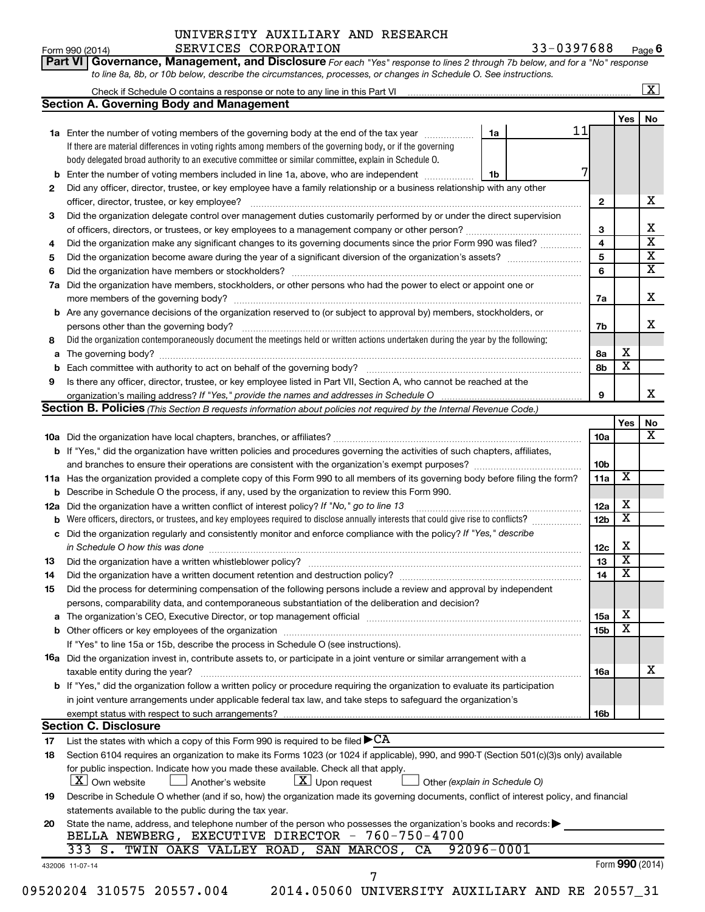UNIVERSITY AUXILIARY AND RESEARCH SERVICES CORPORATION 33-0397688

Form 990 (2014) Page 6

**Part VI Governance, Management, and Disclosure** *For each "Yes" response to lines 2 through 7b below, and for a "No" response to line 8a, 8b, or 10b below, describe the circumstances, processes, or changes in Schedule O. See instructions.*

Check if Schedule O contains a response or note to any line in this Part VI [X]

## Section A. Governing Body and Management

| | | | Yes | No |
|---|---|---|---|---|
| 1a | Enter the number of voting members of the governing body at the end of the tax year — 1a: 11. If there are material differences in voting rights among members of the governing body, or if the governing body delegated broad authority to an executive committee or similar committee, explain in Schedule O. | | | |
| b | Enter the number of voting members included in line 1a, above, who are independent — 1b: 7 | | | |
| 2 | Did any officer, director, trustee, or key employee have a family relationship or a business relationship with any other officer, director, trustee, or key employee? | 2 | | X |
| 3 | Did the organization delegate control over management duties customarily performed by or under the direct supervision of officers, directors, or trustees, or key employees to a management company or other person? | 3 | | X |
| 4 | Did the organization make any significant changes to its governing documents since the prior Form 990 was filed? | 4 | | X |
| 5 | Did the organization become aware during the year of a significant diversion of the organization's assets? | 5 | | X |
| 6 | Did the organization have members or stockholders? | 6 | | X |
| 7a | Did the organization have members, stockholders, or other persons who had the power to elect or appoint one or more members of the governing body? | 7a | | X |
| b | Are any governance decisions of the organization reserved to (or subject to approval by) members, stockholders, or persons other than the governing body? | 7b | | X |
| 8 | Did the organization contemporaneously document the meetings held or written actions undertaken during the year by the following: | | | |
| a | The governing body? | 8a | X | |
| b | Each committee with authority to act on behalf of the governing body? | 8b | X | |
| 9 | Is there any officer, director, trustee, or key employee listed in Part VII, Section A, who cannot be reached at the organization's mailing address? *If "Yes," provide the names and addresses in Schedule O* | 9 | | X |

## Section B. Policies *(This Section B requests information about policies not required by the Internal Revenue Code.)*

| | | | Yes | No |
|---|---|---|---|---|
| 10a | Did the organization have local chapters, branches, or affiliates? | 10a | | X |
| b | If "Yes," did the organization have written policies and procedures governing the activities of such chapters, affiliates, and branches to ensure their operations are consistent with the organization's exempt purposes? | 10b | | |
| 11a | Has the organization provided a complete copy of this Form 990 to all members of its governing body before filing the form? | 11a | X | |
| b | Describe in Schedule O the process, if any, used by the organization to review this Form 990. | | | |
| 12a | Did the organization have a written conflict of interest policy? *If "No," go to line 13* | 12a | X | |
| b | Were officers, directors, or trustees, and key employees required to disclose annually interests that could give rise to conflicts? | 12b | X | |
| c | Did the organization regularly and consistently monitor and enforce compliance with the policy? *If "Yes," describe in Schedule O how this was done* | 12c | X | |
| 13 | Did the organization have a written whistleblower policy? | 13 | X | |
| 14 | Did the organization have a written document retention and destruction policy? | 14 | X | |
| 15 | Did the process for determining compensation of the following persons include a review and approval by independent persons, comparability data, and contemporaneous substantiation of the deliberation and decision? | | | |
| a | The organization's CEO, Executive Director, or top management official | 15a | X | |
| b | Other officers or key employees of the organization | 15b | X | |
| | If "Yes" to line 15a or 15b, describe the process in Schedule O (see instructions). | | | |
| 16a | Did the organization invest in, contribute assets to, or participate in a joint venture or similar arrangement with a taxable entity during the year? | 16a | | X |
| b | If "Yes," did the organization follow a written policy or procedure requiring the organization to evaluate its participation in joint venture arrangements under applicable federal tax law, and take steps to safeguard the organization's exempt status with respect to such arrangements? | 16b | | |

## Section C. Disclosure

17 List the states with which a copy of this Form 990 is required to be filed ▶ CA

18 Section 6104 requires an organization to make its Forms 1023 (or 1024 if applicable), 990, and 990-T (Section 501(c)(3)s only) available for public inspection. Indicate how you made these available. Check all that apply.

[X] Own website [ ] Another's website [X] Upon request [ ] Other *(explain in Schedule O)*

19 Describe in Schedule O whether (and if so, how) the organization made its governing documents, conflict of interest policy, and financial statements available to the public during the tax year.

20 State the name, address, and telephone number of the person who possesses the organization's books and records: ▶

BELLA NEWBERG, EXECUTIVE DIRECTOR - 760-750-4700
333 S. TWIN OAKS VALLEY ROAD, SAN MARCOS, CA 92096-0001

432006 11-07-14 Form 990 (2014)

09520204 310575 20557.004 2014.05060 UNIVERSITY AUXILIARY AND RE 20557_31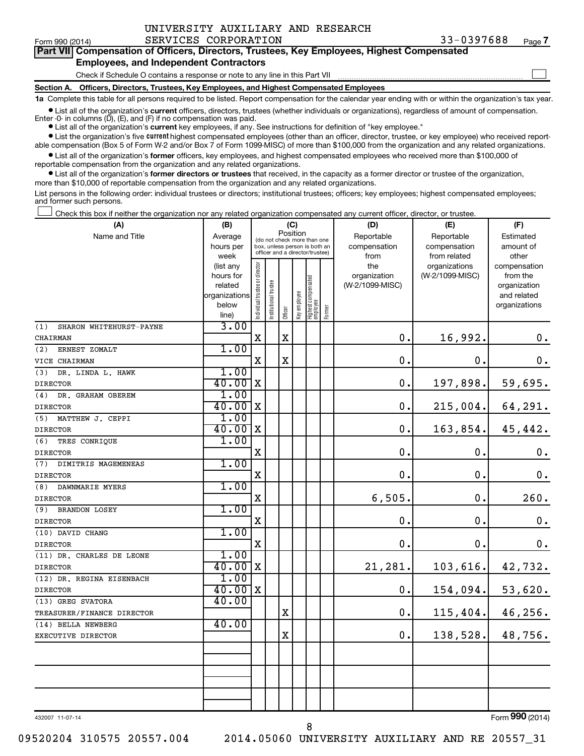UNIVERSITY AUXILIARY AND RESEARCH SERVICES CORPORATION 33-0397688

Form 990 (2014) Page 7

**Part VII Compensation of Officers, Directors, Trustees, Key Employees, Highest Compensated Employees, and Independent Contractors**

Check if Schedule O contains a response or note to any line in this Part VII

**Section A. Officers, Directors, Trustees, Key Employees, and Highest Compensated Employees**

**1a** Complete this table for all persons required to be listed. Report compensation for the calendar year ending with or within the organization's tax year.

- List all of the organization's **current** officers, directors, trustees (whether individuals or organizations), regardless of amount of compensation. Enter -0- in columns (D), (E), and (F) if no compensation was paid.
- List all of the organization's **current** key employees, if any. See instructions for definition of "key employee."
- List the organization's five **current** highest compensated employees (other than an officer, director, trustee, or key employee) who received reportable compensation (Box 5 of Form W-2 and/or Box 7 of Form 1099-MISC) of more than $100,000 from the organization and any related organizations.
- List all of the organization's **former** officers, key employees, and highest compensated employees who received more than $100,000 of reportable compensation from the organization and any related organizations.
- List all of the organization's **former directors or trustees** that received, in the capacity as a former director or trustee of the organization, more than $10,000 of reportable compensation from the organization and any related organizations.

List persons in the following order: individual trustees or directors; institutional trustees; officers; key employees; highest compensated employees; and former such persons.

☐ Check this box if neither the organization nor any related organization compensated any current officer, director, or trustee.

| (A) Name and Title | (B) Average hours per week (list any hours for related organizations below line) | (C) Position: Individual trustee or director | Institutional trustee | Officer | Key employee | Highest compensated employee | Former | (D) Reportable compensation from the organization (W-2/1099-MISC) | (E) Reportable compensation from related organizations (W-2/1099-MISC) | (F) Estimated amount of other compensation from the organization and related organizations |
|---|---|---|---|---|---|---|---|---|---|---|
| (1) SHARON WHITEHURST-PAYNE<br>CHAIRMAN | 3.00 | X | | X | | | | 0. | 16,992. | 0. |
| (2) ERNEST ZOMALT<br>VICE CHAIRMAN | 1.00 | X | | X | | | | 0. | 0. | 0. |
| (3) DR. LINDA L. HAWK<br>DIRECTOR | 1.00<br>40.00 | X | | | | | | 0. | 197,898. | 59,695. |
| (4) DR. GRAHAM OBEREM<br>DIRECTOR | 1.00<br>40.00 | X | | | | | | 0. | 215,004. | 64,291. |
| (5) MATTHEW J. CEPPI<br>DIRECTOR | 1.00<br>40.00 | X | | | | | | 0. | 163,854. | 45,442. |
| (6) TRES CONRIQUE<br>DIRECTOR | 1.00 | X | | | | | | 0. | 0. | 0. |
| (7) DIMITRIS MAGEMENEAS<br>DIRECTOR | 1.00 | X | | | | | | 0. | 0. | 0. |
| (8) DAWNMARIE MYERS<br>DIRECTOR | 1.00 | X | | | | | | 6,505. | 0. | 260. |
| (9) BRANDON LOSEY<br>DIRECTOR | 1.00 | X | | | | | | 0. | 0. | 0. |
| (10) DAVID CHANG<br>DIRECTOR | 1.00 | X | | | | | | 0. | 0. | 0. |
| (11) DR. CHARLES DE LEONE<br>DIRECTOR | 1.00<br>40.00 | X | | | | | | 21,281. | 103,616. | 42,732. |
| (12) DR. REGINA EISENBACH<br>DIRECTOR | 1.00<br>40.00 | X | | | | | | 0. | 154,094. | 53,620. |
| (13) GREG SVATORA<br>TREASURER/FINANCE DIRECTOR | 40.00 | | | X | | | | 0. | 115,404. | 46,256. |
| (14) BELLA NEWBERG<br>EXECUTIVE DIRECTOR | 40.00 | | | X | | | | 0. | 138,528. | 48,756. |
| | | | | | | | | | | |
| | | | | | | | | | | |
| | | | | | | | | | | |

432007 11-07-14

Form **990** (2014)

09520204 310575 20557.004 2014.05060 UNIVERSITY AUXILIARY AND RE 20557_31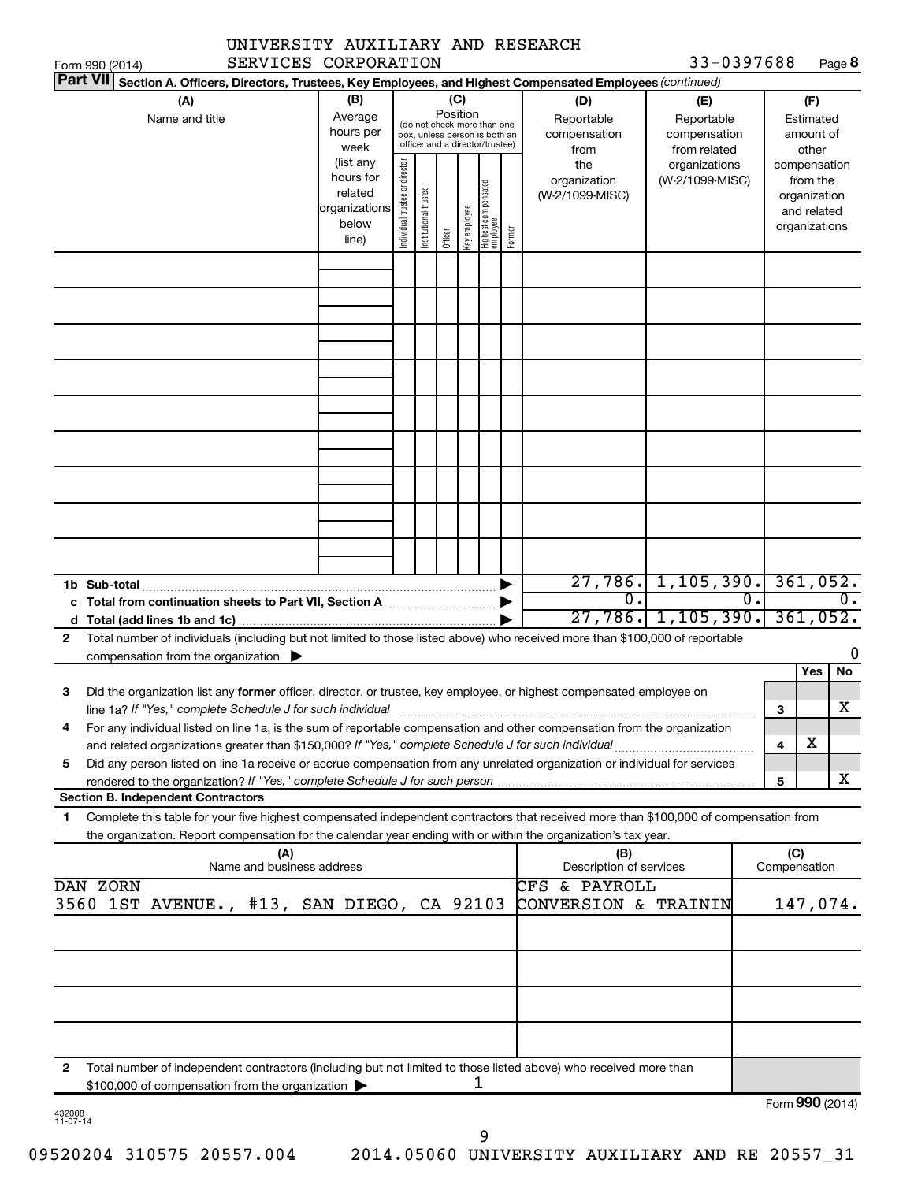UNIVERSITY AUXILIARY AND RESEARCH SERVICES CORPORATION 33-0397688

Form 990 (2014) Page **8**

**Part VII** **Section A. Officers, Directors, Trustees, Key Employees, and Highest Compensated Employees** *(continued)*

| (A) Name and title | (B) Average hours per week (list any hours for related organizations below line) | (C) Position: Individual trustee or director | Institutional trustee | Officer | Key employee | Highest compensated employee | Former | (D) Reportable compensation from the organization (W-2/1099-MISC) | (E) Reportable compensation from related organizations (W-2/1099-MISC) | (F) Estimated amount of other compensation from the organization and related organizations |
|---|---|---|---|---|---|---|---|---|---|---|
| | | | | | | | | | | |
| **1b Sub-total** | | | | | | | | 27,786. | 1,105,390. | 361,052. |
| **c Total from continuation sheets to Part VII, Section A** | | | | | | | | 0. | 0. | 0. |
| **d Total (add lines 1b and 1c)** | | | | | | | | 27,786. | 1,105,390. | 361,052. |

**2** Total number of individuals (including but not limited to those listed above) who received more than $100,000 of reportable compensation from the organization ▶ 0

| | | | Yes | No |
|---|---|---|---|---|
| **3** | Did the organization list any **former** officer, director, or trustee, key employee, or highest compensated employee on line 1a? *If "Yes," complete Schedule J for such individual* | 3 | | X |
| **4** | For any individual listed on line 1a, is the sum of reportable compensation and other compensation from the organization and related organizations greater than $150,000? *If "Yes," complete Schedule J for such individual* | 4 | X | |
| **5** | Did any person listed on line 1a receive or accrue compensation from any unrelated organization or individual for services rendered to the organization? *If "Yes," complete Schedule J for such person* | 5 | | X |

**Section B. Independent Contractors**

**1** Complete this table for your five highest compensated independent contractors that received more than $100,000 of compensation from the organization. Report compensation for the calendar year ending with or within the organization's tax year.

| (A) Name and business address | (B) Description of services | (C) Compensation |
|---|---|---|
| DAN ZORN<br>3560 1ST AVENUE., #13, SAN DIEGO, CA 92103 | CFS & PAYROLL CONVERSION & TRAININ | 147,074. |
| | | |
| | | |
| | | |
| | | |

**2** Total number of independent contractors (including but not limited to those listed above) who received more than $100,000 of compensation from the organization ▶ 1

Form **990** (2014)

432008 11-07-14

09520204 310575 20557.004 2014.05060 UNIVERSITY AUXILIARY AND RE 20557_31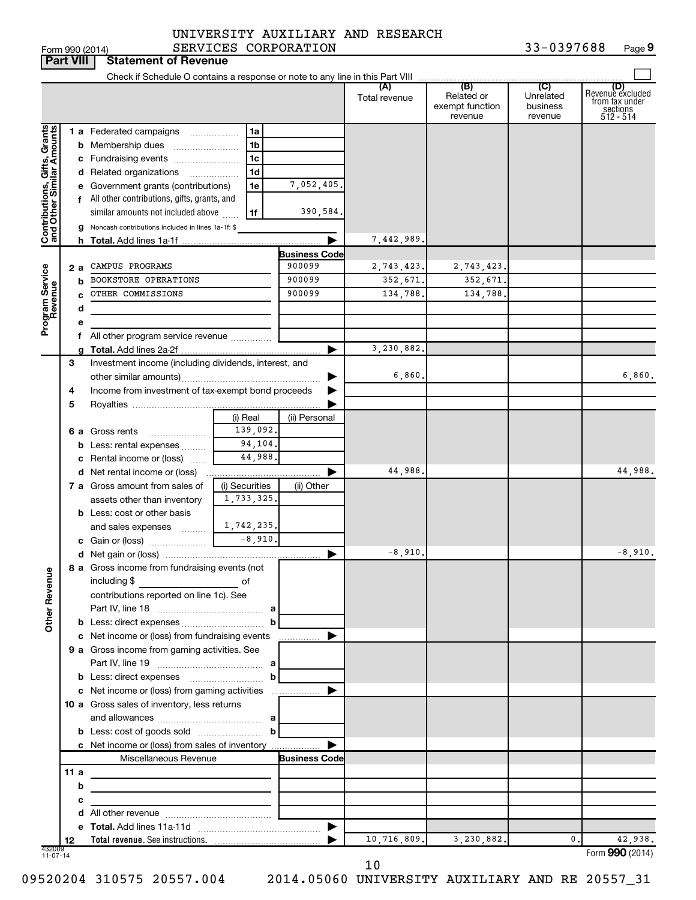UNIVERSITY AUXILIARY AND RESEARCH SERVICES CORPORATION

Form 990 (2014) 33-0397688 Page 9

## Part VIII Statement of Revenue

Check if Schedule O contains a response or note to any line in this Part VIII

| | | | | (A) Total revenue | (B) Related or exempt function revenue | (C) Unrelated business revenue | (D) Revenue excluded from tax under sections 512 - 514 |
|---|---|---|---|---|---|---|---|
| **Contributions, Gifts, Grants and Other Similar Amounts** | 1 a Federated campaigns | 1a | | | | | |
| | b Membership dues | 1b | | | | | |
| | c Fundraising events | 1c | | | | | |
| | d Related organizations | 1d | | | | | |
| | e Government grants (contributions) | 1e | 7,052,405. | | | | |
| | f All other contributions, gifts, grants, and similar amounts not included above | 1f | 390,584. | | | | |
| | g Noncash contributions included in lines 1a-1f: $ | | | | | | |
| | h Total. Add lines 1a-1f | | | 7,442,989. | | | |
| **Program Service Revenue** | | | Business Code | | | | |
| | 2 a CAMPUS PROGRAMS | | 900099 | 2,743,423. | 2,743,423. | | |
| | b BOOKSTORE OPERATIONS | | 900099 | 352,671. | 352,671. | | |
| | c OTHER COMMISSIONS | | 900099 | 134,788. | 134,788. | | |
| | d | | | | | | |
| | e | | | | | | |
| | f All other program service revenue | | | | | | |
| | g Total. Add lines 2a-2f | | | 3,230,882. | | | |
| **Other Revenue** | 3 Investment income (including dividends, interest, and other similar amounts) | | | 6,860. | | | 6,860. |
| | 4 Income from investment of tax-exempt bond proceeds | | | | | | |
| | 5 Royalties | | | | | | |
| | | (i) Real | (ii) Personal | | | | |
| | 6 a Gross rents | 139,092. | | | | | |
| | b Less: rental expenses | 94,104. | | | | | |
| | c Rental income or (loss) | 44,988. | | | | | |
| | d Net rental income or (loss) | | | 44,988. | | | 44,988. |
| | 7 a Gross amount from sales of assets other than inventory | (i) Securities 1,733,325. | (ii) Other | | | | |
| | b Less: cost or other basis and sales expenses | 1,742,235. | | | | | |
| | c Gain or (loss) | -8,910. | | | | | |
| | d Net gain or (loss) | | | -8,910. | | | -8,910. |
| | 8 a Gross income from fundraising events (not including $ of contributions reported on line 1c). See Part IV, line 18 | a | | | | | |
| | b Less: direct expenses | b | | | | | |
| | c Net income or (loss) from fundraising events | | | | | | |
| | 9 a Gross income from gaming activities. See Part IV, line 19 | a | | | | | |
| | b Less: direct expenses | b | | | | | |
| | c Net income or (loss) from gaming activities | | | | | | |
| | 10 a Gross sales of inventory, less returns and allowances | a | | | | | |
| | b Less: cost of goods sold | b | | | | | |
| | c Net income or (loss) from sales of inventory | | | | | | |
| | Miscellaneous Revenue | | Business Code | | | | |
| | 11 a | | | | | | |
| | b | | | | | | |
| | c | | | | | | |
| | d All other revenue | | | | | | |
| | e Total. Add lines 11a-11d | | | | | | |
| | 12 Total revenue. See instructions. | | | 10,716,809. | 3,230,882. | 0. | 42,938. |

Form 990 (2014)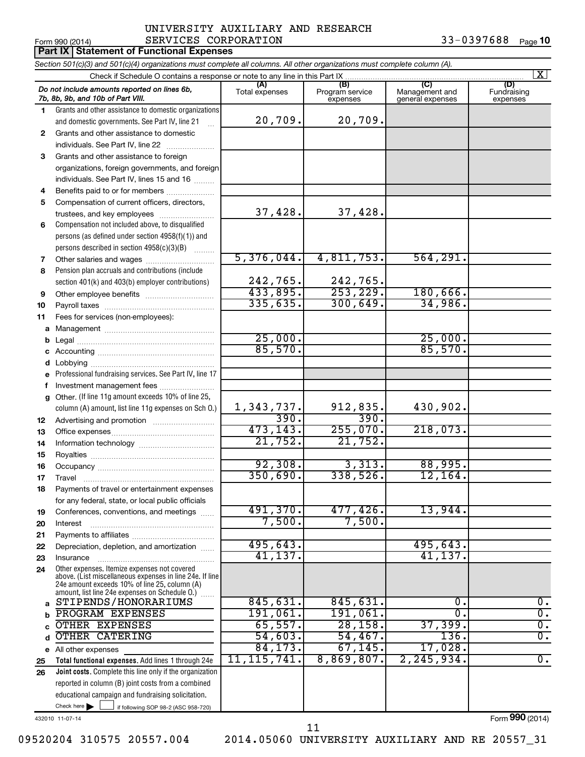UNIVERSITY AUXILIARY AND RESEARCH SERVICES CORPORATION

Form 990 (2014) 33-0397688 Page 10

**Part IX Statement of Functional Expenses**

*Section 501(c)(3) and 501(c)(4) organizations must complete all columns. All other organizations must complete column (A).*

Check if Schedule O contains a response or note to any line in this Part IX [X]

| | *Do not include amounts reported on lines 6b, 7b, 8b, 9b, and 10b of Part VIII.* | (A) Total expenses | (B) Program service expenses | (C) Management and general expenses | (D) Fundraising expenses |
|---|---|---|---|---|---|
| 1 | Grants and other assistance to domestic organizations and domestic governments. See Part IV, line 21 | 20,709. | 20,709. | | |
| 2 | Grants and other assistance to domestic individuals. See Part IV, line 22 | | | | |
| 3 | Grants and other assistance to foreign organizations, foreign governments, and foreign individuals. See Part IV, lines 15 and 16 | | | | |
| 4 | Benefits paid to or for members | | | | |
| 5 | Compensation of current officers, directors, trustees, and key employees | 37,428. | 37,428. | | |
| 6 | Compensation not included above, to disqualified persons (as defined under section 4958(f)(1)) and persons described in section 4958(c)(3)(B) | | | | |
| 7 | Other salaries and wages | 5,376,044. | 4,811,753. | 564,291. | |
| 8 | Pension plan accruals and contributions (include section 401(k) and 403(b) employer contributions) | 242,765. | 242,765. | | |
| 9 | Other employee benefits | 433,895. | 253,229. | 180,666. | |
| 10 | Payroll taxes | 335,635. | 300,649. | 34,986. | |
| 11 | Fees for services (non-employees): | | | | |
| a | Management | | | | |
| b | Legal | 25,000. | | 25,000. | |
| c | Accounting | 85,570. | | 85,570. | |
| d | Lobbying | | | | |
| e | Professional fundraising services. See Part IV, line 17 | | | | |
| f | Investment management fees | | | | |
| g | Other. (If line 11g amount exceeds 10% of line 25, column (A) amount, list line 11g expenses on Sch O.) | 1,343,737. | 912,835. | 430,902. | |
| 12 | Advertising and promotion | 390. | 390. | | |
| 13 | Office expenses | 473,143. | 255,070. | 218,073. | |
| 14 | Information technology | 21,752. | 21,752. | | |
| 15 | Royalties | | | | |
| 16 | Occupancy | 92,308. | 3,313. | 88,995. | |
| 17 | Travel | 350,690. | 338,526. | 12,164. | |
| 18 | Payments of travel or entertainment expenses for any federal, state, or local public officials | | | | |
| 19 | Conferences, conventions, and meetings | 491,370. | 477,426. | 13,944. | |
| 20 | Interest | 7,500. | 7,500. | | |
| 21 | Payments to affiliates | | | | |
| 22 | Depreciation, depletion, and amortization | 495,643. | | 495,643. | |
| 23 | Insurance | 41,137. | | 41,137. | |
| 24 | Other expenses. Itemize expenses not covered above. (List miscellaneous expenses in line 24e. If line 24e amount exceeds 10% of line 25, column (A) amount, list line 24e expenses on Schedule O.) | | | | |
| a | STIPENDS/HONORARIUMS | 845,631. | 845,631. | 0. | 0. |
| b | PROGRAM EXPENSES | 191,061. | 191,061. | 0. | 0. |
| c | OTHER EXPENSES | 65,557. | 28,158. | 37,399. | 0. |
| d | OTHER CATERING | 54,603. | 54,467. | 136. | 0. |
| e | All other expenses | 84,173. | 67,145. | 17,028. | |
| 25 | **Total functional expenses.** Add lines 1 through 24e | 11,115,741. | 8,869,807. | 2,245,934. | 0. |
| 26 | **Joint costs.** Complete this line only if the organization reported in column (B) joint costs from a combined educational campaign and fundraising solicitation. Check here [ ] if following SOP 98-2 (ASC 958-720) | | | | |

432010 11-07-14

Form **990** (2014)

09520204 310575 20557.004 2014.05060 UNIVERSITY AUXILIARY AND RE 20557_31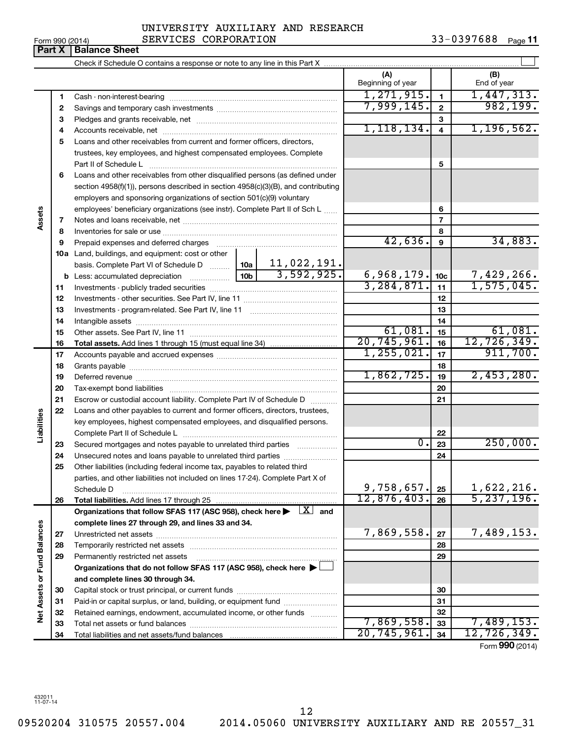Form 990 (2014) UNIVERSITY AUXILIARY AND RESEARCH SERVICES CORPORATION 33-0397688 Page **11**

## Part X | Balance Sheet

Check if Schedule O contains a response or note to any line in this Part X ☐

| | | | | (A) Beginning of year | | (B) End of year |
|---|---|---|---|---|---|---|
| **Assets** | 1 | Cash - non-interest-bearing | | 1,271,915. | 1 | 1,447,313. |
| | 2 | Savings and temporary cash investments | | 7,999,145. | 2 | 982,199. |
| | 3 | Pledges and grants receivable, net | | | 3 | |
| | 4 | Accounts receivable, net | | 1,118,134. | 4 | 1,196,562. |
| | 5 | Loans and other receivables from current and former officers, directors, trustees, key employees, and highest compensated employees. Complete Part II of Schedule L | | | 5 | |
| | 6 | Loans and other receivables from other disqualified persons (as defined under section 4958(f)(1)), persons described in section 4958(c)(3)(B), and contributing employers and sponsoring organizations of section 501(c)(9) voluntary employees' beneficiary organizations (see instr). Complete Part II of Sch L | | | 6 | |
| | 7 | Notes and loans receivable, net | | | 7 | |
| | 8 | Inventories for sale or use | | | 8 | |
| | 9 | Prepaid expenses and deferred charges | | 42,636. | 9 | 34,883. |
| | 10a | Land, buildings, and equipment: cost or other basis. Complete Part VI of Schedule D | 10a 11,022,191. | | | |
| | b | Less: accumulated depreciation | 10b 3,592,925. | 6,968,179. | 10c | 7,429,266. |
| | 11 | Investments - publicly traded securities | | 3,284,871. | 11 | 1,575,045. |
| | 12 | Investments - other securities. See Part IV, line 11 | | | 12 | |
| | 13 | Investments - program-related. See Part IV, line 11 | | | 13 | |
| | 14 | Intangible assets | | | 14 | |
| | 15 | Other assets. See Part IV, line 11 | | 61,081. | 15 | 61,081. |
| | 16 | **Total assets.** Add lines 1 through 15 (must equal line 34) | | 20,745,961. | 16 | 12,726,349. |
| **Liabilities** | 17 | Accounts payable and accrued expenses | | 1,255,021. | 17 | 911,700. |
| | 18 | Grants payable | | | 18 | |
| | 19 | Deferred revenue | | 1,862,725. | 19 | 2,453,280. |
| | 20 | Tax-exempt bond liabilities | | | 20 | |
| | 21 | Escrow or custodial account liability. Complete Part IV of Schedule D | | | 21 | |
| | 22 | Loans and other payables to current and former officers, directors, trustees, key employees, highest compensated employees, and disqualified persons. Complete Part II of Schedule L | | | 22 | |
| | 23 | Secured mortgages and notes payable to unrelated third parties | | 0. | 23 | 250,000. |
| | 24 | Unsecured notes and loans payable to unrelated third parties | | | 24 | |
| | 25 | Other liabilities (including federal income tax, payables to related third parties, and other liabilities not included on lines 17-24). Complete Part X of Schedule D | | 9,758,657. | 25 | 1,622,216. |
| | 26 | **Total liabilities.** Add lines 17 through 25 | | 12,876,403. | 26 | 5,237,196. |
| **Net Assets or Fund Balances** | | **Organizations that follow SFAS 117 (ASC 958), check here** ☒ **and complete lines 27 through 29, and lines 33 and 34.** | | | | |
| | 27 | Unrestricted net assets | | 7,869,558. | 27 | 7,489,153. |
| | 28 | Temporarily restricted net assets | | | 28 | |
| | 29 | Permanently restricted net assets | | | 29 | |
| | | **Organizations that do not follow SFAS 117 (ASC 958), check here** ☐ **and complete lines 30 through 34.** | | | | |
| | 30 | Capital stock or trust principal, or current funds | | | 30 | |
| | 31 | Paid-in or capital surplus, or land, building, or equipment fund | | | 31 | |
| | 32 | Retained earnings, endowment, accumulated income, or other funds | | | 32 | |
| | 33 | Total net assets or fund balances | | 7,869,558. | 33 | 7,489,153. |
| | 34 | Total liabilities and net assets/fund balances | | 20,745,961. | 34 | 12,726,349. |

Form **990** (2014)

432011 11-07-14

09520204 310575 20557.004 2014.05060 UNIVERSITY AUXILIARY AND RE 20557_31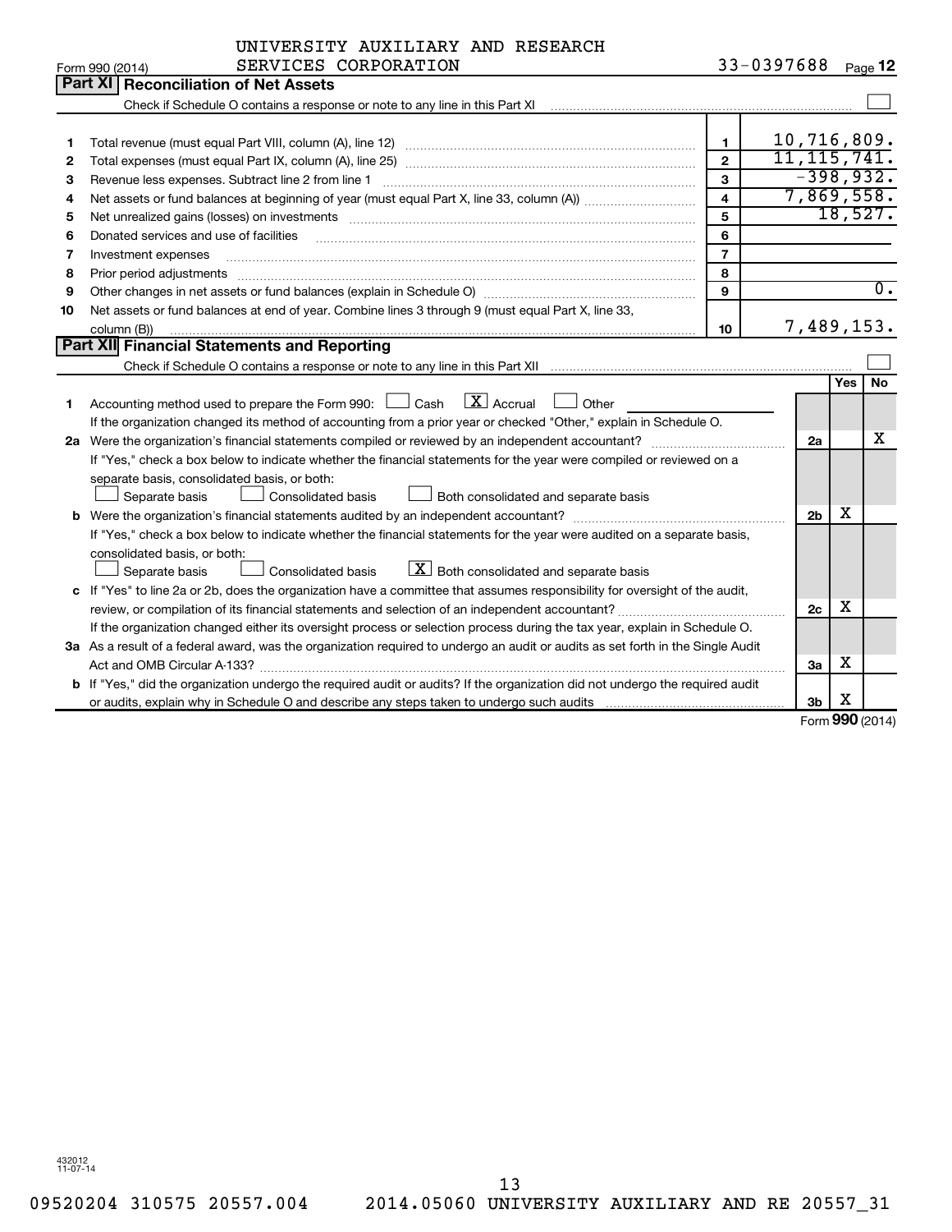UNIVERSITY AUXILIARY AND RESEARCH SERVICES CORPORATION

Form 990 (2014) 33-0397688 Page 12

## Part XI Reconciliation of Net Assets

Check if Schedule O contains a response or note to any line in this Part XI ☐

| | | | |
|---|---|---|---|
| 1 | Total revenue (must equal Part VIII, column (A), line 12) | 1 | 10,716,809. |
| 2 | Total expenses (must equal Part IX, column (A), line 25) | 2 | 11,115,741. |
| 3 | Revenue less expenses. Subtract line 2 from line 1 | 3 | -398,932. |
| 4 | Net assets or fund balances at beginning of year (must equal Part X, line 33, column (A)) | 4 | 7,869,558. |
| 5 | Net unrealized gains (losses) on investments | 5 | 18,527. |
| 6 | Donated services and use of facilities | 6 | |
| 7 | Investment expenses | 7 | |
| 8 | Prior period adjustments | 8 | |
| 9 | Other changes in net assets or fund balances (explain in Schedule O) | 9 | 0. |
| 10 | Net assets or fund balances at end of year. Combine lines 3 through 9 (must equal Part X, line 33, column (B)) | 10 | 7,489,153. |

## Part XII Financial Statements and Reporting

Check if Schedule O contains a response or note to any line in this Part XII ☐

| | | | Yes | No |
|---|---|---|---|---|
| 1 | Accounting method used to prepare the Form 990: ☐ Cash ☒ Accrual ☐ Other<br>If the organization changed its method of accounting from a prior year or checked "Other," explain in Schedule O. | | | |
| 2a | Were the organization's financial statements compiled or reviewed by an independent accountant?<br>If "Yes," check a box below to indicate whether the financial statements for the year were compiled or reviewed on a separate basis, consolidated basis, or both:<br>☐ Separate basis ☐ Consolidated basis ☐ Both consolidated and separate basis | 2a | | X |
| b | Were the organization's financial statements audited by an independent accountant?<br>If "Yes," check a box below to indicate whether the financial statements for the year were audited on a separate basis, consolidated basis, or both:<br>☐ Separate basis ☐ Consolidated basis ☒ Both consolidated and separate basis | 2b | X | |
| c | If "Yes" to line 2a or 2b, does the organization have a committee that assumes responsibility for oversight of the audit, review, or compilation of its financial statements and selection of an independent accountant?<br>If the organization changed either its oversight process or selection process during the tax year, explain in Schedule O. | 2c | X | |
| 3a | As a result of a federal award, was the organization required to undergo an audit or audits as set forth in the Single Audit Act and OMB Circular A-133? | 3a | X | |
| b | If "Yes," did the organization undergo the required audit or audits? If the organization did not undergo the required audit or audits, explain why in Schedule O and describe any steps taken to undergo such audits | 3b | X | |

Form 990 (2014)

432012 11-07-14

09520204 310575 20557.004 2014.05060 UNIVERSITY AUXILIARY AND RE 20557_31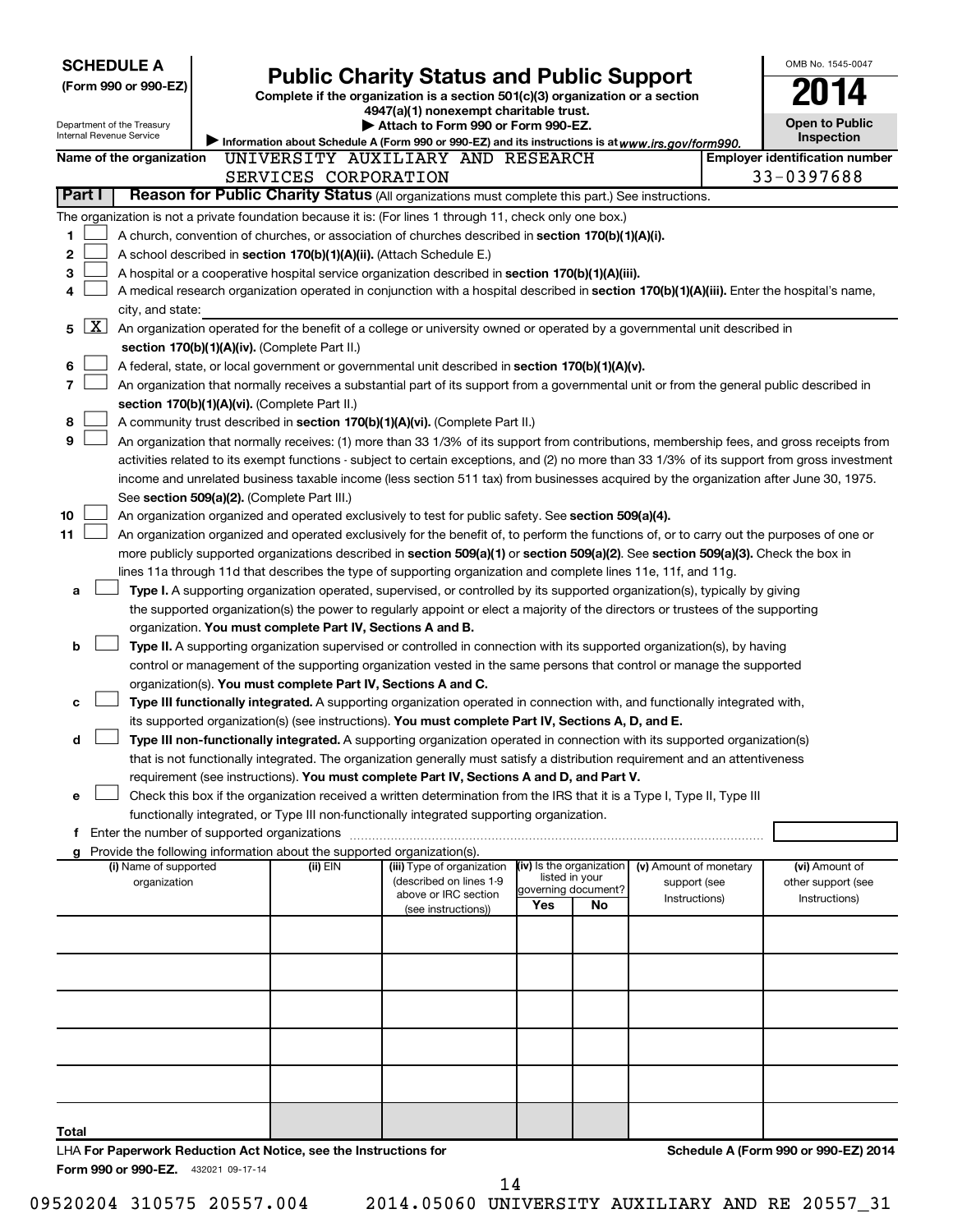**SCHEDULE A**
**(Form 990 or 990-EZ)**

Department of the Treasury
Internal Revenue Service

# Public Charity Status and Public Support

**Complete if the organization is a section 501(c)(3) organization or a section 4947(a)(1) nonexempt charitable trust.**
**▶ Attach to Form 990 or Form 990-EZ.**
▶ Information about Schedule A (Form 990 or 990-EZ) and its instructions is at *www.irs.gov/form990.*

OMB No. 1545-0047

**2014**

**Open to Public Inspection**

**Name of the organization** UNIVERSITY AUXILIARY AND RESEARCH SERVICES CORPORATION

**Employer identification number** 33-0397688

**Part I** **Reason for Public Charity Status** (All organizations must complete this part.) See instructions.

The organization is not a private foundation because it is: (For lines 1 through 11, check only one box.)

1 [ ] A church, convention of churches, or association of churches described in **section 170(b)(1)(A)(i).**

2 [ ] A school described in **section 170(b)(1)(A)(ii).** (Attach Schedule E.)

3 [ ] A hospital or a cooperative hospital service organization described in **section 170(b)(1)(A)(iii).**

4 [ ] A medical research organization operated in conjunction with a hospital described in **section 170(b)(1)(A)(iii).** Enter the hospital's name, city, and state:

5 [X] An organization operated for the benefit of a college or university owned or operated by a governmental unit described in **section 170(b)(1)(A)(iv).** (Complete Part II.)

6 [ ] A federal, state, or local government or governmental unit described in **section 170(b)(1)(A)(v).**

7 [ ] An organization that normally receives a substantial part of its support from a governmental unit or from the general public described in **section 170(b)(1)(A)(vi).** (Complete Part II.)

8 [ ] A community trust described in **section 170(b)(1)(A)(vi).** (Complete Part II.)

9 [ ] An organization that normally receives: (1) more than 33 1/3% of its support from contributions, membership fees, and gross receipts from activities related to its exempt functions - subject to certain exceptions, and (2) no more than 33 1/3% of its support from gross investment income and unrelated business taxable income (less section 511 tax) from businesses acquired by the organization after June 30, 1975. See **section 509(a)(2).** (Complete Part III.)

10 [ ] An organization organized and operated exclusively to test for public safety. See **section 509(a)(4).**

11 [ ] An organization organized and operated exclusively for the benefit of, to perform the functions of, or to carry out the purposes of one or more publicly supported organizations described in **section 509(a)(1)** or **section 509(a)(2).** See **section 509(a)(3).** Check the box in lines 11a through 11d that describes the type of supporting organization and complete lines 11e, 11f, and 11g.

a [ ] **Type I.** A supporting organization operated, supervised, or controlled by its supported organization(s), typically by giving the supported organization(s) the power to regularly appoint or elect a majority of the directors or trustees of the supporting organization. **You must complete Part IV, Sections A and B.**

b [ ] **Type II.** A supporting organization supervised or controlled in connection with its supported organization(s), by having control or management of the supporting organization vested in the same persons that control or manage the supported organization(s). **You must complete Part IV, Sections A and C.**

c [ ] **Type III functionally integrated.** A supporting organization operated in connection with, and functionally integrated with, its supported organization(s) (see instructions). **You must complete Part IV, Sections A, D, and E.**

d [ ] **Type III non-functionally integrated.** A supporting organization operated in connection with its supported organization(s) that is not functionally integrated. The organization generally must satisfy a distribution requirement and an attentiveness requirement (see instructions). **You must complete Part IV, Sections A and D, and Part V.**

e [ ] Check this box if the organization received a written determination from the IRS that it is a Type I, Type II, Type III functionally integrated, or Type III non-functionally integrated supporting organization.

f Enter the number of supported organizations

g Provide the following information about the supported organization(s).

| (i) Name of supported organization | (ii) EIN | (iii) Type of organization (described on lines 1-9 above or IRC section (see instructions)) | (iv) Is the organization listed in your governing document? Yes | No | (v) Amount of monetary support (see Instructions) | (vi) Amount of other support (see Instructions) |
|---|---|---|---|---|---|---|
| | | | | | | |
| | | | | | | |
| | | | | | | |
| | | | | | | |
| | | | | | | |
| **Total** | | | | | | |

LHA **For Paperwork Reduction Act Notice, see the Instructions for Form 990 or 990-EZ.** 432021 09-17-14

**Schedule A (Form 990 or 990-EZ) 2014**

09520204 310575 20557.004 2014.05060 UNIVERSITY AUXILIARY AND RE 20557_31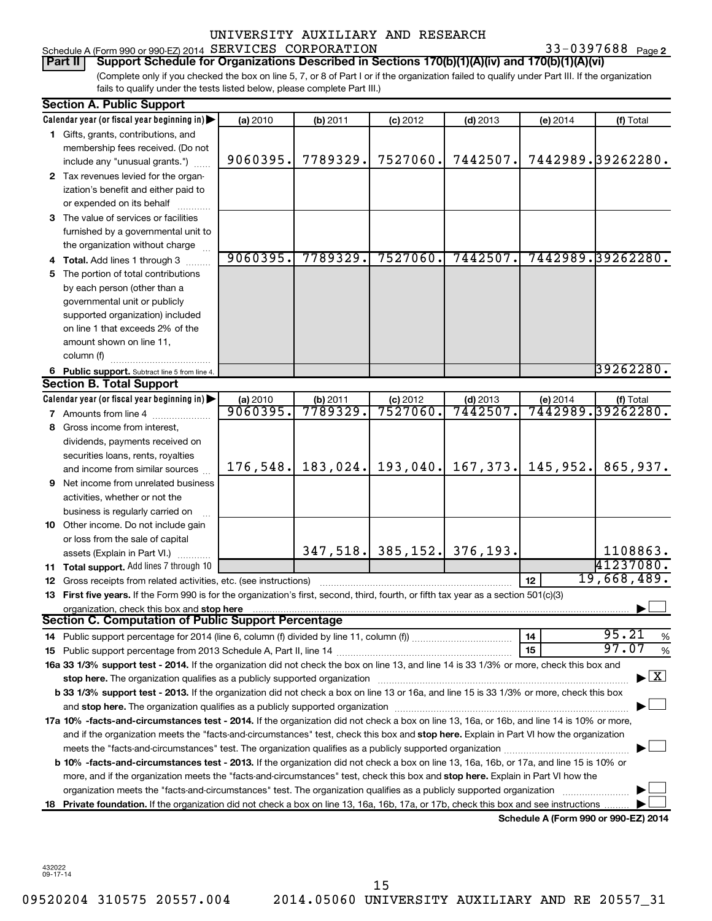UNIVERSITY AUXILIARY AND RESEARCH

Schedule A (Form 990 or 990-EZ) 2014 SERVICES CORPORATION 33-0397688 Page 2

**Part II Support Schedule for Organizations Described in Sections 170(b)(1)(A)(iv) and 170(b)(1)(A)(vi)**

(Complete only if you checked the box on line 5, 7, or 8 of Part I or if the organization failed to qualify under Part III. If the organization fails to qualify under the tests listed below, please complete Part III.)

### Section A. Public Support

| Calendar year (or fiscal year beginning in) | (a) 2010 | (b) 2011 | (c) 2012 | (d) 2013 | (e) 2014 | (f) Total |
|---|---|---|---|---|---|---|
| 1 Gifts, grants, contributions, and membership fees received. (Do not include any "unusual grants.") | 9060395. | 7789329. | 7527060. | 7442507. | 7442989. | 39262280. |
| 2 Tax revenues levied for the organization's benefit and either paid to or expended on its behalf | | | | | | |
| 3 The value of services or facilities furnished by a governmental unit to the organization without charge | | | | | | |
| 4 Total. Add lines 1 through 3 | 9060395. | 7789329. | 7527060. | 7442507. | 7442989. | 39262280. |
| 5 The portion of total contributions by each person (other than a governmental unit or publicly supported organization) included on line 1 that exceeds 2% of the amount shown on line 11, column (f) | | | | | | |
| 6 Public support. Subtract line 5 from line 4. | | | | | | 39262280. |

### Section B. Total Support

| Calendar year (or fiscal year beginning in) | (a) 2010 | (b) 2011 | (c) 2012 | (d) 2013 | (e) 2014 | (f) Total |
|---|---|---|---|---|---|---|
| 7 Amounts from line 4 | 9060395. | 7789329. | 7527060. | 7442507. | 7442989. | 39262280. |
| 8 Gross income from interest, dividends, payments received on securities loans, rents, royalties and income from similar sources | 176,548. | 183,024. | 193,040. | 167,373. | 145,952. | 865,937. |
| 9 Net income from unrelated business activities, whether or not the business is regularly carried on | | | | | | |
| 10 Other income. Do not include gain or loss from the sale of capital assets (Explain in Part VI.) | | 347,518. | 385,152. | 376,193. | | 1108863. |
| 11 Total support. Add lines 7 through 10 | | | | | | 41237080. |

12 Gross receipts from related activities, etc. (see instructions) — 12 — 19,668,489.

13 **First five years.** If the Form 990 is for the organization's first, second, third, fourth, or fifth tax year as a section 501(c)(3) organization, check this box and **stop here** ☐

### Section C. Computation of Public Support Percentage

14 Public support percentage for 2014 (line 6, column (f) divided by line 11, column (f)) — 14 — 95.21 %

15 Public support percentage from 2013 Schedule A, Part II, line 14 — 15 — 97.07 %

**16a 33 1/3% support test - 2014.** If the organization did not check the box on line 13, and line 14 is 33 1/3% or more, check this box and **stop here.** The organization qualifies as a publicly supported organization ☒

**b 33 1/3% support test - 2013.** If the organization did not check a box on line 13 or 16a, and line 15 is 33 1/3% or more, check this box and **stop here.** The organization qualifies as a publicly supported organization ☐

**17a 10% -facts-and-circumstances test - 2014.** If the organization did not check a box on line 13, 16a, or 16b, and line 14 is 10% or more, and if the organization meets the "facts-and-circumstances" test, check this box and **stop here.** Explain in Part VI how the organization meets the "facts-and-circumstances" test. The organization qualifies as a publicly supported organization ☐

**b 10% -facts-and-circumstances test - 2013.** If the organization did not check a box on line 13, 16a, 16b, or 17a, and line 15 is 10% or more, and if the organization meets the "facts-and-circumstances" test, check this box and **stop here.** Explain in Part VI how the organization meets the "facts-and-circumstances" test. The organization qualifies as a publicly supported organization ☐

**18 Private foundation.** If the organization did not check a box on line 13, 16a, 16b, 17a, or 17b, check this box and see instructions ☐

**Schedule A (Form 990 or 990-EZ) 2014**

432022 09-17-14

09520204 310575 20557.004 2014.05060 UNIVERSITY AUXILIARY AND RE 20557_31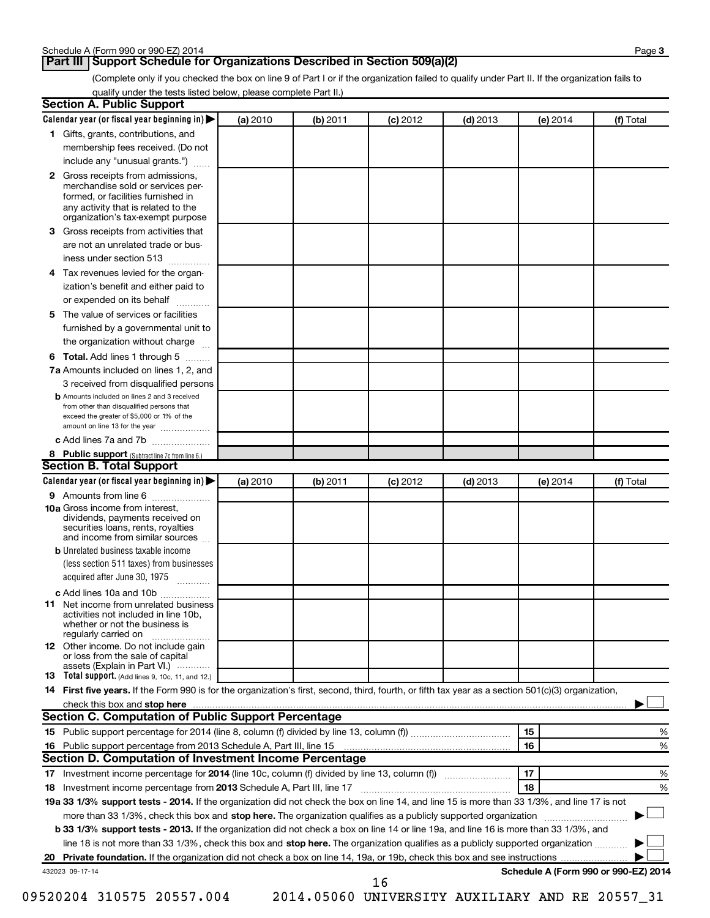Schedule A (Form 990 or 990-EZ) 2014

## Part III Support Schedule for Organizations Described in Section 509(a)(2)

(Complete only if you checked the box on line 9 of Part I or if the organization failed to qualify under Part II. If the organization fails to qualify under the tests listed below, please complete Part II.)

### Section A. Public Support

| Calendar year (or fiscal year beginning in) ▶ | (a) 2010 | (b) 2011 | (c) 2012 | (d) 2013 | (e) 2014 | (f) Total |
|---|---|---|---|---|---|---|
| 1 Gifts, grants, contributions, and membership fees received. (Do not include any "unusual grants.") | | | | | | |
| 2 Gross receipts from admissions, merchandise sold or services performed, or facilities furnished in any activity that is related to the organization's tax-exempt purpose | | | | | | |
| 3 Gross receipts from activities that are not an unrelated trade or business under section 513 | | | | | | |
| 4 Tax revenues levied for the organization's benefit and either paid to or expended on its behalf | | | | | | |
| 5 The value of services or facilities furnished by a governmental unit to the organization without charge | | | | | | |
| 6 **Total.** Add lines 1 through 5 | | | | | | |
| 7a Amounts included on lines 1, 2, and 3 received from disqualified persons | | | | | | |
| b Amounts included on lines 2 and 3 received from other than disqualified persons that exceed the greater of $5,000 or 1% of the amount on line 13 for the year | | | | | | |
| c Add lines 7a and 7b | | | | | | |
| 8 **Public support** (Subtract line 7c from line 6.) | | | | | | |

### Section B. Total Support

| Calendar year (or fiscal year beginning in) ▶ | (a) 2010 | (b) 2011 | (c) 2012 | (d) 2013 | (e) 2014 | (f) Total |
|---|---|---|---|---|---|---|
| 9 Amounts from line 6 | | | | | | |
| 10a Gross income from interest, dividends, payments received on securities loans, rents, royalties and income from similar sources | | | | | | |
| b Unrelated business taxable income (less section 511 taxes) from businesses acquired after June 30, 1975 | | | | | | |
| c Add lines 10a and 10b | | | | | | |
| 11 Net income from unrelated business activities not included in line 10b, whether or not the business is regularly carried on | | | | | | |
| 12 Other income. Do not include gain or loss from the sale of capital assets (Explain in Part VI.) | | | | | | |
| 13 **Total support.** (Add lines 9, 10c, 11, and 12.) | | | | | | |

14 **First five years.** If the Form 990 is for the organization's first, second, third, fourth, or fifth tax year as a section 501(c)(3) organization, check this box and **stop here** ▶ ☐

### Section C. Computation of Public Support Percentage

| | | | |
|---|---|---|---|
| 15 Public support percentage for 2014 (line 8, column (f) divided by line 13, column (f)) | 15 | | % |
| 16 Public support percentage from 2013 Schedule A, Part III, line 15 | 16 | | % |

### Section D. Computation of Investment Income Percentage

| | | | |
|---|---|---|---|
| 17 Investment income percentage for **2014** (line 10c, column (f) divided by line 13, column (f)) | 17 | | % |
| 18 Investment income percentage from **2013** Schedule A, Part III, line 17 | 18 | | % |

**19a 33 1/3% support tests - 2014.** If the organization did not check the box on line 14, and line 15 is more than 33 1/3%, and line 17 is not more than 33 1/3%, check this box and **stop here.** The organization qualifies as a publicly supported organization ▶ ☐

**b 33 1/3% support tests - 2013.** If the organization did not check a box on line 14 or line 19a, and line 16 is more than 33 1/3%, and line 18 is not more than 33 1/3%, check this box and **stop here.** The organization qualifies as a publicly supported organization ▶ ☐

**20 Private foundation.** If the organization did not check a box on line 14, 19a, or 19b, check this box and see instructions ▶ ☐

432023 09-17-14

**Schedule A (Form 990 or 990-EZ) 2014**

09520204 310575 20557.004 2014.05060 UNIVERSITY AUXILIARY AND RE 20557_31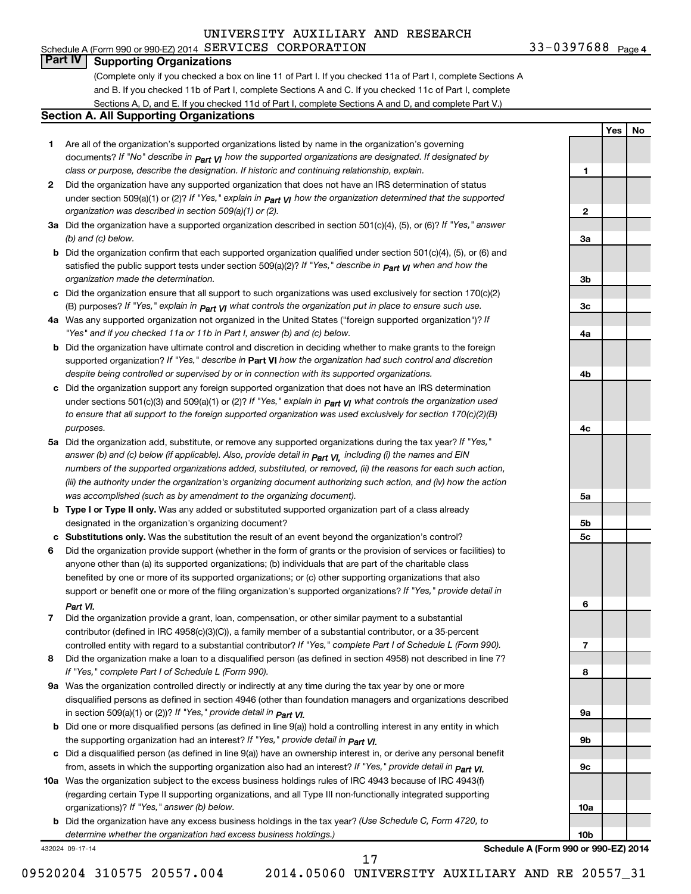UNIVERSITY AUXILIARY AND RESEARCH

Schedule A (Form 990 or 990-EZ) 2014 SERVICES CORPORATION 33-0397688 Page 4

## Part IV Supporting Organizations

(Complete only if you checked a box on line 11 of Part I. If you checked 11a of Part I, complete Sections A and B. If you checked 11b of Part I, complete Sections A and C. If you checked 11c of Part I, complete Sections A, D, and E. If you checked 11d of Part I, complete Sections A and D, and complete Part V.)

### Section A. All Supporting Organizations

| | | Line | Yes | No |
|---|---|---|---|---|
| **1** | Are all of the organization's supported organizations listed by name in the organization's governing documents? *If "No" describe in Part VI how the supported organizations are designated. If designated by class or purpose, describe the designation. If historic and continuing relationship, explain.* | 1 | | |
| **2** | Did the organization have any supported organization that does not have an IRS determination of status under section 509(a)(1) or (2)? *If "Yes," explain in Part VI how the organization determined that the supported organization was described in section 509(a)(1) or (2).* | 2 | | |
| **3a** | Did the organization have a supported organization described in section 501(c)(4), (5), or (6)? *If "Yes," answer (b) and (c) below.* | 3a | | |
| **b** | Did the organization confirm that each supported organization qualified under section 501(c)(4), (5), or (6) and satisfied the public support tests under section 509(a)(2)? *If "Yes," describe in Part VI when and how the organization made the determination.* | 3b | | |
| **c** | Did the organization ensure that all support to such organizations was used exclusively for section 170(c)(2)(B) purposes? *If "Yes," explain in Part VI what controls the organization put in place to ensure such use.* | 3c | | |
| **4a** | Was any supported organization not organized in the United States ("foreign supported organization")? *If "Yes" and if you checked 11a or 11b in Part I, answer (b) and (c) below.* | 4a | | |
| **b** | Did the organization have ultimate control and discretion in deciding whether to make grants to the foreign supported organization? *If "Yes," describe in* **Part VI** *how the organization had such control and discretion despite being controlled or supervised by or in connection with its supported organizations.* | 4b | | |
| **c** | Did the organization support any foreign supported organization that does not have an IRS determination under sections 501(c)(3) and 509(a)(1) or (2)? *If "Yes," explain in Part VI what controls the organization used to ensure that all support to the foreign supported organization was used exclusively for section 170(c)(2)(B) purposes.* | 4c | | |
| **5a** | Did the organization add, substitute, or remove any supported organizations during the tax year? *If "Yes," answer (b) and (c) below (if applicable). Also, provide detail in Part VI, including (i) the names and EIN numbers of the supported organizations added, substituted, or removed, (ii) the reasons for each such action, (iii) the authority under the organization's organizing document authorizing such action, and (iv) how the action was accomplished (such as by amendment to the organizing document).* | 5a | | |
| **b** | **Type I or Type II only.** Was any added or substituted supported organization part of a class already designated in the organization's organizing document? | 5b | | |
| **c** | **Substitutions only.** Was the substitution the result of an event beyond the organization's control? | 5c | | |
| **6** | Did the organization provide support (whether in the form of grants or the provision of services or facilities) to anyone other than (a) its supported organizations; (b) individuals that are part of the charitable class benefited by one or more of its supported organizations; or (c) other supporting organizations that also support or benefit one or more of the filing organization's supported organizations? *If "Yes," provide detail in Part VI.* | 6 | | |
| **7** | Did the organization provide a grant, loan, compensation, or other similar payment to a substantial contributor (defined in IRC 4958(c)(3)(C)), a family member of a substantial contributor, or a 35-percent controlled entity with regard to a substantial contributor? *If "Yes," complete Part I of Schedule L (Form 990).* | 7 | | |
| **8** | Did the organization make a loan to a disqualified person (as defined in section 4958) not described in line 7? *If "Yes," complete Part I of Schedule L (Form 990).* | 8 | | |
| **9a** | Was the organization controlled directly or indirectly at any time during the tax year by one or more disqualified persons as defined in section 4946 (other than foundation managers and organizations described in section 509(a)(1) or (2))? *If "Yes," provide detail in Part VI.* | 9a | | |
| **b** | Did one or more disqualified persons (as defined in line 9(a)) hold a controlling interest in any entity in which the supporting organization had an interest? *If "Yes," provide detail in Part VI.* | 9b | | |
| **c** | Did a disqualified person (as defined in line 9(a)) have an ownership interest in, or derive any personal benefit from, assets in which the supporting organization also had an interest? *If "Yes," provide detail in Part VI.* | 9c | | |
| **10a** | Was the organization subject to the excess business holdings rules of IRC 4943 because of IRC 4943(f) (regarding certain Type II supporting organizations, and all Type III non-functionally integrated supporting organizations)? *If "Yes," answer (b) below.* | 10a | | |
| **b** | Did the organization have any excess business holdings in the tax year? *(Use Schedule C, Form 4720, to determine whether the organization had excess business holdings.)* | 10b | | |

432024 09-17-14 **Schedule A (Form 990 or 990-EZ) 2014**

09520204 310575 20557.004 2014.05060 UNIVERSITY AUXILIARY AND RE 20557_31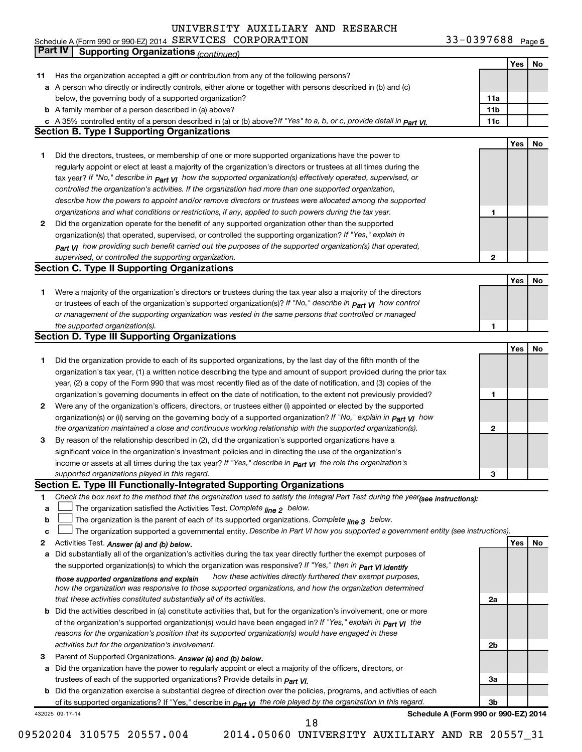UNIVERSITY AUXILIARY AND RESEARCH

Schedule A (Form 990 or 990-EZ) 2014 SERVICES CORPORATION 33-0397688 Page 5

## Part IV Supporting Organizations *(continued)*

| | | | Yes | No |
|---|---|---|---|---|
| 11 | Has the organization accepted a gift or contribution from any of the following persons? | | | |
| a | A person who directly or indirectly controls, either alone or together with persons described in (b) and (c) below, the governing body of a supported organization? | 11a | | |
| b | A family member of a person described in (a) above? | 11b | | |
| c | A 35% controlled entity of a person described in (a) or (b) above? *If "Yes" to a, b, or c, provide detail in Part VI.* | 11c | | |

### Section B. Type I Supporting Organizations

| | | | Yes | No |
|---|---|---|---|---|
| 1 | Did the directors, trustees, or membership of one or more supported organizations have the power to regularly appoint or elect at least a majority of the organization's directors or trustees at all times during the tax year? *If "No," describe in Part VI how the supported organization(s) effectively operated, supervised, or controlled the organization's activities. If the organization had more than one supported organization, describe how the powers to appoint and/or remove directors or trustees were allocated among the supported organizations and what conditions or restrictions, if any, applied to such powers during the tax year.* | 1 | | |
| 2 | Did the organization operate for the benefit of any supported organization other than the supported organization(s) that operated, supervised, or controlled the supporting organization? *If "Yes," explain in Part VI how providing such benefit carried out the purposes of the supported organization(s) that operated, supervised, or controlled the supporting organization.* | 2 | | |

### Section C. Type II Supporting Organizations

| | | | Yes | No |
|---|---|---|---|---|
| 1 | Were a majority of the organization's directors or trustees during the tax year also a majority of the directors or trustees of each of the organization's supported organization(s)? *If "No," describe in Part VI how control or management of the supporting organization was vested in the same persons that controlled or managed the supported organization(s).* | 1 | | |

### Section D. Type III Supporting Organizations

| | | | Yes | No |
|---|---|---|---|---|
| 1 | Did the organization provide to each of its supported organizations, by the last day of the fifth month of the organization's tax year, (1) a written notice describing the type and amount of support provided during the prior tax year, (2) a copy of the Form 990 that was most recently filed as of the date of notification, and (3) copies of the organization's governing documents in effect on the date of notification, to the extent not previously provided? | 1 | | |
| 2 | Were any of the organization's officers, directors, or trustees either (i) appointed or elected by the supported organization(s) or (ii) serving on the governing body of a supported organization? *If "No," explain in Part VI how the organization maintained a close and continuous working relationship with the supported organization(s).* | 2 | | |
| 3 | By reason of the relationship described in (2), did the organization's supported organizations have a significant voice in the organization's investment policies and in directing the use of the organization's income or assets at all times during the tax year? *If "Yes," describe in Part VI the role the organization's supported organizations played in this regard.* | 3 | | |

### Section E. Type III Functionally-Integrated Supporting Organizations

1 *Check the box next to the method that the organization used to satisfy the Integral Part Test during the year (see instructions):*

a ☐ The organization satisfied the Activities Test. *Complete line 2 below.*

b ☐ The organization is the parent of each of its supported organizations. *Complete line 3 below.*

c ☐ The organization supported a governmental entity. *Describe in Part VI how you supported a government entity (see instructions).*

| | | | Yes | No |
|---|---|---|---|---|
| 2 | Activities Test. *Answer (a) and (b) below.* | | | |
| a | Did substantially all of the organization's activities during the tax year directly further the exempt purposes of the supported organization(s) to which the organization was responsive? *If "Yes," then in Part VI identify those supported organizations and explain how these activities directly furthered their exempt purposes, how the organization was responsive to those supported organizations, and how the organization determined that these activities constituted substantially all of its activities.* | 2a | | |
| b | Did the activities described in (a) constitute activities that, but for the organization's involvement, one or more of the organization's supported organization(s) would have been engaged in? *If "Yes," explain in Part VI the reasons for the organization's position that its supported organization(s) would have engaged in these activities but for the organization's involvement.* | 2b | | |
| 3 | Parent of Supported Organizations. *Answer (a) and (b) below.* | | | |
| a | Did the organization have the power to regularly appoint or elect a majority of the officers, directors, or trustees of each of the supported organizations? Provide details in *Part VI.* | 3a | | |
| b | Did the organization exercise a substantial degree of direction over the policies, programs, and activities of each of its supported organizations? If "Yes," describe in *Part VI the role played by the organization in this regard.* | 3b | | |

432025 09-17-14 **Schedule A (Form 990 or 990-EZ) 2014**

09520204 310575 20557.004 2014.05060 UNIVERSITY AUXILIARY AND RE 20557_31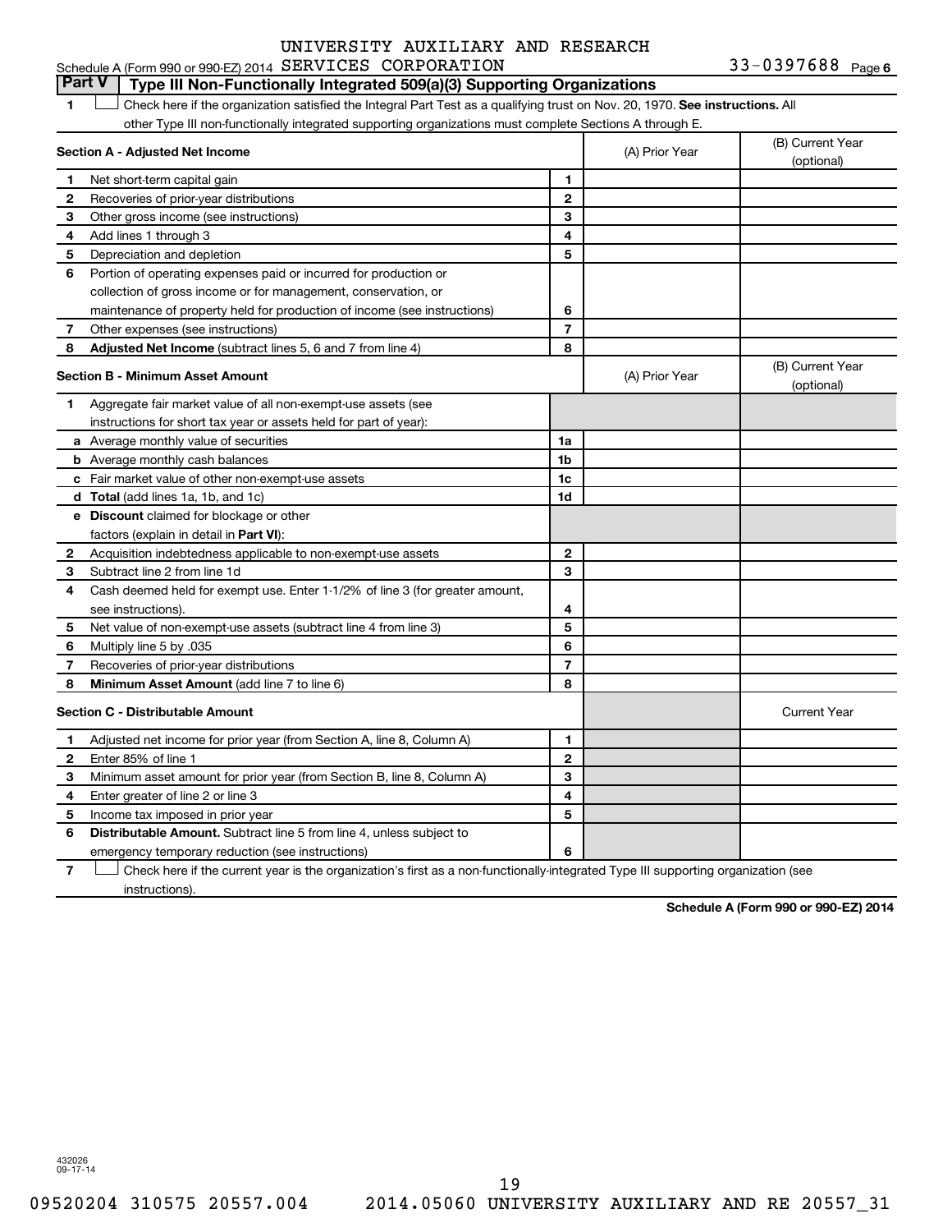UNIVERSITY AUXILIARY AND RESEARCH

Schedule A (Form 990 or 990-EZ) 2014 SERVICES CORPORATION 33-0397688 Page 6

## Part V Type III Non-Functionally Integrated 509(a)(3) Supporting Organizations

1 ☐ Check here if the organization satisfied the Integral Part Test as a qualifying trust on Nov. 20, 1970. **See instructions.** All other Type III non-functionally integrated supporting organizations must complete Sections A through E.

| **Section A - Adjusted Net Income** | | (A) Prior Year | (B) Current Year (optional) |
|---|---|---|---|
| 1 Net short-term capital gain | 1 | | |
| 2 Recoveries of prior-year distributions | 2 | | |
| 3 Other gross income (see instructions) | 3 | | |
| 4 Add lines 1 through 3 | 4 | | |
| 5 Depreciation and depletion | 5 | | |
| 6 Portion of operating expenses paid or incurred for production or collection of gross income or for management, conservation, or maintenance of property held for production of income (see instructions) | 6 | | |
| 7 Other expenses (see instructions) | 7 | | |
| 8 **Adjusted Net Income** (subtract lines 5, 6 and 7 from line 4) | 8 | | |

| **Section B - Minimum Asset Amount** | | (A) Prior Year | (B) Current Year (optional) |
|---|---|---|---|
| 1 Aggregate fair market value of all non-exempt-use assets (see instructions for short tax year or assets held for part of year): | | | |
| a Average monthly value of securities | 1a | | |
| b Average monthly cash balances | 1b | | |
| c Fair market value of other non-exempt-use assets | 1c | | |
| d **Total** (add lines 1a, 1b, and 1c) | 1d | | |
| e **Discount** claimed for blockage or other factors (explain in detail in **Part VI**): | | | |
| 2 Acquisition indebtedness applicable to non-exempt-use assets | 2 | | |
| 3 Subtract line 2 from line 1d | 3 | | |
| 4 Cash deemed held for exempt use. Enter 1-1/2% of line 3 (for greater amount, see instructions). | 4 | | |
| 5 Net value of non-exempt-use assets (subtract line 4 from line 3) | 5 | | |
| 6 Multiply line 5 by .035 | 6 | | |
| 7 Recoveries of prior-year distributions | 7 | | |
| 8 **Minimum Asset Amount** (add line 7 to line 6) | 8 | | |

| **Section C - Distributable Amount** | | | Current Year |
|---|---|---|---|
| 1 Adjusted net income for prior year (from Section A, line 8, Column A) | 1 | | |
| 2 Enter 85% of line 1 | 2 | | |
| 3 Minimum asset amount for prior year (from Section B, line 8, Column A) | 3 | | |
| 4 Enter greater of line 2 or line 3 | 4 | | |
| 5 Income tax imposed in prior year | 5 | | |
| 6 **Distributable Amount.** Subtract line 5 from line 4, unless subject to emergency temporary reduction (see instructions) | 6 | | |

7 ☐ Check here if the current year is the organization's first as a non-functionally-integrated Type III supporting organization (see instructions).

**Schedule A (Form 990 or 990-EZ) 2014**

432026 09-17-14

09520204 310575 20557.004 2014.05060 UNIVERSITY AUXILIARY AND RE 20557_31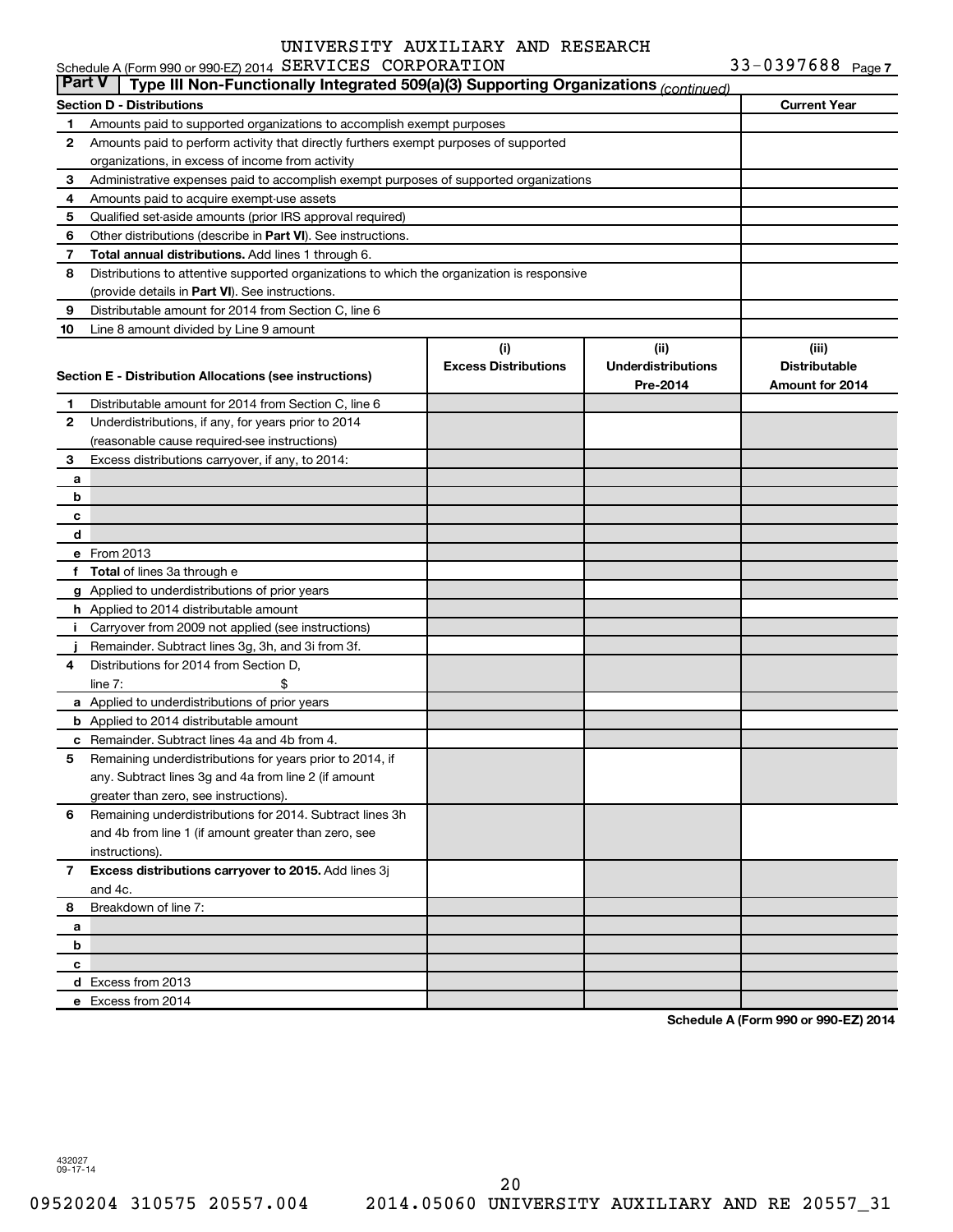Schedule A (Form 990 or 990-EZ) 2014 UNIVERSITY AUXILIARY AND RESEARCH SERVICES CORPORATION 33-0397688 Page 7

**Part V Type III Non-Functionally Integrated 509(a)(3) Supporting Organizations** *(continued)*

| Section D - Distributions | | Current Year |
|---|---|---|
| 1 | Amounts paid to supported organizations to accomplish exempt purposes | |
| 2 | Amounts paid to perform activity that directly furthers exempt purposes of supported organizations, in excess of income from activity | |
| 3 | Administrative expenses paid to accomplish exempt purposes of supported organizations | |
| 4 | Amounts paid to acquire exempt-use assets | |
| 5 | Qualified set-aside amounts (prior IRS approval required) | |
| 6 | Other distributions (describe in **Part VI**). See instructions. | |
| 7 | **Total annual distributions.** Add lines 1 through 6. | |
| 8 | Distributions to attentive supported organizations to which the organization is responsive (provide details in **Part VI**). See instructions. | |
| 9 | Distributable amount for 2014 from Section C, line 6 | |
| 10 | Line 8 amount divided by Line 9 amount | |

| Section E - Distribution Allocations (see instructions) | | (i) Excess Distributions | (ii) Underdistributions Pre-2014 | (iii) Distributable Amount for 2014 |
|---|---|---|---|---|
| 1 | Distributable amount for 2014 from Section C, line 6 | | | |
| 2 | Underdistributions, if any, for years prior to 2014 (reasonable cause required-see instructions) | | | |
| 3 | Excess distributions carryover, if any, to 2014: | | | |
| a | | | | |
| b | | | | |
| c | | | | |
| d | | | | |
| e | From 2013 | | | |
| f | **Total** of lines 3a through e | | | |
| g | Applied to underdistributions of prior years | | | |
| h | Applied to 2014 distributable amount | | | |
| i | Carryover from 2009 not applied (see instructions) | | | |
| j | Remainder. Subtract lines 3g, 3h, and 3i from 3f. | | | |
| 4 | Distributions for 2014 from Section D, line 7: $ | | | |
| a | Applied to underdistributions of prior years | | | |
| b | Applied to 2014 distributable amount | | | |
| c | Remainder. Subtract lines 4a and 4b from 4. | | | |
| 5 | Remaining underdistributions for years prior to 2014, if any. Subtract lines 3g and 4a from line 2 (if amount greater than zero, see instructions). | | | |
| 6 | Remaining underdistributions for 2014. Subtract lines 3h and 4b from line 1 (if amount greater than zero, see instructions). | | | |
| 7 | **Excess distributions carryover to 2015.** Add lines 3j and 4c. | | | |
| 8 | Breakdown of line 7: | | | |
| a | | | | |
| b | | | | |
| c | | | | |
| d | Excess from 2013 | | | |
| e | Excess from 2014 | | | |

**Schedule A (Form 990 or 990-EZ) 2014**

432027 09-17-14

09520204 310575 20557.004 2014.05060 UNIVERSITY AUXILIARY AND RE 20557_31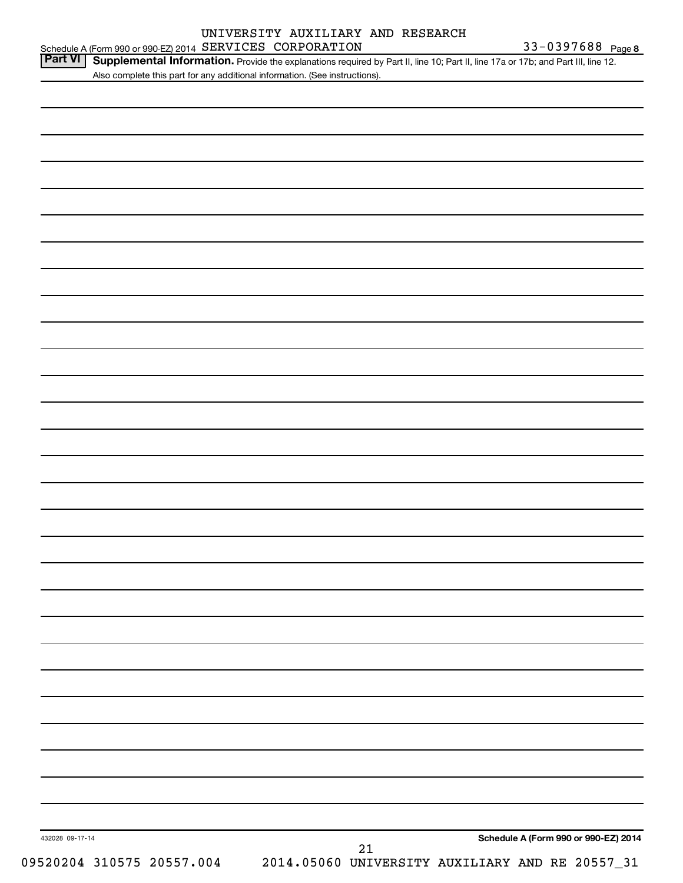UNIVERSITY AUXILIARY AND RESEARCH

Schedule A (Form 990 or 990-EZ) 2014 SERVICES CORPORATION 33-0397688 Page 8

**Part VI** **Supplemental Information.** Provide the explanations required by Part II, line 10; Part II, line 17a or 17b; and Part III, line 12. Also complete this part for any additional information. (See instructions).

432028 09-17-14

**Schedule A (Form 990 or 990-EZ) 2014**

09520204 310575 20557.004 2014.05060 UNIVERSITY AUXILIARY AND RE 20557_31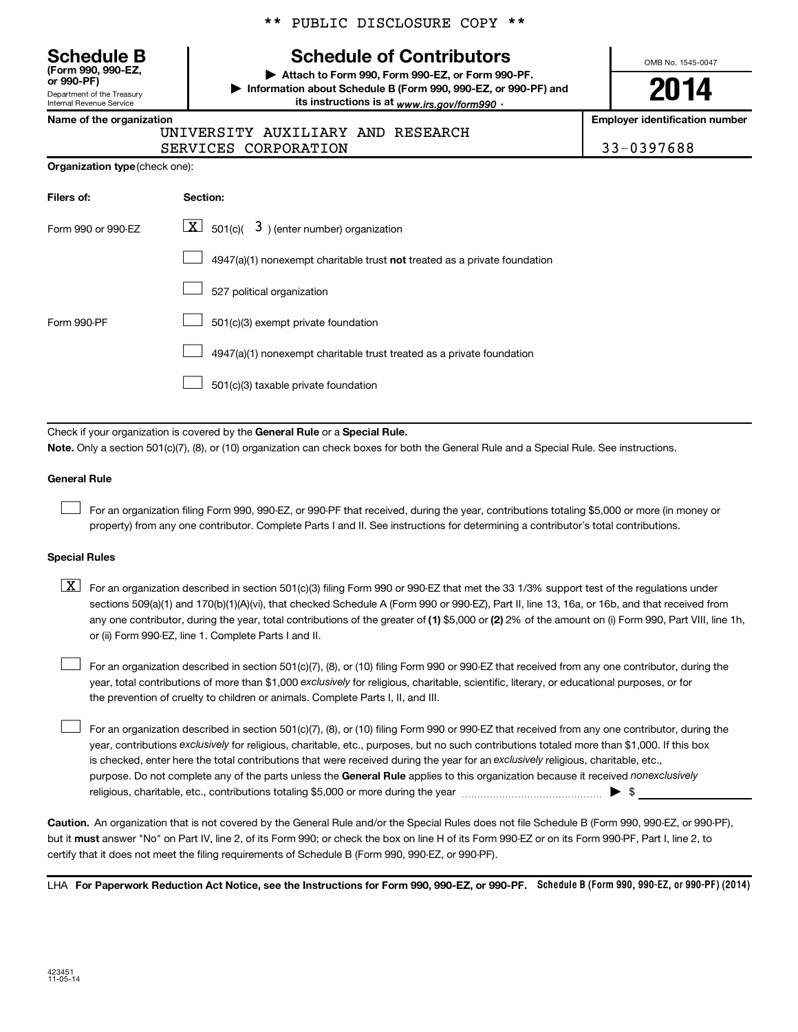** PUBLIC DISCLOSURE COPY **

**Schedule B**
**(Form 990, 990-EZ, or 990-PF)**
Department of the Treasury
Internal Revenue Service

# Schedule of Contributors

▶ **Attach to Form 990, Form 990-EZ, or Form 990-PF.**
▶ **Information about Schedule B (Form 990, 990-EZ, or 990-PF) and its instructions is at** *www.irs.gov/form990* .

OMB No. 1545-0047

**2014**

**Name of the organization**
UNIVERSITY AUXILIARY AND RESEARCH
SERVICES CORPORATION

**Employer identification number**
33-0397688

**Organization type** (check one):

| **Filers of:** | **Section:** |
|---|---|
| Form 990 or 990-EZ | [X] 501(c)( 3 ) (enter number) organization |
| | [ ] 4947(a)(1) nonexempt charitable trust **not** treated as a private foundation |
| | [ ] 527 political organization |
| Form 990-PF | [ ] 501(c)(3) exempt private foundation |
| | [ ] 4947(a)(1) nonexempt charitable trust treated as a private foundation |
| | [ ] 501(c)(3) taxable private foundation |

Check if your organization is covered by the **General Rule** or a **Special Rule.**

**Note.** Only a section 501(c)(7), (8), or (10) organization can check boxes for both the General Rule and a Special Rule. See instructions.

**General Rule**

[ ] For an organization filing Form 990, 990-EZ, or 990-PF that received, during the year, contributions totaling $5,000 or more (in money or property) from any one contributor. Complete Parts I and II. See instructions for determining a contributor's total contributions.

**Special Rules**

[X] For an organization described in section 501(c)(3) filing Form 990 or 990-EZ that met the 33 1/3% support test of the regulations under sections 509(a)(1) and 170(b)(1)(A)(vi), that checked Schedule A (Form 990 or 990-EZ), Part II, line 13, 16a, or 16b, and that received from any one contributor, during the year, total contributions of the greater of **(1)** $5,000 or **(2)** 2% of the amount on (i) Form 990, Part VIII, line 1h, or (ii) Form 990-EZ, line 1. Complete Parts I and II.

[ ] For an organization described in section 501(c)(7), (8), or (10) filing Form 990 or 990-EZ that received from any one contributor, during the year, total contributions of more than $1,000 *exclusively* for religious, charitable, scientific, literary, or educational purposes, or for the prevention of cruelty to children or animals. Complete Parts I, II, and III.

[ ] For an organization described in section 501(c)(7), (8), or (10) filing Form 990 or 990-EZ that received from any one contributor, during the year, contributions *exclusively* for religious, charitable, etc., purposes, but no such contributions totaled more than $1,000. If this box is checked, enter here the total contributions that were received during the year for an *exclusively* religious, charitable, etc., purpose. Do not complete any of the parts unless the **General Rule** applies to this organization because it received *nonexclusively* religious, charitable, etc., contributions totaling $5,000 or more during the year ........................................ ▶ $ ____________

**Caution.** An organization that is not covered by the General Rule and/or the Special Rules does not file Schedule B (Form 990, 990-EZ, or 990-PF), but it **must** answer "No" on Part IV, line 2, of its Form 990; or check the box on line H of its Form 990-EZ or on its Form 990-PF, Part I, line 2, to certify that it does not meet the filing requirements of Schedule B (Form 990, 990-EZ, or 990-PF).

LHA **For Paperwork Reduction Act Notice, see the Instructions for Form 990, 990-EZ, or 990-PF.** **Schedule B (Form 990, 990-EZ, or 990-PF) (2014)**

423451
11-05-14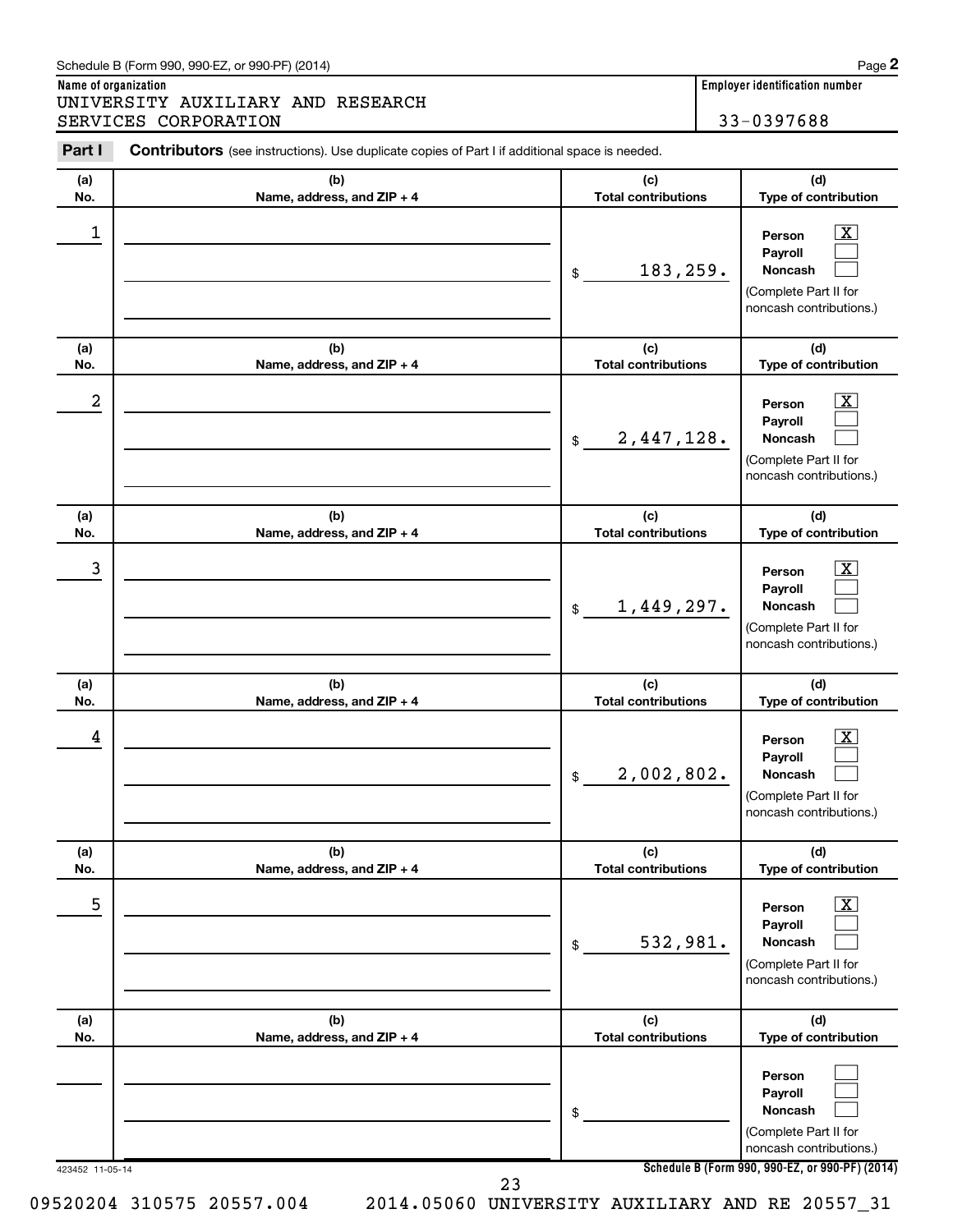Schedule B (Form 990, 990-EZ, or 990-PF) (2014)

**Name of organization**

UNIVERSITY AUXILIARY AND RESEARCH SERVICES CORPORATION

**Employer identification number**

33-0397688

**Part I** **Contributors** (see instructions). Use duplicate copies of Part I if additional space is needed.

| (a) No. | (b) Name, address, and ZIP + 4 | (c) Total contributions | (d) Type of contribution |
|---|---|---|---|
| 1 | | $ 183,259. | Person [X] Payroll [ ] Noncash [ ] (Complete Part II for noncash contributions.) |
| 2 | | $ 2,447,128. | Person [X] Payroll [ ] Noncash [ ] (Complete Part II for noncash contributions.) |
| 3 | | $ 1,449,297. | Person [X] Payroll [ ] Noncash [ ] (Complete Part II for noncash contributions.) |
| 4 | | $ 2,002,802. | Person [X] Payroll [ ] Noncash [ ] (Complete Part II for noncash contributions.) |
| 5 | | $ 532,981. | Person [X] Payroll [ ] Noncash [ ] (Complete Part II for noncash contributions.) |
| | | $ | Person [ ] Payroll [ ] Noncash [ ] (Complete Part II for noncash contributions.) |

423452 11-05-14

**Schedule B (Form 990, 990-EZ, or 990-PF) (2014)**

09520204 310575 20557.004 2014.05060 UNIVERSITY AUXILIARY AND RE 20557_31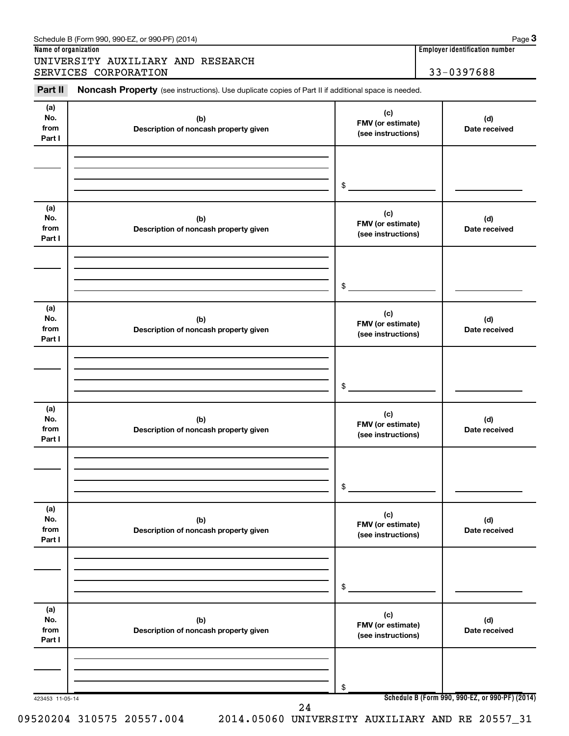Schedule B (Form 990, 990-EZ, or 990-PF) (2014) Page **3**

**Name of organization**

UNIVERSITY AUXILIARY AND RESEARCH SERVICES CORPORATION

**Employer identification number**

33-0397688

**Part II** **Noncash Property** (see instructions). Use duplicate copies of Part II if additional space is needed.

| (a) No. from Part I | (b) Description of noncash property given | (c) FMV (or estimate) (see instructions) | (d) Date received |
|---|---|---|---|
| | | $ | |

| (a) No. from Part I | (b) Description of noncash property given | (c) FMV (or estimate) (see instructions) | (d) Date received |
|---|---|---|---|
| | | $ | |

| (a) No. from Part I | (b) Description of noncash property given | (c) FMV (or estimate) (see instructions) | (d) Date received |
|---|---|---|---|
| | | $ | |

| (a) No. from Part I | (b) Description of noncash property given | (c) FMV (or estimate) (see instructions) | (d) Date received |
|---|---|---|---|
| | | $ | |

| (a) No. from Part I | (b) Description of noncash property given | (c) FMV (or estimate) (see instructions) | (d) Date received |
|---|---|---|---|
| | | $ | |

| (a) No. from Part I | (b) Description of noncash property given | (c) FMV (or estimate) (see instructions) | (d) Date received |
|---|---|---|---|
| | | $ | |

423453 11-05-14

**Schedule B (Form 990, 990-EZ, or 990-PF) (2014)**

09520204 310575 20557.004 2014.05060 UNIVERSITY AUXILIARY AND RE 20557_31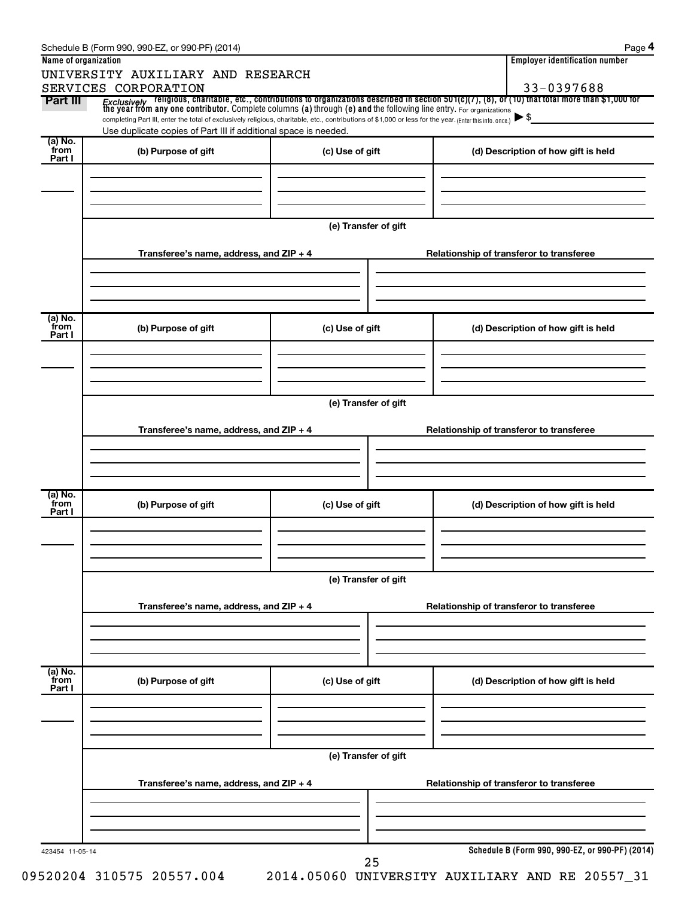Schedule B (Form 990, 990-EZ, or 990-PF) (2014)

**Name of organization**

UNIVERSITY AUXILIARY AND RESEARCH SERVICES CORPORATION

**Employer identification number**

33-0397688

**Part III** *Exclusively* religious, charitable, etc., contributions to organizations described in section 501(c)(7), (8), or (10) that total more than $1,000 for the year from any one contributor. Complete columns **(a)** through **(e)** and the following line entry. For organizations completing Part III, enter the total of exclusively religious, charitable, etc., contributions of $1,000 or less for the year. (Enter this info. once.) ▶ $

Use duplicate copies of Part III if additional space is needed.

| (a) No. from Part I | (b) Purpose of gift | (c) Use of gift | (d) Description of how gift is held |
|---|---|---|---|
| | | | |

(e) Transfer of gift

| Transferee's name, address, and ZIP + 4 | Relationship of transferor to transferee |
|---|---|
| | |

| (a) No. from Part I | (b) Purpose of gift | (c) Use of gift | (d) Description of how gift is held |
|---|---|---|---|
| | | | |

(e) Transfer of gift

| Transferee's name, address, and ZIP + 4 | Relationship of transferor to transferee |
|---|---|
| | |

| (a) No. from Part I | (b) Purpose of gift | (c) Use of gift | (d) Description of how gift is held |
|---|---|---|---|
| | | | |

(e) Transfer of gift

| Transferee's name, address, and ZIP + 4 | Relationship of transferor to transferee |
|---|---|
| | |

| (a) No. from Part I | (b) Purpose of gift | (c) Use of gift | (d) Description of how gift is held |
|---|---|---|---|
| | | | |

(e) Transfer of gift

| Transferee's name, address, and ZIP + 4 | Relationship of transferor to transferee |
|---|---|
| | |

423454 11-05-14

**Schedule B (Form 990, 990-EZ, or 990-PF) (2014)**

09520204 310575 20557.004 2014.05060 UNIVERSITY AUXILIARY AND RE 20557_31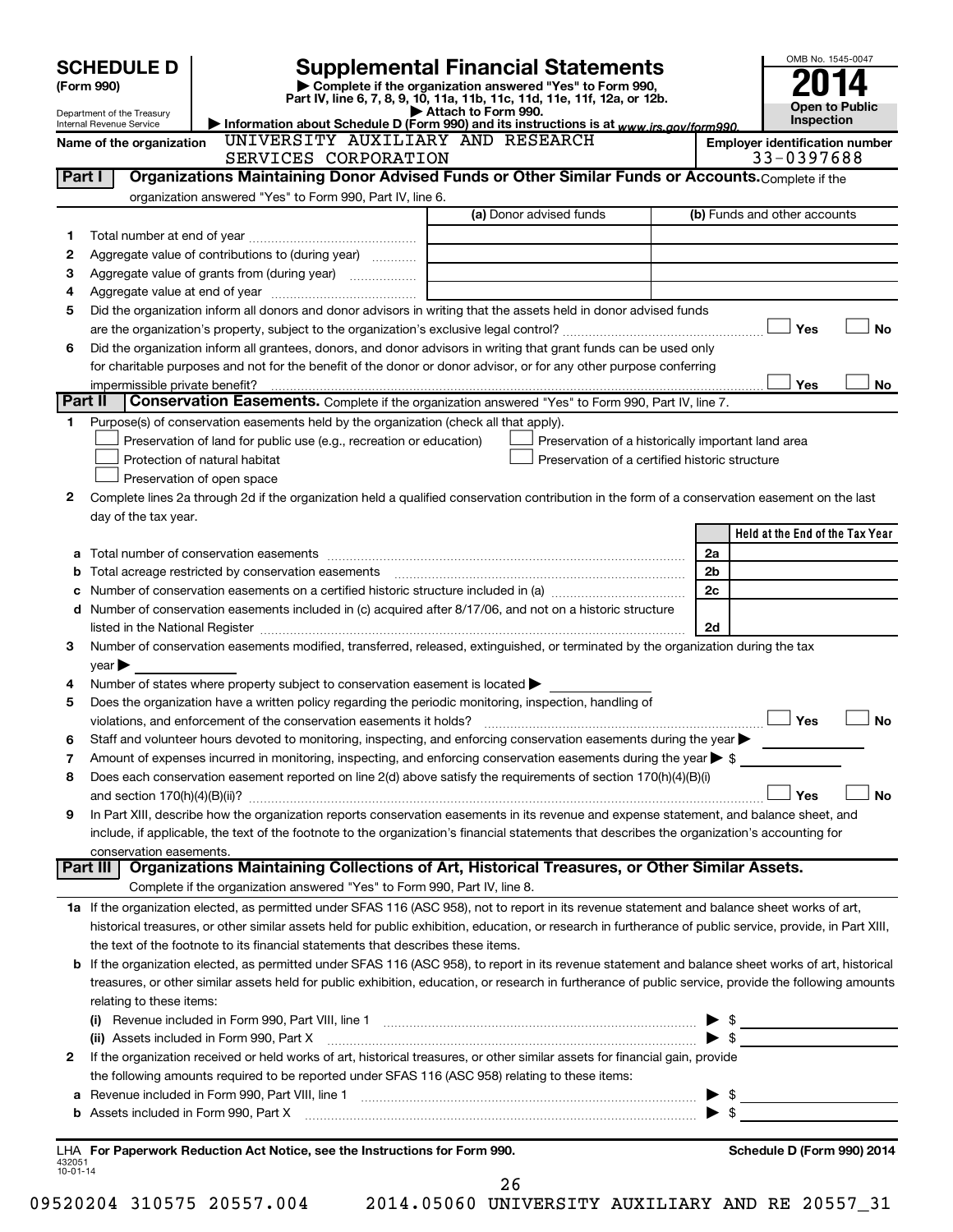# SCHEDULE D (Form 990)

Department of the Treasury
Internal Revenue Service

## Supplemental Financial Statements

▶ Complete if the organization answered "Yes" to Form 990, Part IV, line 6, 7, 8, 9, 10, 11a, 11b, 11c, 11d, 11e, 11f, 12a, or 12b.
▶ Attach to Form 990.
▶ Information about Schedule D (Form 990) and its instructions is at www.irs.gov/form990.

OMB No. 1545-0047
**2014**
**Open to Public Inspection**

**Name of the organization:** UNIVERSITY AUXILIARY AND RESEARCH SERVICES CORPORATION

**Employer identification number:** 33-0397688

### Part I Organizations Maintaining Donor Advised Funds or Other Similar Funds or Accounts. Complete if the organization answered "Yes" to Form 990, Part IV, line 6.

| | | (a) Donor advised funds | (b) Funds and other accounts |
|---|---|---|---|
| 1 | Total number at end of year | | |
| 2 | Aggregate value of contributions to (during year) | | |
| 3 | Aggregate value of grants from (during year) | | |
| 4 | Aggregate value at end of year | | |

5 Did the organization inform all donors and donor advisors in writing that the assets held in donor advised funds are the organization's property, subject to the organization's exclusive legal control? ☐ Yes ☐ No

6 Did the organization inform all grantees, donors, and donor advisors in writing that grant funds can be used only for charitable purposes and not for the benefit of the donor or donor advisor, or for any other purpose conferring impermissible private benefit? ☐ Yes ☐ No

### Part II Conservation Easements. Complete if the organization answered "Yes" to Form 990, Part IV, line 7.

1 Purpose(s) of conservation easements held by the organization (check all that apply).

- ☐ Preservation of land for public use (e.g., recreation or education)
- ☐ Preservation of a historically important land area
- ☐ Protection of natural habitat
- ☐ Preservation of a certified historic structure
- ☐ Preservation of open space

2 Complete lines 2a through 2d if the organization held a qualified conservation contribution in the form of a conservation easement on the last day of the tax year.

| | | | Held at the End of the Tax Year |
|---|---|---|---|
| a | Total number of conservation easements | 2a | |
| b | Total acreage restricted by conservation easements | 2b | |
| c | Number of conservation easements on a certified historic structure included in (a) | 2c | |
| d | Number of conservation easements included in (c) acquired after 8/17/06, and not on a historic structure listed in the National Register | 2d | |

3 Number of conservation easements modified, transferred, released, extinguished, or terminated by the organization during the tax year ▶

4 Number of states where property subject to conservation easement is located ▶

5 Does the organization have a written policy regarding the periodic monitoring, inspection, handling of violations, and enforcement of the conservation easements it holds? ☐ Yes ☐ No

6 Staff and volunteer hours devoted to monitoring, inspecting, and enforcing conservation easements during the year ▶

7 Amount of expenses incurred in monitoring, inspecting, and enforcing conservation easements during the year ▶ $

8 Does each conservation easement reported on line 2(d) above satisfy the requirements of section 170(h)(4)(B)(i) and section 170(h)(4)(B)(ii)? ☐ Yes ☐ No

9 In Part XIII, describe how the organization reports conservation easements in its revenue and expense statement, and balance sheet, and include, if applicable, the text of the footnote to the organization's financial statements that describes the organization's accounting for conservation easements.

### Part III Organizations Maintaining Collections of Art, Historical Treasures, or Other Similar Assets.

Complete if the organization answered "Yes" to Form 990, Part IV, line 8.

1a If the organization elected, as permitted under SFAS 116 (ASC 958), not to report in its revenue statement and balance sheet works of art, historical treasures, or other similar assets held for public exhibition, education, or research in furtherance of public service, provide, in Part XIII, the text of the footnote to its financial statements that describes these items.

b If the organization elected, as permitted under SFAS 116 (ASC 958), to report in its revenue statement and balance sheet works of art, historical treasures, or other similar assets held for public exhibition, education, or research in furtherance of public service, provide the following amounts relating to these items:

(i) Revenue included in Form 990, Part VIII, line 1 ▶ $

(ii) Assets included in Form 990, Part X ▶ $

2 If the organization received or held works of art, historical treasures, or other similar assets for financial gain, provide the following amounts required to be reported under SFAS 116 (ASC 958) relating to these items:

a Revenue included in Form 990, Part VIII, line 1 ▶ $

b Assets included in Form 990, Part X ▶ $

LHA For Paperwork Reduction Act Notice, see the Instructions for Form 990. Schedule D (Form 990) 2014

432051 10-01-14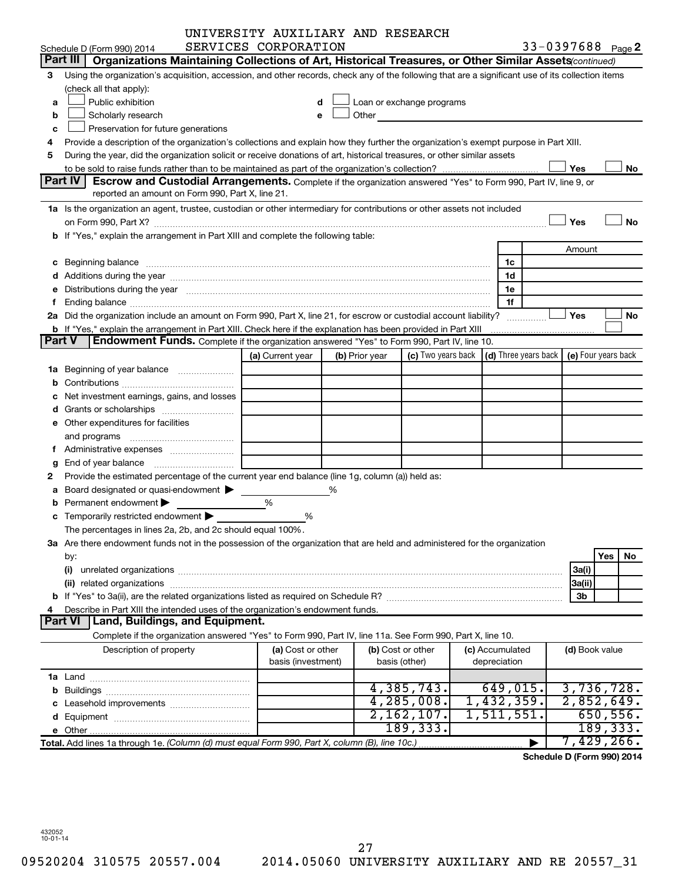UNIVERSITY AUXILIARY AND RESEARCH SERVICES CORPORATION

Schedule D (Form 990) 2014 — 33-0397688 Page **2**

## Part III — Organizations Maintaining Collections of Art, Historical Treasures, or Other Similar Assets *(continued)*

**3** Using the organization's acquisition, accession, and other records, check any of the following that are a significant use of its collection items (check all that apply):

- **a** ☐ Public exhibition
- **b** ☐ Scholarly research
- **c** ☐ Preservation for future generations
- **d** ☐ Loan or exchange programs
- **e** ☐ Other

**4** Provide a description of the organization's collections and explain how they further the organization's exempt purpose in Part XIII.

**5** During the year, did the organization solicit or receive donations of art, historical treasures, or other similar assets to be sold to raise funds rather than to be maintained as part of the organization's collection? ☐ Yes ☐ No

## Part IV — Escrow and Custodial Arrangements.

Complete if the organization answered "Yes" to Form 990, Part IV, line 9, or reported an amount on Form 990, Part X, line 21.

**1a** Is the organization an agent, trustee, custodian or other intermediary for contributions or other assets not included on Form 990, Part X? ☐ Yes ☐ No

**b** If "Yes," explain the arrangement in Part XIII and complete the following table:

| | | Amount |
|---|---|---|
| **c** Beginning balance | 1c | |
| **d** Additions during the year | 1d | |
| **e** Distributions during the year | 1e | |
| **f** Ending balance | 1f | |

**2a** Did the organization include an amount on Form 990, Part X, line 21, for escrow or custodial account liability? ☐ Yes ☐ No

**b** If "Yes," explain the arrangement in Part XIII. Check here if the explanation has been provided in Part XIII ☐

## Part V — Endowment Funds.

Complete if the organization answered "Yes" to Form 990, Part IV, line 10.

| | (a) Current year | (b) Prior year | (c) Two years back | (d) Three years back | (e) Four years back |
|---|---|---|---|---|---|
| **1a** Beginning of year balance | | | | | |
| **b** Contributions | | | | | |
| **c** Net investment earnings, gains, and losses | | | | | |
| **d** Grants or scholarships | | | | | |
| **e** Other expenditures for facilities and programs | | | | | |
| **f** Administrative expenses | | | | | |
| **g** End of year balance | | | | | |

**2** Provide the estimated percentage of the current year end balance (line 1g, column (a)) held as:

- **a** Board designated or quasi-endowment ▶ ______ %
- **b** Permanent endowment ▶ ______ %
- **c** Temporarily restricted endowment ▶ ______ %

The percentages in lines 2a, 2b, and 2c should equal 100%.

**3a** Are there endowment funds not in the possession of the organization that are held and administered for the organization by:

| | | Yes | No |
|---|---|---|---|
| **(i)** unrelated organizations | 3a(i) | | |
| **(ii)** related organizations | 3a(ii) | | |
| **b** If "Yes" to 3a(ii), are the related organizations listed as required on Schedule R? | 3b | | |

**4** Describe in Part XIII the intended uses of the organization's endowment funds.

## Part VI — Land, Buildings, and Equipment.

Complete if the organization answered "Yes" to Form 990, Part IV, line 11a. See Form 990, Part X, line 10.

| Description of property | (a) Cost or other basis (investment) | (b) Cost or other basis (other) | (c) Accumulated depreciation | (d) Book value |
|---|---|---|---|---|
| **1a** Land | | | | |
| **b** Buildings | | 4,385,743. | 649,015. | 3,736,728. |
| **c** Leasehold improvements | | 4,285,008. | 1,432,359. | 2,852,649. |
| **d** Equipment | | 2,162,107. | 1,511,551. | 650,556. |
| **e** Other | | 189,333. | | 189,333. |
| **Total.** Add lines 1a through 1e. *(Column (d) must equal Form 990, Part X, column (B), line 10c.)* | | | ▶ | 7,429,266. |

**Schedule D (Form 990) 2014**

432052 10-01-14

09520204 310575 20557.004 2014.05060 UNIVERSITY AUXILIARY AND RE 20557_31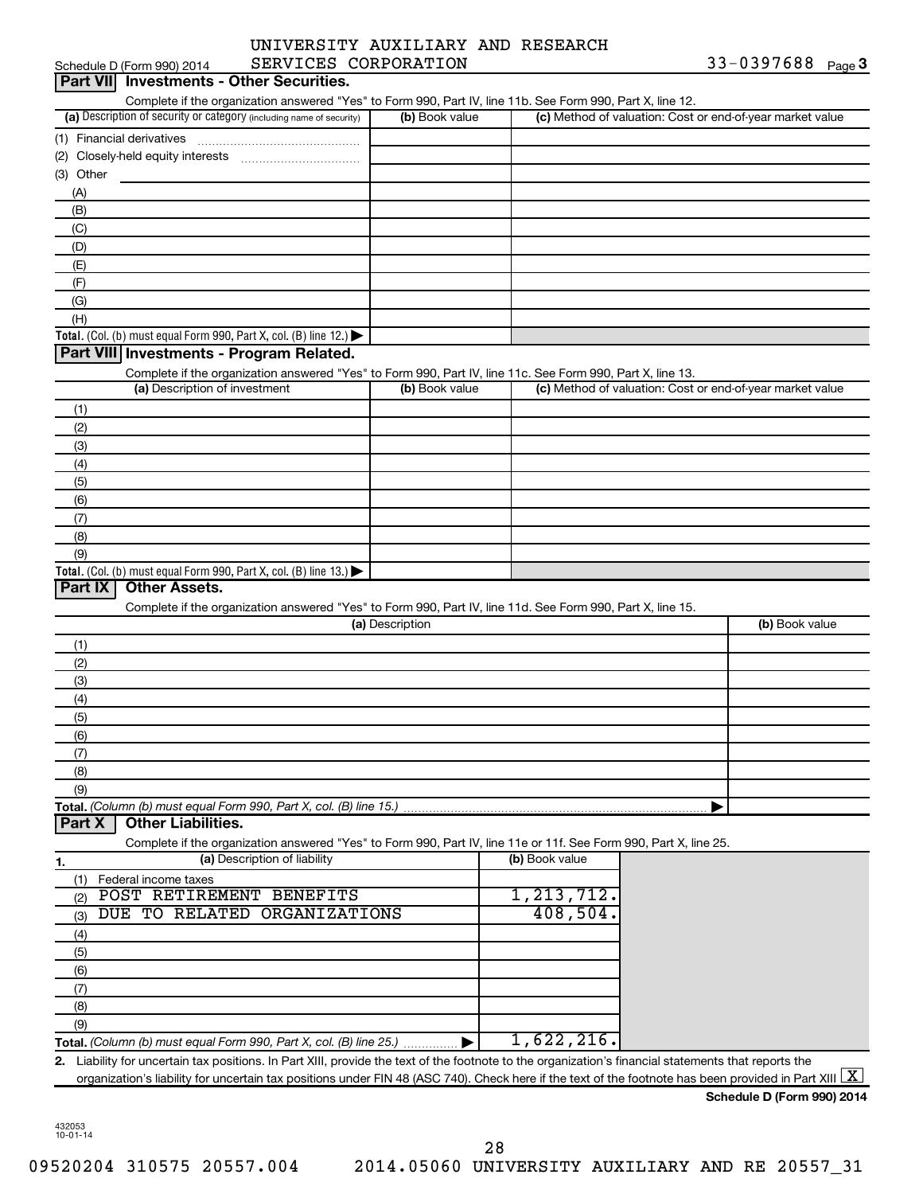UNIVERSITY AUXILIARY AND RESEARCH SERVICES CORPORATION

Schedule D (Form 990) 2014 — 33-0397688 Page 3

## Part VII Investments - Other Securities.

Complete if the organization answered "Yes" to Form 990, Part IV, line 11b. See Form 990, Part X, line 12.

| (a) Description of security or category (including name of security) | (b) Book value | (c) Method of valuation: Cost or end-of-year market value |
|---|---|---|
| (1) Financial derivatives | | |
| (2) Closely-held equity interests | | |
| (3) Other | | |
| (A) | | |
| (B) | | |
| (C) | | |
| (D) | | |
| (E) | | |
| (F) | | |
| (G) | | |
| (H) | | |
| **Total.** (Col. (b) must equal Form 990, Part X, col. (B) line 12.) | | |

## Part VIII Investments - Program Related.

Complete if the organization answered "Yes" to Form 990, Part IV, line 11c. See Form 990, Part X, line 13.

| (a) Description of investment | (b) Book value | (c) Method of valuation: Cost or end-of-year market value |
|---|---|---|
| (1) | | |
| (2) | | |
| (3) | | |
| (4) | | |
| (5) | | |
| (6) | | |
| (7) | | |
| (8) | | |
| (9) | | |
| **Total.** (Col. (b) must equal Form 990, Part X, col. (B) line 13.) | | |

## Part IX Other Assets.

Complete if the organization answered "Yes" to Form 990, Part IV, line 11d. See Form 990, Part X, line 15.

| (a) Description | (b) Book value |
|---|---|
| (1) | |
| (2) | |
| (3) | |
| (4) | |
| (5) | |
| (6) | |
| (7) | |
| (8) | |
| (9) | |
| **Total.** *(Column (b) must equal Form 990, Part X, col. (B) line 15.)* | |

## Part X Other Liabilities.

Complete if the organization answered "Yes" to Form 990, Part IV, line 11e or 11f. See Form 990, Part X, line 25.

| 1. (a) Description of liability | (b) Book value |
|---|---|
| (1) Federal income taxes | |
| (2) POST RETIREMENT BENEFITS | 1,213,712. |
| (3) DUE TO RELATED ORGANIZATIONS | 408,504. |
| (4) | |
| (5) | |
| (6) | |
| (7) | |
| (8) | |
| (9) | |
| **Total.** *(Column (b) must equal Form 990, Part X, col. (B) line 25.)* | 1,622,216. |

**2.** Liability for uncertain tax positions. In Part XIII, provide the text of the footnote to the organization's financial statements that reports the organization's liability for uncertain tax positions under FIN 48 (ASC 740). Check here if the text of the footnote has been provided in Part XIII [X]

**Schedule D (Form 990) 2014**

432053 10-01-14

09520204 310575 20557.004 2014.05060 UNIVERSITY AUXILIARY AND RE 20557_31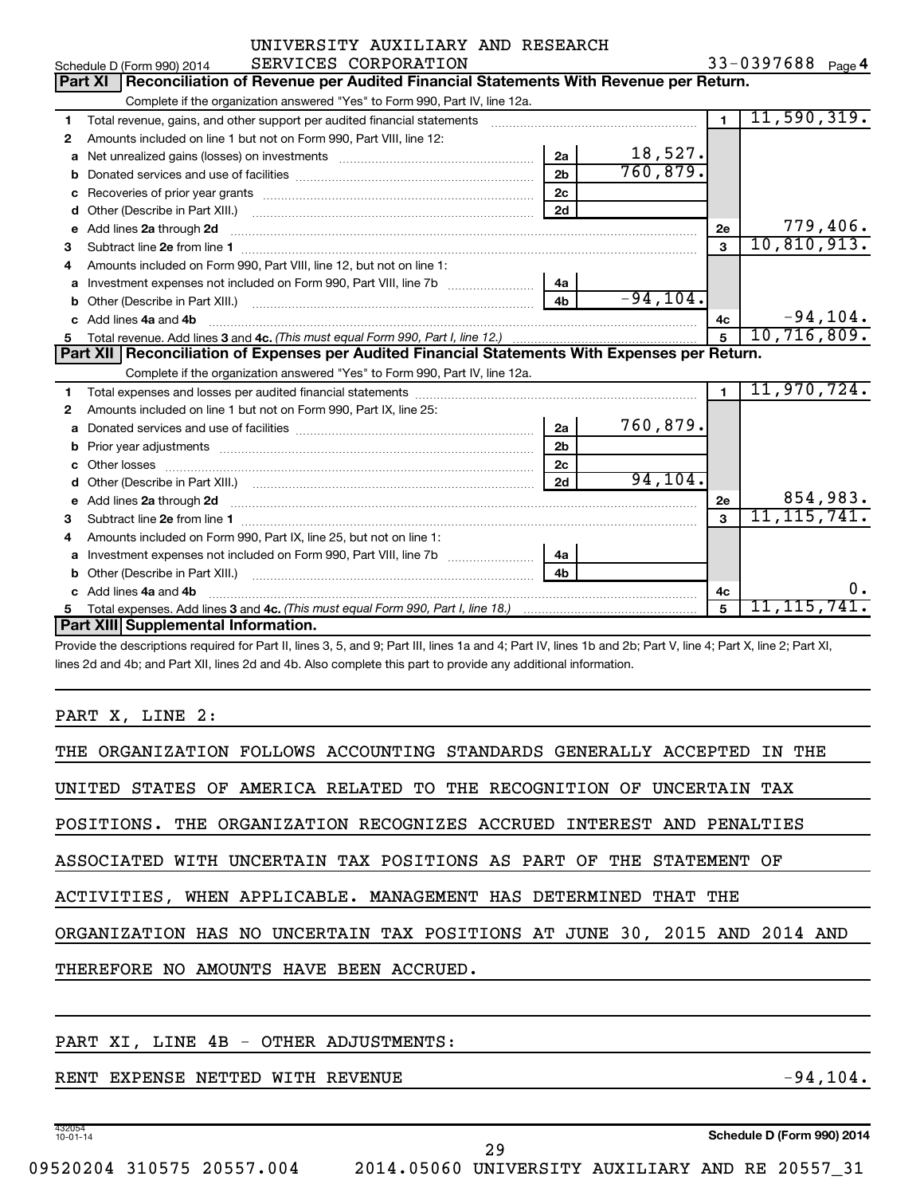UNIVERSITY AUXILIARY AND RESEARCH SERVICES CORPORATION

Schedule D (Form 990) 2014 — 33-0397688 — Page 4

## Part XI Reconciliation of Revenue per Audited Financial Statements With Revenue per Return.

Complete if the organization answered "Yes" to Form 990, Part IV, line 12a.

| | | | | | |
|---|---|---|---|---|---|
| 1 | Total revenue, gains, and other support per audited financial statements | | | 1 | 11,590,319. |
| 2 | Amounts included on line 1 but not on Form 990, Part VIII, line 12: | | | | |
| a | Net unrealized gains (losses) on investments | 2a | 18,527. | | |
| b | Donated services and use of facilities | 2b | 760,879. | | |
| c | Recoveries of prior year grants | 2c | | | |
| d | Other (Describe in Part XIII.) | 2d | | | |
| e | Add lines 2a through 2d | | | 2e | 779,406. |
| 3 | Subtract line 2e from line 1 | | | 3 | 10,810,913. |
| 4 | Amounts included on Form 990, Part VIII, line 12, but not on line 1: | | | | |
| a | Investment expenses not included on Form 990, Part VIII, line 7b | 4a | | | |
| b | Other (Describe in Part XIII.) | 4b | -94,104. | | |
| c | Add lines 4a and 4b | | | 4c | -94,104. |
| 5 | Total revenue. Add lines 3 and 4c. *(This must equal Form 990, Part I, line 12.)* | | | 5 | 10,716,809. |

## Part XII Reconciliation of Expenses per Audited Financial Statements With Expenses per Return.

Complete if the organization answered "Yes" to Form 990, Part IV, line 12a.

| | | | | | |
|---|---|---|---|---|---|
| 1 | Total expenses and losses per audited financial statements | | | 1 | 11,970,724. |
| 2 | Amounts included on line 1 but not on Form 990, Part IX, line 25: | | | | |
| a | Donated services and use of facilities | 2a | 760,879. | | |
| b | Prior year adjustments | 2b | | | |
| c | Other losses | 2c | | | |
| d | Other (Describe in Part XIII.) | 2d | 94,104. | | |
| e | Add lines 2a through 2d | | | 2e | 854,983. |
| 3 | Subtract line 2e from line 1 | | | 3 | 11,115,741. |
| 4 | Amounts included on Form 990, Part IX, line 25, but not on line 1: | | | | |
| a | Investment expenses not included on Form 990, Part VIII, line 7b | 4a | | | |
| b | Other (Describe in Part XIII.) | 4b | | | |
| c | Add lines 4a and 4b | | | 4c | 0. |
| 5 | Total expenses. Add lines 3 and 4c. *(This must equal Form 990, Part I, line 18.)* | | | 5 | 11,115,741. |

## Part XIII Supplemental Information.

Provide the descriptions required for Part II, lines 3, 5, and 9; Part III, lines 1a and 4; Part IV, lines 1b and 2b; Part V, line 4; Part X, line 2; Part XI, lines 2d and 4b; and Part XII, lines 2d and 4b. Also complete this part to provide any additional information.

PART X, LINE 2:

THE ORGANIZATION FOLLOWS ACCOUNTING STANDARDS GENERALLY ACCEPTED IN THE UNITED STATES OF AMERICA RELATED TO THE RECOGNITION OF UNCERTAIN TAX POSITIONS. THE ORGANIZATION RECOGNIZES ACCRUED INTEREST AND PENALTIES ASSOCIATED WITH UNCERTAIN TAX POSITIONS AS PART OF THE STATEMENT OF ACTIVITIES, WHEN APPLICABLE. MANAGEMENT HAS DETERMINED THAT THE ORGANIZATION HAS NO UNCERTAIN TAX POSITIONS AT JUNE 30, 2015 AND 2014 AND THEREFORE NO AMOUNTS HAVE BEEN ACCRUED.

PART XI, LINE 4B - OTHER ADJUSTMENTS:

| | |
|---|---|
| RENT EXPENSE NETTED WITH REVENUE | -94,104. |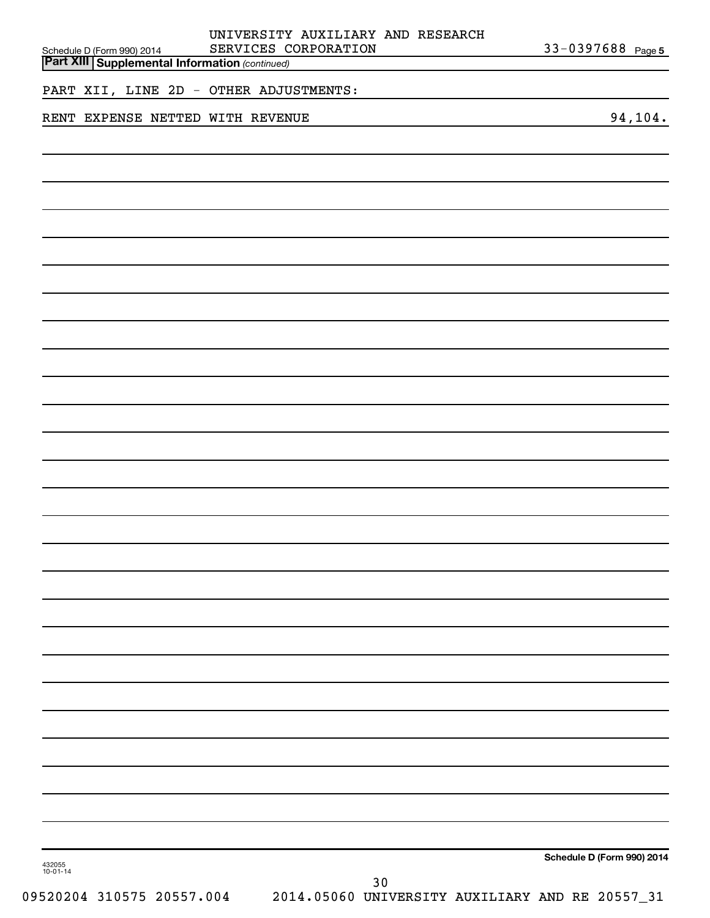UNIVERSITY AUXILIARY AND RESEARCH SERVICES CORPORATION — 33-0397688

Schedule D (Form 990) 2014

**Part XIII Supplemental Information** *(continued)*

PART XII, LINE 2D - OTHER ADJUSTMENTS:

| | |
|---|---|
| RENT EXPENSE NETTED WITH REVENUE | 94,104. |

Schedule D (Form 990) 2014

432055 10-01-14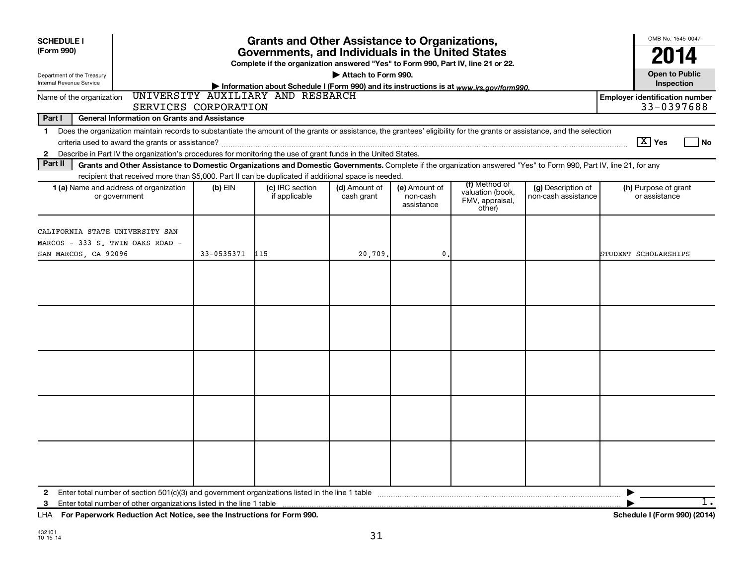**SCHEDULE I (Form 990)**

Department of the Treasury
Internal Revenue Service

# Grants and Other Assistance to Organizations, Governments, and Individuals in the United States

**Complete if the organization answered "Yes" to Form 990, Part IV, line 21 or 22.**

▶ **Attach to Form 990.**

▶ **Information about Schedule I (Form 990) and its instructions is at** *www.irs.gov/form990.*

OMB No. 1545-0047

**2014**

**Open to Public Inspection**

Name of the organization: UNIVERSITY AUXILIARY AND RESEARCH SERVICES CORPORATION

**Employer identification number** 33-0397688

**Part I — General Information on Grants and Assistance**

1 Does the organization maintain records to substantiate the amount of the grants or assistance, the grantees' eligibility for the grants or assistance, and the selection criteria used to award the grants or assistance? [X] Yes [ ] No

2 Describe in Part IV the organization's procedures for monitoring the use of grant funds in the United States.

**Part II — Grants and Other Assistance to Domestic Organizations and Domestic Governments.** Complete if the organization answered "Yes" to Form 990, Part IV, line 21, for any recipient that received more than $5,000. Part II can be duplicated if additional space is needed.

| 1 (a) Name and address of organization or government | (b) EIN | (c) IRC section if applicable | (d) Amount of cash grant | (e) Amount of non-cash assistance | (f) Method of valuation (book, FMV, appraisal, other) | (g) Description of non-cash assistance | (h) Purpose of grant or assistance |
|---|---|---|---|---|---|---|---|
| CALIFORNIA STATE UNIVERSITY SAN MARCOS - 333 S. TWIN OAKS ROAD - SAN MARCOS, CA 92096 | 33-0535371 | 115 | 20,709. | 0. | | | STUDENT SCHOLARSHIPS |
| | | | | | | | |
| | | | | | | | |
| | | | | | | | |
| | | | | | | | |
| | | | | | | | |

2 Enter total number of section 501(c)(3) and government organizations listed in the line 1 table ▶ 1.

3 Enter total number of other organizations listed in the line 1 table ▶

LHA **For Paperwork Reduction Act Notice, see the Instructions for Form 990.** **Schedule I (Form 990) (2014)**

432101
10-15-14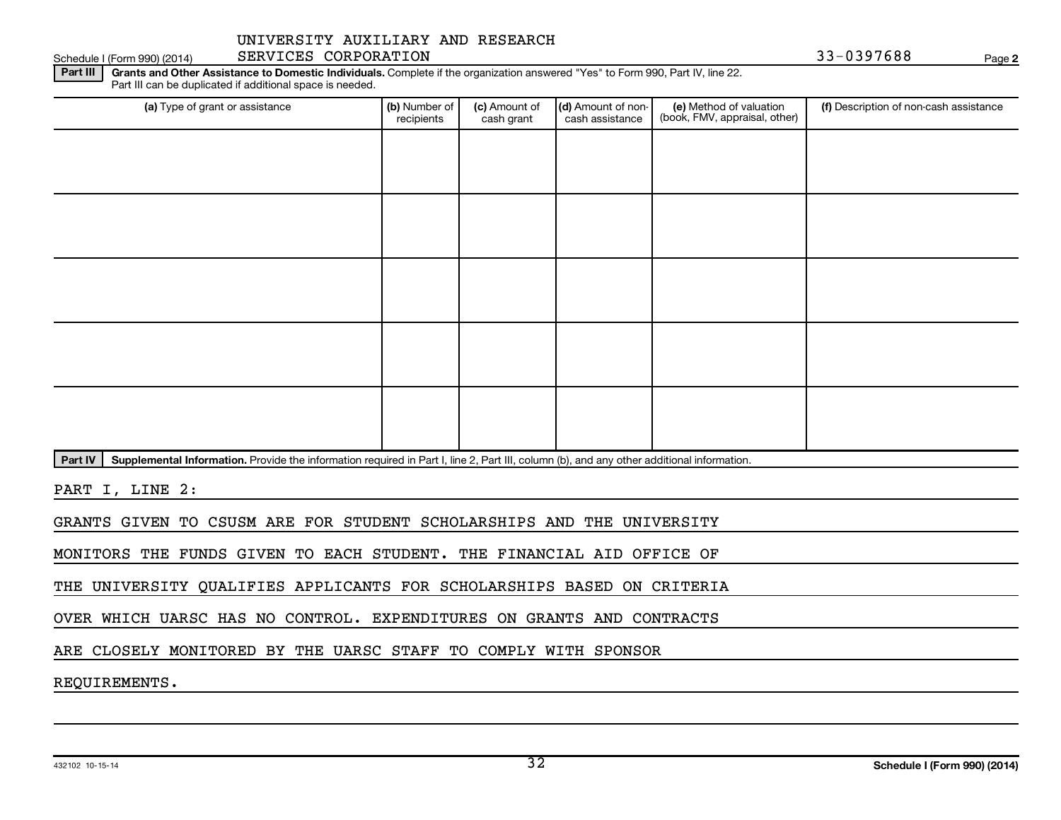UNIVERSITY AUXILIARY AND RESEARCH SERVICES CORPORATION

Schedule I (Form 990) (2014) 33-0397688 Page **2**

**Part III** **Grants and Other Assistance to Domestic Individuals.** Complete if the organization answered "Yes" to Form 990, Part IV, line 22. Part III can be duplicated if additional space is needed.

| (a) Type of grant or assistance | (b) Number of recipients | (c) Amount of cash grant | (d) Amount of non-cash assistance | (e) Method of valuation (book, FMV, appraisal, other) | (f) Description of non-cash assistance |
|---|---|---|---|---|---|
| | | | | | |
| | | | | | |
| | | | | | |
| | | | | | |
| | | | | | |

**Part IV** **Supplemental Information.** Provide the information required in Part I, line 2, Part III, column (b), and any other additional information.

PART I, LINE 2:

GRANTS GIVEN TO CSUSM ARE FOR STUDENT SCHOLARSHIPS AND THE UNIVERSITY MONITORS THE FUNDS GIVEN TO EACH STUDENT. THE FINANCIAL AID OFFICE OF THE UNIVERSITY QUALIFIES APPLICANTS FOR SCHOLARSHIPS BASED ON CRITERIA OVER WHICH UARSC HAS NO CONTROL. EXPENDITURES ON GRANTS AND CONTRACTS ARE CLOSELY MONITORED BY THE UARSC STAFF TO COMPLY WITH SPONSOR REQUIREMENTS.

432102 10-15-14 **Schedule I (Form 990) (2014)**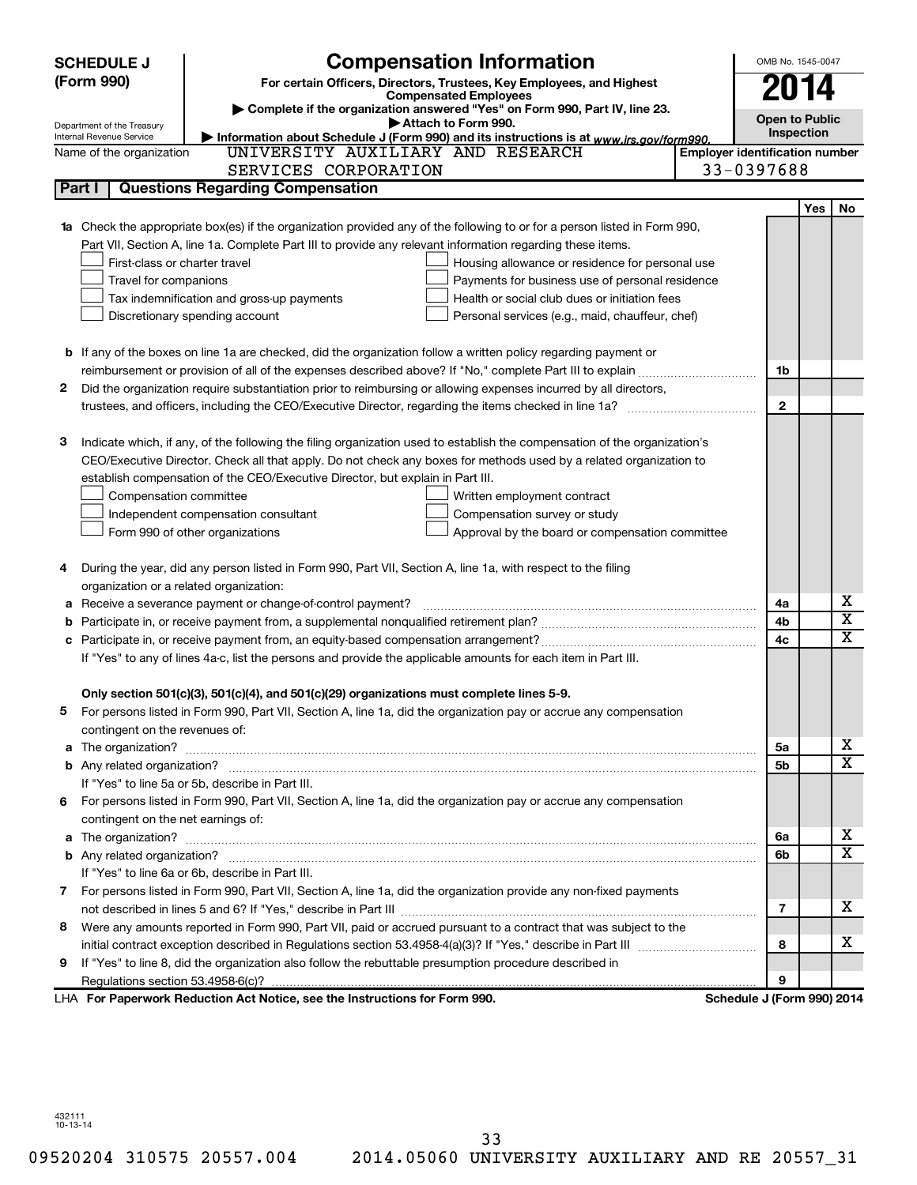# SCHEDULE J (Form 990)

Department of the Treasury
Internal Revenue Service

## Compensation Information

**For certain Officers, Directors, Trustees, Key Employees, and Highest Compensated Employees**

▶ Complete if the organization answered "Yes" on Form 990, Part IV, line 23.

▶ Attach to Form 990.

▶ Information about Schedule J (Form 990) and its instructions is at www.irs.gov/form990.

OMB No. 1545-0047

**2014**

**Open to Public Inspection**

Name of the organization: UNIVERSITY AUXILIARY AND RESEARCH SERVICES CORPORATION

Employer identification number: 33-0397688

**Part I — Questions Regarding Compensation**

| | | | Yes | No |
|---|---|---|---|---|
| **1a** | Check the appropriate box(es) if the organization provided any of the following to or for a person listed in Form 990, Part VII, Section A, line 1a. Complete Part III to provide any relevant information regarding these items.<br>☐ First-class or charter travel ☐ Housing allowance or residence for personal use<br>☐ Travel for companions ☐ Payments for business use of personal residence<br>☐ Tax indemnification and gross-up payments ☐ Health or social club dues or initiation fees<br>☐ Discretionary spending account ☐ Personal services (e.g., maid, chauffeur, chef) | | | |
| **b** | If any of the boxes on line 1a are checked, did the organization follow a written policy regarding payment or reimbursement or provision of all of the expenses described above? If "No," complete Part III to explain | 1b | | |
| **2** | Did the organization require substantiation prior to reimbursing or allowing expenses incurred by all directors, trustees, and officers, including the CEO/Executive Director, regarding the items checked in line 1a? | 2 | | |
| **3** | Indicate which, if any, of the following the filing organization used to establish the compensation of the organization's CEO/Executive Director. Check all that apply. Do not check any boxes for methods used by a related organization to establish compensation of the CEO/Executive Director, but explain in Part III.<br>☐ Compensation committee ☐ Written employment contract<br>☐ Independent compensation consultant ☐ Compensation survey or study<br>☐ Form 990 of other organizations ☐ Approval by the board or compensation committee | | | |
| **4** | During the year, did any person listed in Form 990, Part VII, Section A, line 1a, with respect to the filing organization or a related organization: | | | |
| **a** | Receive a severance payment or change-of-control payment? | 4a | | X |
| **b** | Participate in, or receive payment from, a supplemental nonqualified retirement plan? | 4b | | X |
| **c** | Participate in, or receive payment from, an equity-based compensation arrangement? | 4c | | X |
| | If "Yes" to any of lines 4a-c, list the persons and provide the applicable amounts for each item in Part III. | | | |
| | **Only section 501(c)(3), 501(c)(4), and 501(c)(29) organizations must complete lines 5-9.** | | | |
| **5** | For persons listed in Form 990, Part VII, Section A, line 1a, did the organization pay or accrue any compensation contingent on the revenues of: | | | |
| **a** | The organization? | 5a | | X |
| **b** | Any related organization? | 5b | | X |
| | If "Yes" to line 5a or 5b, describe in Part III. | | | |
| **6** | For persons listed in Form 990, Part VII, Section A, line 1a, did the organization pay or accrue any compensation contingent on the net earnings of: | | | |
| **a** | The organization? | 6a | | X |
| **b** | Any related organization? | 6b | | X |
| | If "Yes" to line 6a or 6b, describe in Part III. | | | |
| **7** | For persons listed in Form 990, Part VII, Section A, line 1a, did the organization provide any non-fixed payments not described in lines 5 and 6? If "Yes," describe in Part III | 7 | | X |
| **8** | Were any amounts reported in Form 990, Part VII, paid or accrued pursuant to a contract that was subject to the initial contract exception described in Regulations section 53.4958-4(a)(3)? If "Yes," describe in Part III | 8 | | X |
| **9** | If "Yes" to line 8, did the organization also follow the rebuttable presumption procedure described in Regulations section 53.4958-6(c)? | 9 | | |

LHA **For Paperwork Reduction Act Notice, see the Instructions for Form 990.** **Schedule J (Form 990) 2014**

432111 10-13-14

09520204 310575 20557.004 2014.05060 UNIVERSITY AUXILIARY AND RE 20557_31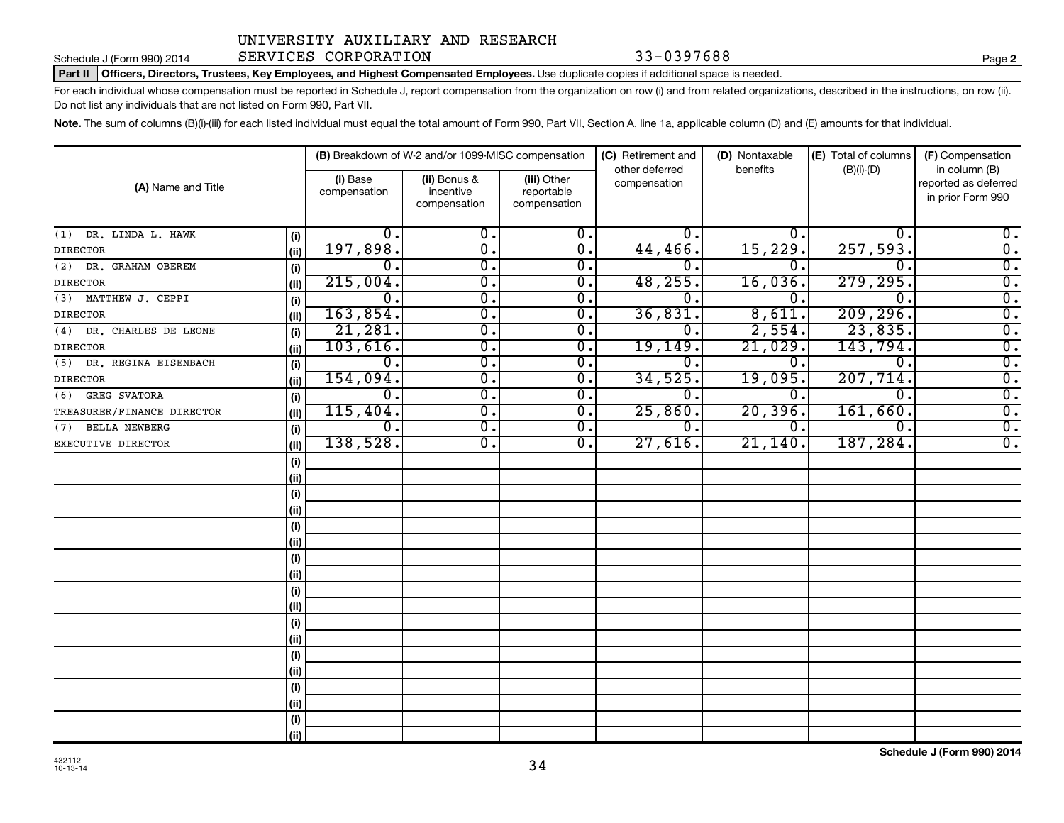UNIVERSITY AUXILIARY AND RESEARCH SERVICES CORPORATION 33-0397688

Schedule J (Form 990) 2014

**Part II Officers, Directors, Trustees, Key Employees, and Highest Compensated Employees.** Use duplicate copies if additional space is needed.

For each individual whose compensation must be reported in Schedule J, report compensation from the organization on row (i) and from related organizations, described in the instructions, on row (ii). Do not list any individuals that are not listed on Form 990, Part VII.

**Note.** The sum of columns (B)(i)-(iii) for each listed individual must equal the total amount of Form 990, Part VII, Section A, line 1a, applicable column (D) and (E) amounts for that individual.

| (A) Name and Title | | (B) Breakdown of W-2 and/or 1099-MISC compensation | | | (C) Retirement and other deferred compensation | (D) Nontaxable benefits | (E) Total of columns (B)(i)-(D) | (F) Compensation in column (B) reported as deferred in prior Form 990 |
|---|---|---|---|---|---|---|---|---|
| | | (i) Base compensation | (ii) Bonus & incentive compensation | (iii) Other reportable compensation | | | | |
| (1) DR. LINDA L. HAWK | (i) | 0. | 0. | 0. | 0. | 0. | 0. | 0. |
| DIRECTOR | (ii) | 197,898. | 0. | 0. | 44,466. | 15,229. | 257,593. | 0. |
| (2) DR. GRAHAM OBEREM | (i) | 0. | 0. | 0. | 0. | 0. | 0. | 0. |
| DIRECTOR | (ii) | 215,004. | 0. | 0. | 48,255. | 16,036. | 279,295. | 0. |
| (3) MATTHEW J. CEPPI | (i) | 0. | 0. | 0. | 0. | 0. | 0. | 0. |
| DIRECTOR | (ii) | 163,854. | 0. | 0. | 36,831. | 8,611. | 209,296. | 0. |
| (4) DR. CHARLES DE LEONE | (i) | 21,281. | 0. | 0. | 0. | 2,554. | 23,835. | 0. |
| DIRECTOR | (ii) | 103,616. | 0. | 0. | 19,149. | 21,029. | 143,794. | 0. |
| (5) DR. REGINA EISENBACH | (i) | 0. | 0. | 0. | 0. | 0. | 0. | 0. |
| DIRECTOR | (ii) | 154,094. | 0. | 0. | 34,525. | 19,095. | 207,714. | 0. |
| (6) GREG SVATORA | (i) | 0. | 0. | 0. | 0. | 0. | 0. | 0. |
| TREASURER/FINANCE DIRECTOR | (ii) | 115,404. | 0. | 0. | 25,860. | 20,396. | 161,660. | 0. |
| (7) BELLA NEWBERG | (i) | 0. | 0. | 0. | 0. | 0. | 0. | 0. |
| EXECUTIVE DIRECTOR | (ii) | 138,528. | 0. | 0. | 27,616. | 21,140. | 187,284. | 0. |
| | (i) | | | | | | | |
| | (ii) | | | | | | | |
| | (i) | | | | | | | |
| | (ii) | | | | | | | |
| | (i) | | | | | | | |
| | (ii) | | | | | | | |
| | (i) | | | | | | | |
| | (ii) | | | | | | | |
| | (i) | | | | | | | |
| | (ii) | | | | | | | |
| | (i) | | | | | | | |
| | (ii) | | | | | | | |
| | (i) | | | | | | | |
| | (ii) | | | | | | | |
| | (i) | | | | | | | |
| | (ii) | | | | | | | |
| | (i) | | | | | | | |
| | (ii) | | | | | | | |

432112 10-13-14

**Schedule J (Form 990) 2014**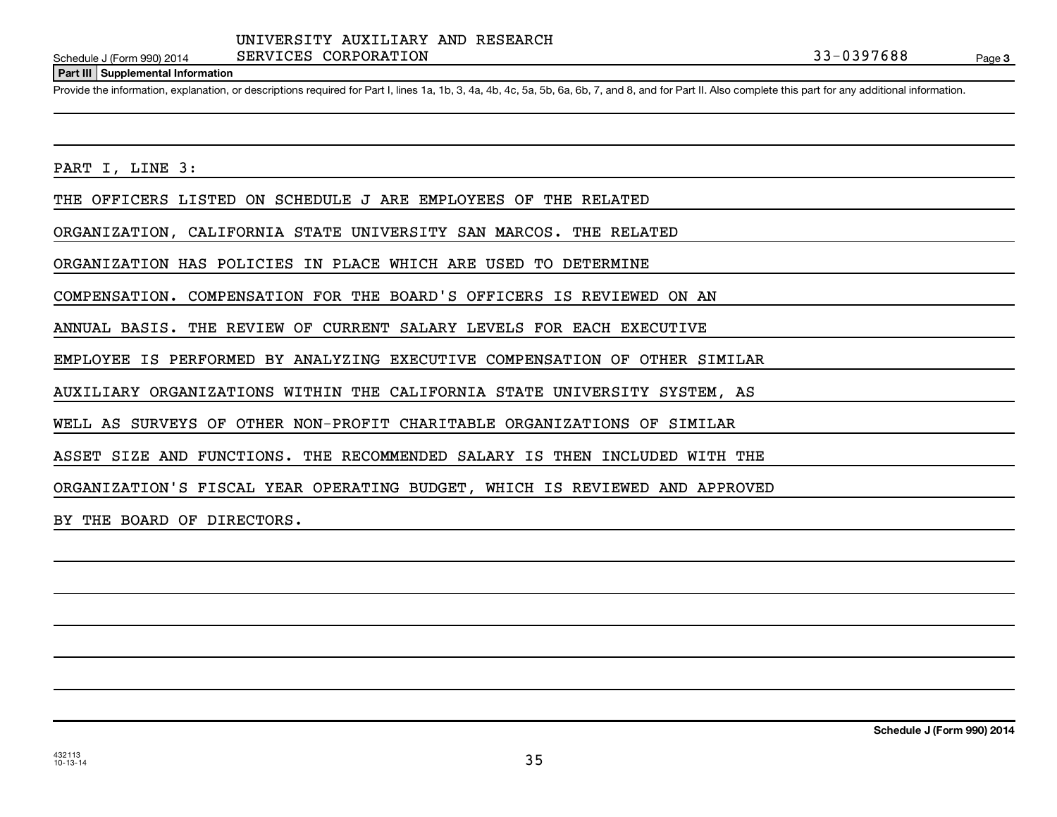UNIVERSITY AUXILIARY AND RESEARCH SERVICES CORPORATION 33-0397688

Schedule J (Form 990) 2014

**Part III Supplemental Information**

Provide the information, explanation, or descriptions required for Part I, lines 1a, 1b, 3, 4a, 4b, 4c, 5a, 5b, 6a, 6b, 7, and 8, and for Part II. Also complete this part for any additional information.

PART I, LINE 3:

THE OFFICERS LISTED ON SCHEDULE J ARE EMPLOYEES OF THE RELATED ORGANIZATION, CALIFORNIA STATE UNIVERSITY SAN MARCOS. THE RELATED ORGANIZATION HAS POLICIES IN PLACE WHICH ARE USED TO DETERMINE COMPENSATION. COMPENSATION FOR THE BOARD'S OFFICERS IS REVIEWED ON AN ANNUAL BASIS. THE REVIEW OF CURRENT SALARY LEVELS FOR EACH EXECUTIVE EMPLOYEE IS PERFORMED BY ANALYZING EXECUTIVE COMPENSATION OF OTHER SIMILAR AUXILIARY ORGANIZATIONS WITHIN THE CALIFORNIA STATE UNIVERSITY SYSTEM, AS WELL AS SURVEYS OF OTHER NON-PROFIT CHARITABLE ORGANIZATIONS OF SIMILAR ASSET SIZE AND FUNCTIONS. THE RECOMMENDED SALARY IS THEN INCLUDED WITH THE ORGANIZATION'S FISCAL YEAR OPERATING BUDGET, WHICH IS REVIEWED AND APPROVED BY THE BOARD OF DIRECTORS.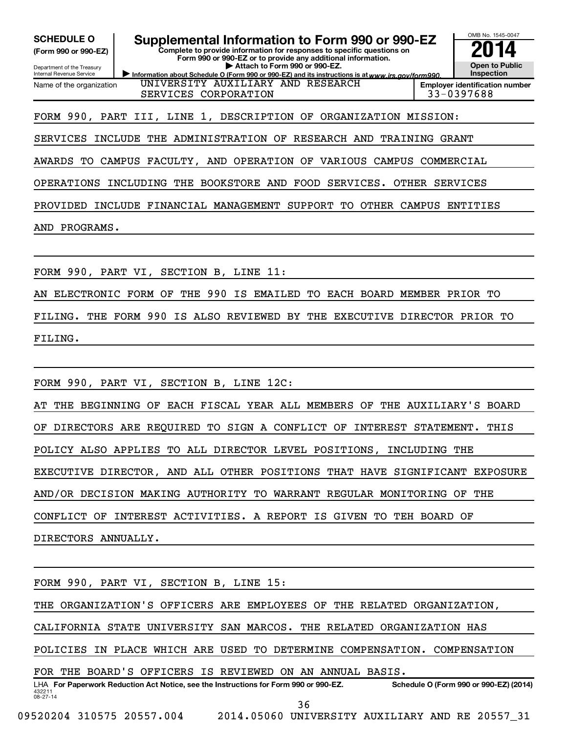**SCHEDULE O** (Form 990 or 990-EZ)

Department of the Treasury
Internal Revenue Service

# Supplemental Information to Form 990 or 990-EZ

**Complete to provide information for responses to specific questions on Form 990 or 990-EZ or to provide any additional information.**
**▶ Attach to Form 990 or 990-EZ.**
**▶ Information about Schedule O (Form 990 or 990-EZ) and its instructions is at www.irs.gov/form990.**

OMB No. 1545-0047

**2014**

**Open to Public Inspection**

Name of the organization: UNIVERSITY AUXILIARY AND RESEARCH SERVICES CORPORATION

**Employer identification number**: 33-0397688

FORM 990, PART III, LINE 1, DESCRIPTION OF ORGANIZATION MISSION:

SERVICES INCLUDE THE ADMINISTRATION OF RESEARCH AND TRAINING GRANT AWARDS TO CAMPUS FACULTY, AND OPERATION OF VARIOUS CAMPUS COMMERCIAL OPERATIONS INCLUDING THE BOOKSTORE AND FOOD SERVICES. OTHER SERVICES PROVIDED INCLUDE FINANCIAL MANAGEMENT SUPPORT TO OTHER CAMPUS ENTITIES AND PROGRAMS.

FORM 990, PART VI, SECTION B, LINE 11:

AN ELECTRONIC FORM OF THE 990 IS EMAILED TO EACH BOARD MEMBER PRIOR TO FILING. THE FORM 990 IS ALSO REVIEWED BY THE EXECUTIVE DIRECTOR PRIOR TO FILING.

FORM 990, PART VI, SECTION B, LINE 12C:

AT THE BEGINNING OF EACH FISCAL YEAR ALL MEMBERS OF THE AUXILIARY'S BOARD OF DIRECTORS ARE REQUIRED TO SIGN A CONFLICT OF INTEREST STATEMENT. THIS POLICY ALSO APPLIES TO ALL DIRECTOR LEVEL POSITIONS, INCLUDING THE EXECUTIVE DIRECTOR, AND ALL OTHER POSITIONS THAT HAVE SIGNIFICANT EXPOSURE AND/OR DECISION MAKING AUTHORITY TO WARRANT REGULAR MONITORING OF THE CONFLICT OF INTEREST ACTIVITIES. A REPORT IS GIVEN TO TEH BOARD OF DIRECTORS ANNUALLY.

FORM 990, PART VI, SECTION B, LINE 15:

THE ORGANIZATION'S OFFICERS ARE EMPLOYEES OF THE RELATED ORGANIZATION, CALIFORNIA STATE UNIVERSITY SAN MARCOS. THE RELATED ORGANIZATION HAS POLICIES IN PLACE WHICH ARE USED TO DETERMINE COMPENSATION. COMPENSATION FOR THE BOARD'S OFFICERS IS REVIEWED ON AN ANNUAL BASIS.

LHA **For Paperwork Reduction Act Notice, see the Instructions for Form 990 or 990-EZ.** **Schedule O (Form 990 or 990-EZ) (2014)**

432211
08-27-14

09520204 310575 20557.004 2014.05060 UNIVERSITY AUXILIARY AND RE 20557_31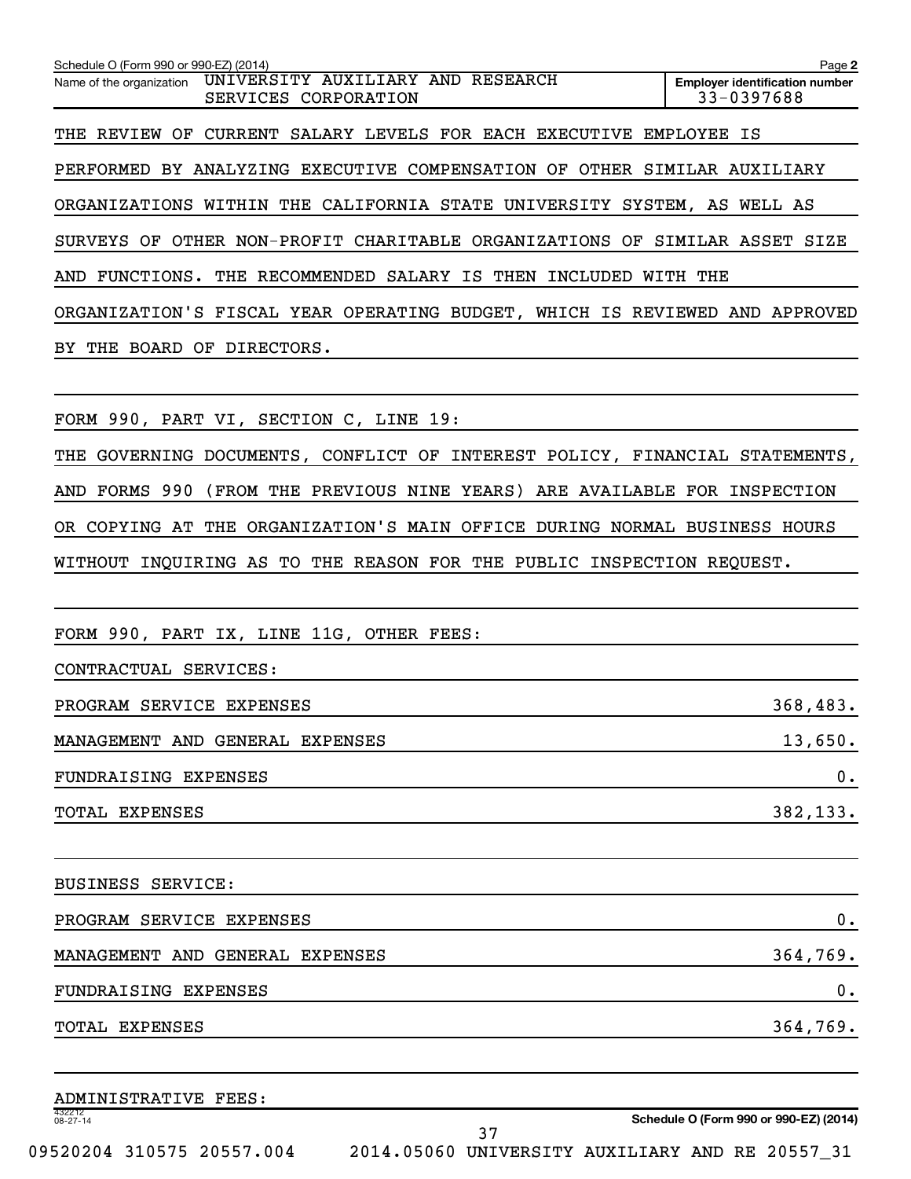Schedule O (Form 990 or 990-EZ) (2014) Page **2**

| Name of the organization | Employer identification number |
|---|---|
| UNIVERSITY AUXILIARY AND RESEARCH SERVICES CORPORATION | 33-0397688 |

THE REVIEW OF CURRENT SALARY LEVELS FOR EACH EXECUTIVE EMPLOYEE IS PERFORMED BY ANALYZING EXECUTIVE COMPENSATION OF OTHER SIMILAR AUXILIARY ORGANIZATIONS WITHIN THE CALIFORNIA STATE UNIVERSITY SYSTEM, AS WELL AS SURVEYS OF OTHER NON-PROFIT CHARITABLE ORGANIZATIONS OF SIMILAR ASSET SIZE AND FUNCTIONS. THE RECOMMENDED SALARY IS THEN INCLUDED WITH THE ORGANIZATION'S FISCAL YEAR OPERATING BUDGET, WHICH IS REVIEWED AND APPROVED BY THE BOARD OF DIRECTORS.

FORM 990, PART VI, SECTION C, LINE 19:

THE GOVERNING DOCUMENTS, CONFLICT OF INTEREST POLICY, FINANCIAL STATEMENTS, AND FORMS 990 (FROM THE PREVIOUS NINE YEARS) ARE AVAILABLE FOR INSPECTION OR COPYING AT THE ORGANIZATION'S MAIN OFFICE DURING NORMAL BUSINESS HOURS WITHOUT INQUIRING AS TO THE REASON FOR THE PUBLIC INSPECTION REQUEST.

FORM 990, PART IX, LINE 11G, OTHER FEES:

CONTRACTUAL SERVICES:

| | |
|---|---|
| PROGRAM SERVICE EXPENSES | 368,483. |
| MANAGEMENT AND GENERAL EXPENSES | 13,650. |
| FUNDRAISING EXPENSES | 0. |
| TOTAL EXPENSES | 382,133. |

BUSINESS SERVICE:

| | |
|---|---|
| PROGRAM SERVICE EXPENSES | 0. |
| MANAGEMENT AND GENERAL EXPENSES | 364,769. |
| FUNDRAISING EXPENSES | 0. |
| TOTAL EXPENSES | 364,769. |

ADMINISTRATIVE FEES:

Schedule O (Form 990 or 990-EZ) (2014)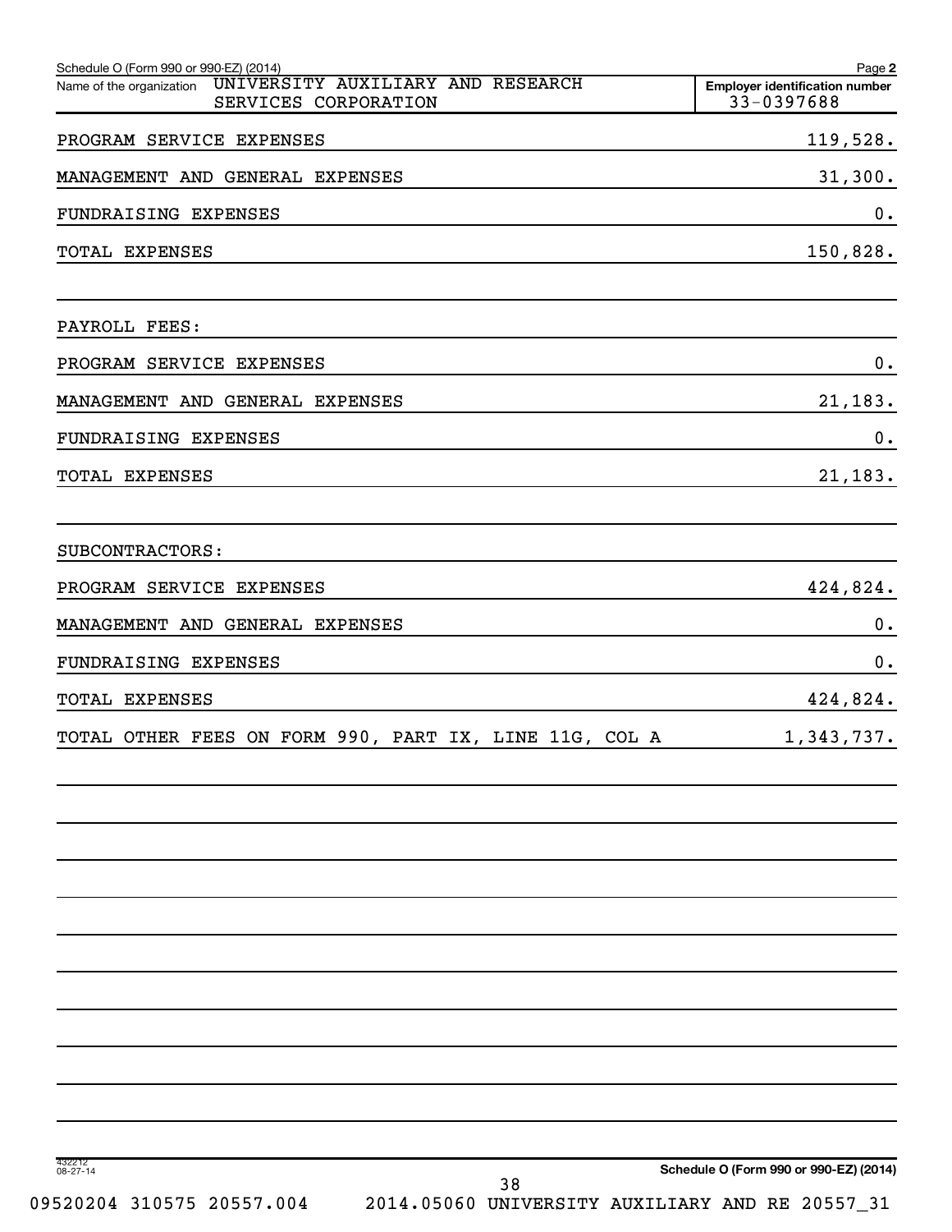Schedule O (Form 990 or 990-EZ) (2014)

Name of the organization: UNIVERSITY AUXILIARY AND RESEARCH SERVICES CORPORATION

Employer identification number: 33-0397688

| | |
|---|---|
| PROGRAM SERVICE EXPENSES | 119,528. |
| MANAGEMENT AND GENERAL EXPENSES | 31,300. |
| FUNDRAISING EXPENSES | 0. |
| TOTAL EXPENSES | 150,828. |
| | |
| PAYROLL FEES: | |
| PROGRAM SERVICE EXPENSES | 0. |
| MANAGEMENT AND GENERAL EXPENSES | 21,183. |
| FUNDRAISING EXPENSES | 0. |
| TOTAL EXPENSES | 21,183. |
| | |
| SUBCONTRACTORS: | |
| PROGRAM SERVICE EXPENSES | 424,824. |
| MANAGEMENT AND GENERAL EXPENSES | 0. |
| FUNDRAISING EXPENSES | 0. |
| TOTAL EXPENSES | 424,824. |
| TOTAL OTHER FEES ON FORM 990, PART IX, LINE 11G, COL A | 1,343,737. |

432212 08-27-14

Schedule O (Form 990 or 990-EZ) (2014)

09520204 310575 20557.004 2014.05060 UNIVERSITY AUXILIARY AND RE 20557_31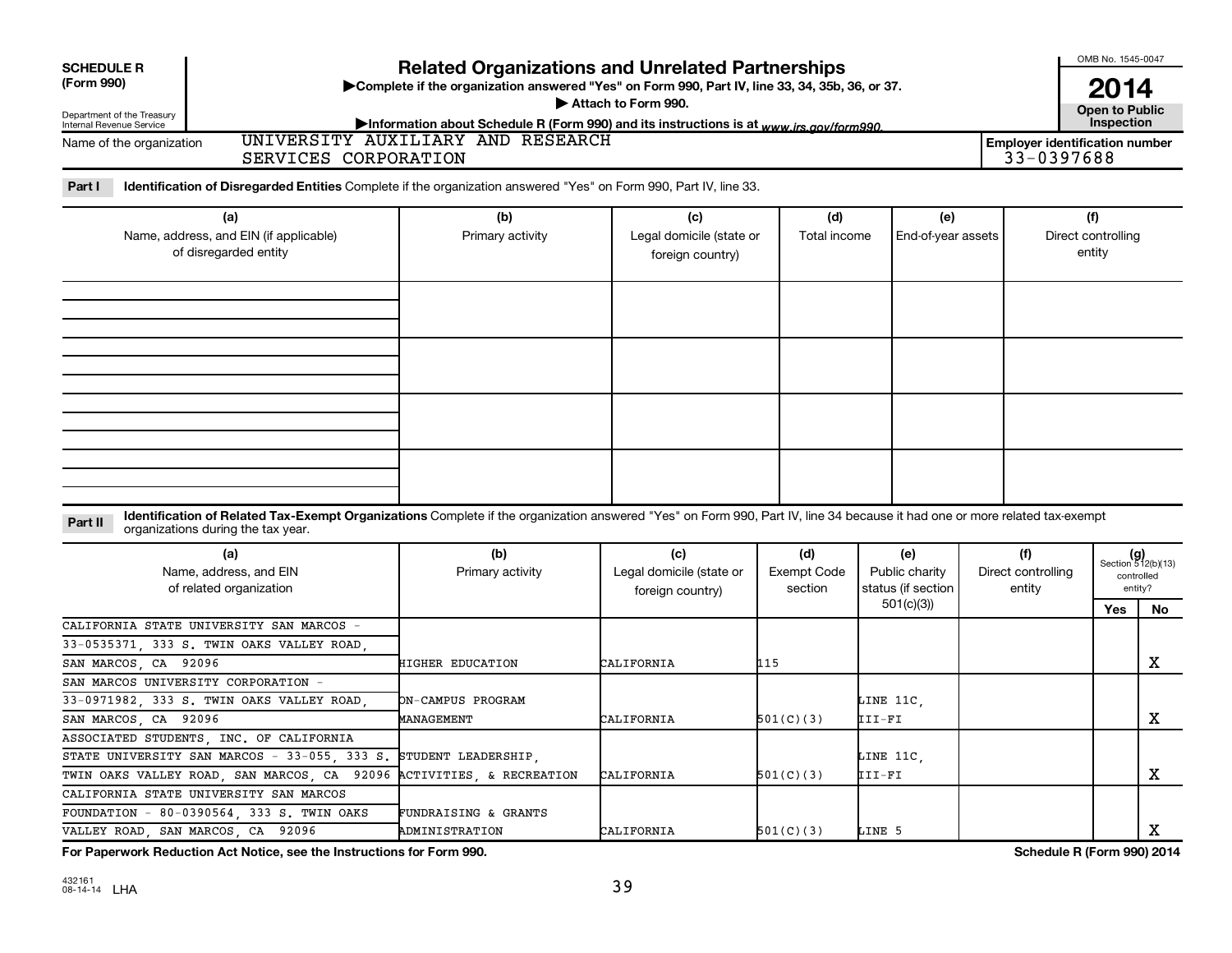**SCHEDULE R**
**(Form 990)**

Department of the Treasury
Internal Revenue Service

# Related Organizations and Unrelated Partnerships

▶Complete if the organization answered "Yes" on Form 990, Part IV, line 33, 34, 35b, 36, or 37.
▶ Attach to Form 990.
▶Information about Schedule R (Form 990) and its instructions is at www.irs.gov/form990.

OMB No. 1545-0047
**2014**
**Open to Public Inspection**

Name of the organization: UNIVERSITY AUXILIARY AND RESEARCH SERVICES CORPORATION

Employer identification number: 33-0397688

**Part I** **Identification of Disregarded Entities** Complete if the organization answered "Yes" on Form 990, Part IV, line 33.

| (a) Name, address, and EIN (if applicable) of disregarded entity | (b) Primary activity | (c) Legal domicile (state or foreign country) | (d) Total income | (e) End-of-year assets | (f) Direct controlling entity |
|---|---|---|---|---|---|
| | | | | | |
| | | | | | |
| | | | | | |
| | | | | | |

**Part II** **Identification of Related Tax-Exempt Organizations** Complete if the organization answered "Yes" on Form 990, Part IV, line 34 because it had one or more related tax-exempt organizations during the tax year.

| (a) Name, address, and EIN of related organization | (b) Primary activity | (c) Legal domicile (state or foreign country) | (d) Exempt Code section | (e) Public charity status (if section 501(c)(3)) | (f) Direct controlling entity | (g) Section 512(b)(13) controlled entity? Yes | No |
|---|---|---|---|---|---|---|---|
| CALIFORNIA STATE UNIVERSITY SAN MARCOS - 33-0535371, 333 S. TWIN OAKS VALLEY ROAD, SAN MARCOS, CA 92096 | HIGHER EDUCATION | CALIFORNIA | 115 | | | | X |
| SAN MARCOS UNIVERSITY CORPORATION - 33-0971982, 333 S. TWIN OAKS VALLEY ROAD, SAN MARCOS, CA 92096 | ON-CAMPUS PROGRAM MANAGEMENT | CALIFORNIA | 501(C)(3) | LINE 11C, III-FI | | | X |
| ASSOCIATED STUDENTS, INC. OF CALIFORNIA STATE UNIVERSITY SAN MARCOS - 33-055, 333 S. TWIN OAKS VALLEY ROAD, SAN MARCOS, CA 92096 | STUDENT LEADERSHIP, ACTIVITIES, & RECREATION | CALIFORNIA | 501(C)(3) | LINE 11C, III-FI | | | X |
| CALIFORNIA STATE UNIVERSITY SAN MARCOS FOUNDATION - 80-0390564, 333 S. TWIN OAKS VALLEY ROAD, SAN MARCOS, CA 92096 | FUNDRAISING & GRANTS ADMINISTRATION | CALIFORNIA | 501(C)(3) | LINE 5 | | | X |

**For Paperwork Reduction Act Notice, see the Instructions for Form 990.** **Schedule R (Form 990) 2014**

432161
08-14-14 LHA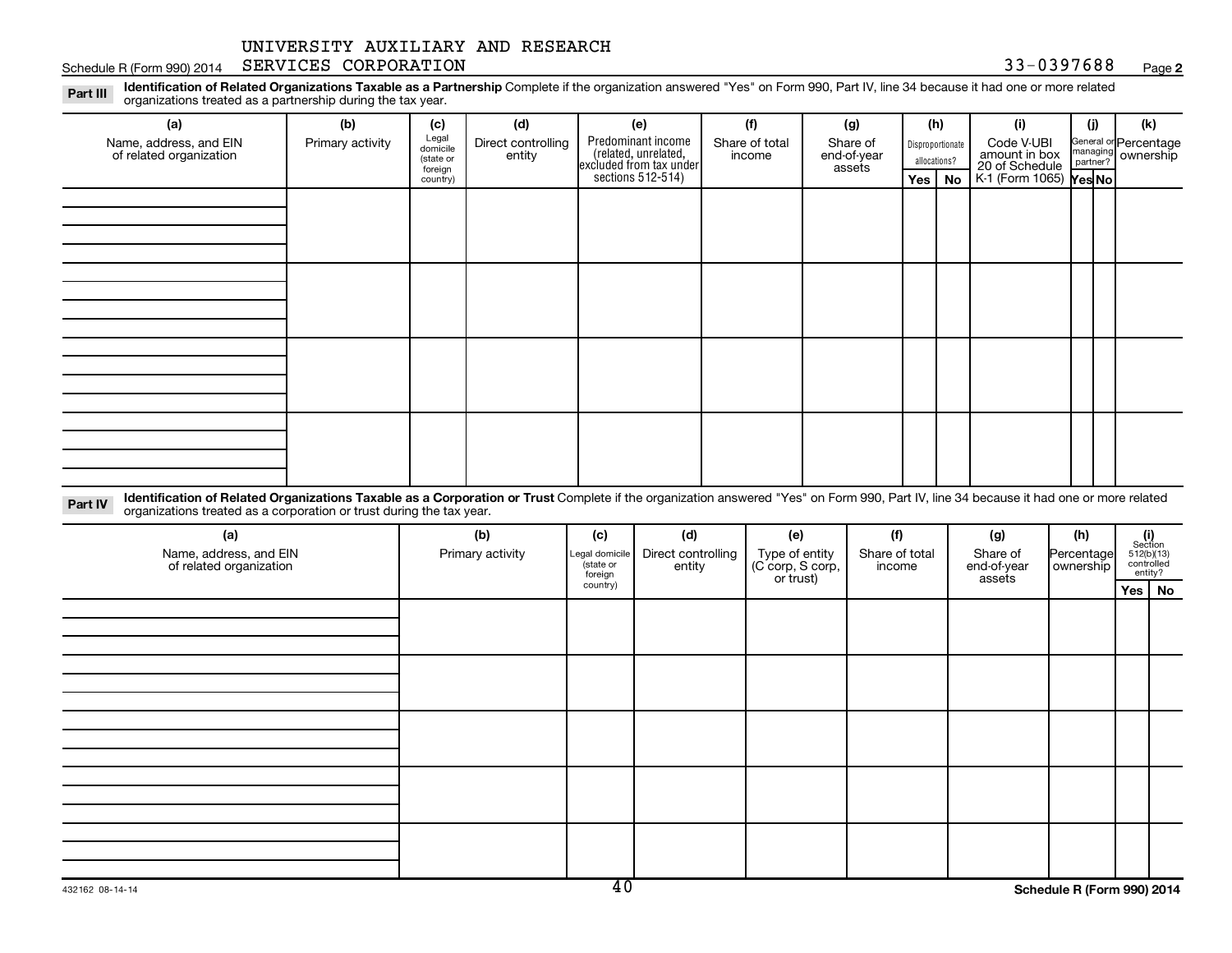UNIVERSITY AUXILIARY AND RESEARCH SERVICES CORPORATION 33-0397688

Schedule R (Form 990) 2014

**Part III** **Identification of Related Organizations Taxable as a Partnership** Complete if the organization answered "Yes" on Form 990, Part IV, line 34 because it had one or more related organizations treated as a partnership during the tax year.

| (a) Name, address, and EIN of related organization | (b) Primary activity | (c) Legal domicile (state or foreign country) | (d) Direct controlling entity | (e) Predominant income (related, unrelated, excluded from tax under sections 512-514) | (f) Share of total income | (g) Share of end-of-year assets | (h) Disproportionate allocations? Yes | No | (i) Code V-UBI amount in box 20 of Schedule K-1 (Form 1065) | (j) General or managing partner? Yes | No | (k) Percentage ownership |
|---|---|---|---|---|---|---|---|---|---|---|---|---|
| | | | | | | | | | | | | |
| | | | | | | | | | | | | |
| | | | | | | | | | | | | |
| | | | | | | | | | | | | |

**Part IV** **Identification of Related Organizations Taxable as a Corporation or Trust** Complete if the organization answered "Yes" on Form 990, Part IV, line 34 because it had one or more related organizations treated as a corporation or trust during the tax year.

| (a) Name, address, and EIN of related organization | (b) Primary activity | (c) Legal domicile (state or foreign country) | (d) Direct controlling entity | (e) Type of entity (C corp, S corp, or trust) | (f) Share of total income | (g) Share of end-of-year assets | (h) Percentage ownership | (i) Section 512(b)(13) controlled entity? Yes | No |
|---|---|---|---|---|---|---|---|---|---|
| | | | | | | | | | |
| | | | | | | | | | |
| | | | | | | | | | |
| | | | | | | | | | |
| | | | | | | | | | |

432162 08-14-14

Schedule R (Form 990) 2014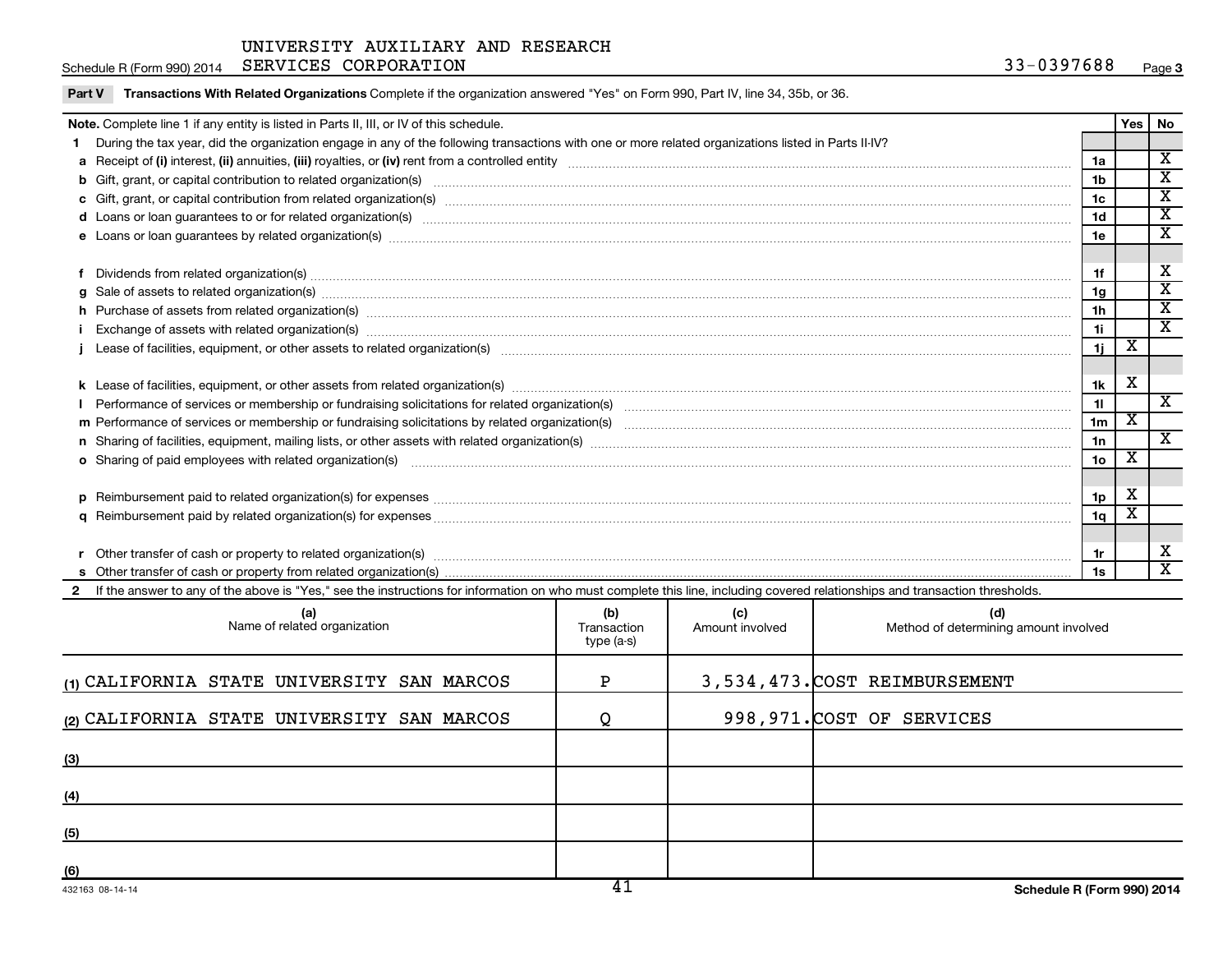UNIVERSITY AUXILIARY AND RESEARCH SERVICES CORPORATION

Schedule R (Form 990) 2014 — 33-0397688 — Page 3

**Part V Transactions With Related Organizations** Complete if the organization answered "Yes" on Form 990, Part IV, line 34, 35b, or 36.

| Note. Complete line 1 if any entity is listed in Parts II, III, or IV of this schedule. | | Yes | No |
|---|---|---|---|
| **1** During the tax year, did the organization engage in any of the following transactions with one or more related organizations listed in Parts II-IV? | | | |
| **a** Receipt of **(i)** interest, **(ii)** annuities, **(iii)** royalties, or **(iv)** rent from a controlled entity | 1a | | X |
| **b** Gift, grant, or capital contribution to related organization(s) | 1b | | X |
| **c** Gift, grant, or capital contribution from related organization(s) | 1c | | X |
| **d** Loans or loan guarantees to or for related organization(s) | 1d | | X |
| **e** Loans or loan guarantees by related organization(s) | 1e | | X |
| **f** Dividends from related organization(s) | 1f | | X |
| **g** Sale of assets to related organization(s) | 1g | | X |
| **h** Purchase of assets from related organization(s) | 1h | | X |
| **i** Exchange of assets with related organization(s) | 1i | | X |
| **j** Lease of facilities, equipment, or other assets to related organization(s) | 1j | X | |
| **k** Lease of facilities, equipment, or other assets from related organization(s) | 1k | X | |
| **l** Performance of services or membership or fundraising solicitations for related organization(s) | 1l | | X |
| **m** Performance of services or membership or fundraising solicitations by related organization(s) | 1m | X | |
| **n** Sharing of facilities, equipment, mailing lists, or other assets with related organization(s) | 1n | | X |
| **o** Sharing of paid employees with related organization(s) | 1o | X | |
| **p** Reimbursement paid to related organization(s) for expenses | 1p | X | |
| **q** Reimbursement paid by related organization(s) for expenses | 1q | X | |
| **r** Other transfer of cash or property to related organization(s) | 1r | | X |
| **s** Other transfer of cash or property from related organization(s) | 1s | | X |

**2** If the answer to any of the above is "Yes," see the instructions for information on who must complete this line, including covered relationships and transaction thresholds.

| | (a) Name of related organization | (b) Transaction type (a-s) | (c) Amount involved | (d) Method of determining amount involved |
|---|---|---|---|---|
| (1) | CALIFORNIA STATE UNIVERSITY SAN MARCOS | P | 3,534,473. | COST REIMBURSEMENT |
| (2) | CALIFORNIA STATE UNIVERSITY SAN MARCOS | Q | 998,971. | COST OF SERVICES |
| (3) | | | | |
| (4) | | | | |
| (5) | | | | |
| (6) | | | | |

432163 08-14-14

**Schedule R (Form 990) 2014**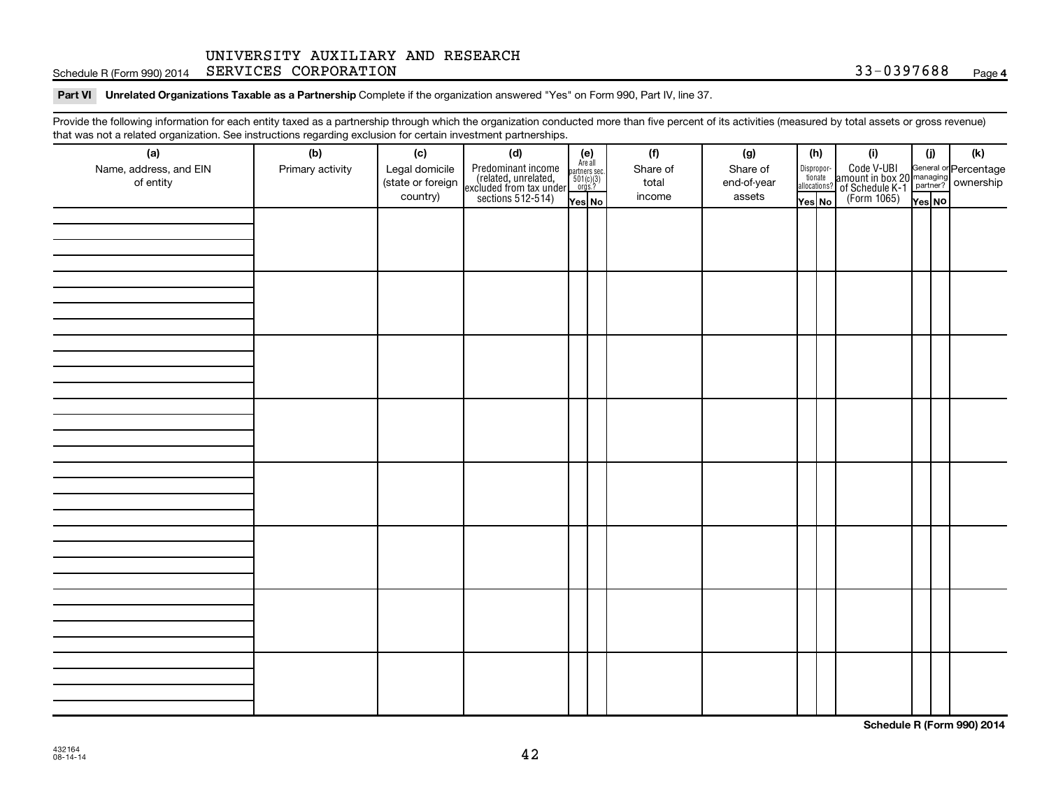UNIVERSITY AUXILIARY AND RESEARCH
Schedule R (Form 990) 2014 SERVICES CORPORATION 33-0397688 Page 4

**Part VI Unrelated Organizations Taxable as a Partnership** Complete if the organization answered "Yes" on Form 990, Part IV, line 37.

Provide the following information for each entity taxed as a partnership through which the organization conducted more than five percent of its activities (measured by total assets or gross revenue) that was not a related organization. See instructions regarding exclusion for certain investment partnerships.

| (a) Name, address, and EIN of entity | (b) Primary activity | (c) Legal domicile (state or foreign country) | (d) Predominant income (related, unrelated, excluded from tax under sections 512-514) | (e) Are all partners sec. 501(c)(3) orgs.? Yes | No | (f) Share of total income | (g) Share of end-of-year assets | (h) Disproportionate allocations? Yes | No | (i) Code V-UBI amount in box 20 of Schedule K-1 (Form 1065) | (j) General or managing partner? Yes | No | (k) Percentage ownership |
|---|---|---|---|---|---|---|---|---|---|---|---|---|---|
| | | | | | | | | | | | | | |
| | | | | | | | | | | | | | |
| | | | | | | | | | | | | | |
| | | | | | | | | | | | | | |
| | | | | | | | | | | | | | |
| | | | | | | | | | | | | | |
| | | | | | | | | | | | | | |
| | | | | | | | | | | | | | |

**Schedule R (Form 990) 2014**

432164
08-14-14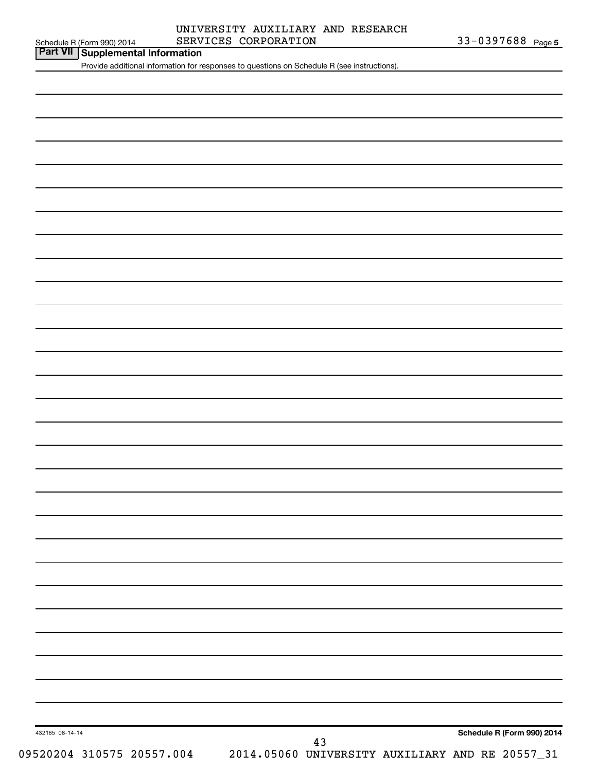Schedule R (Form 990) 2014 UNIVERSITY AUXILIARY AND RESEARCH SERVICES CORPORATION 33-0397688 Page 5

## Part VII Supplemental Information

Provide additional information for responses to questions on Schedule R (see instructions).

432165 08-14-14

**Schedule R (Form 990) 2014**

09520204 310575 20557.004 2014.05060 UNIVERSITY AUXILIARY AND RE 20557_31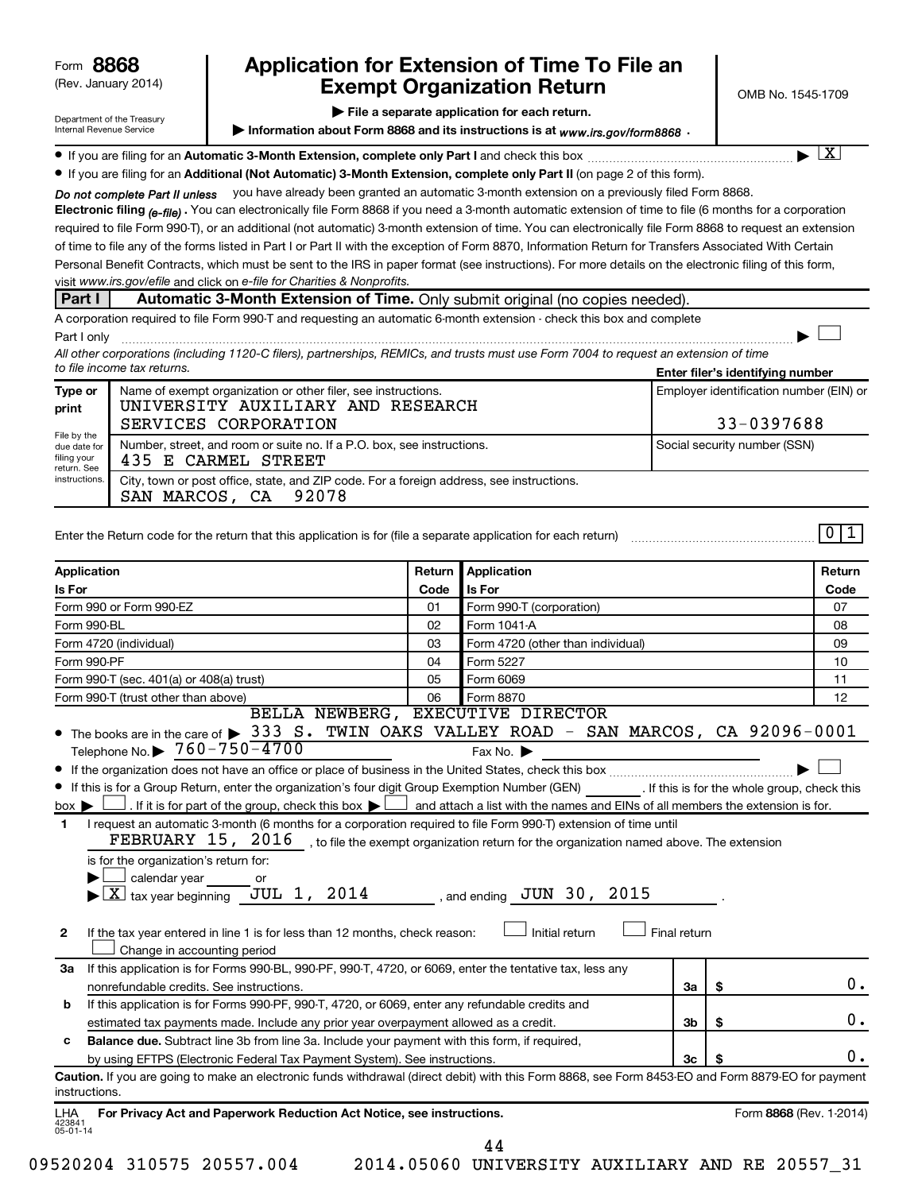Form **8868**
(Rev. January 2014)

Department of the Treasury
Internal Revenue Service

# Application for Extension of Time To File an Exempt Organization Return

OMB No. 1545-1709

▶ File a separate application for each return.

▶ Information about Form 8868 and its instructions is at *www.irs.gov/form8868*.

- If you are filing for an **Automatic 3-Month Extension, complete only Part I** and check this box ▶ [X]
- If you are filing for an **Additional (Not Automatic) 3-Month Extension, complete only Part II** (on page 2 of this form).

*Do not complete Part II unless* you have already been granted an automatic 3-month extension on a previously filed Form 8868.

**Electronic filing** *(e-file)*. You can electronically file Form 8868 if you need a 3-month automatic extension of time to file (6 months for a corporation required to file Form 990-T), or an additional (not automatic) 3-month extension of time. You can electronically file Form 8868 to request an extension of time to file any of the forms listed in Part I or Part II with the exception of Form 8870, Information Return for Transfers Associated With Certain Personal Benefit Contracts, which must be sent to the IRS in paper format (see instructions). For more details on the electronic filing of this form, visit *www.irs.gov/efile* and click on *e-file for Charities & Nonprofits.*

**Part I** **Automatic 3-Month Extension of Time.** Only submit original (no copies needed).

A corporation required to file Form 990-T and requesting an automatic 6-month extension - check this box and complete Part I only ▶ [ ]

*All other corporations (including 1120-C filers), partnerships, REMICs, and trusts must use Form 7004 to request an extension of time to file income tax returns.*

**Enter filer's identifying number**

| Type or print | Name of exempt organization or other filer, see instructions.<br>UNIVERSITY AUXILIARY AND RESEARCH SERVICES CORPORATION | Employer identification number (EIN) or<br>33-0397688 |
|---|---|---|
| File by the due date for filing your return. See instructions. | Number, street, and room or suite no. If a P.O. box, see instructions.<br>435 E CARMEL STREET | Social security number (SSN) |
| | City, town or post office, state, and ZIP code. For a foreign address, see instructions.<br>SAN MARCOS, CA 92078 | |

Enter the Return code for the return that this application is for (file a separate application for each return) ........ 0 1

| Application Is For | Return Code | Application Is For | Return Code |
|---|---|---|---|
| Form 990 or Form 990-EZ | 01 | Form 990-T (corporation) | 07 |
| Form 990-BL | 02 | Form 1041-A | 08 |
| Form 4720 (individual) | 03 | Form 4720 (other than individual) | 09 |
| Form 990-PF | 04 | Form 5227 | 10 |
| Form 990-T (sec. 401(a) or 408(a) trust) | 05 | Form 6069 | 11 |
| Form 990-T (trust other than above) | 06 | Form 8870 | 12 |

- The books are in the care of ▶ BELLA NEWBERG, EXECUTIVE DIRECTOR
  333 S. TWIN OAKS VALLEY ROAD - SAN MARCOS, CA 92096-0001
  Telephone No. ▶ 760-750-4700 Fax No. ▶
- If the organization does not have an office or place of business in the United States, check this box ▶ [ ]
- If this is for a Group Return, enter the organization's four digit Group Exemption Number (GEN) ______. If this is for the whole group, check this box ▶ [ ]. If it is for part of the group, check this box ▶ [ ] and attach a list with the names and EINs of all members the extension is for.

**1** I request an automatic 3-month (6 months for a corporation required to file Form 990-T) extension of time until FEBRUARY 15, 2016, to file the exempt organization return for the organization named above. The extension is for the organization's return for:

▶ [ ] calendar year ______ or
▶ [X] tax year beginning JUL 1, 2014, and ending JUN 30, 2015.

**2** If the tax year entered in line 1 is for less than 12 months, check reason: [ ] Initial return [ ] Final return
[ ] Change in accounting period

| | | | |
|---|---|---|---|
| **3a** | If this application is for Forms 990-BL, 990-PF, 990-T, 4720, or 6069, enter the tentative tax, less any nonrefundable credits. See instructions. | 3a | $ 0. |
| **b** | If this application is for Forms 990-PF, 990-T, 4720, or 6069, enter any refundable credits and estimated tax payments made. Include any prior year overpayment allowed as a credit. | 3b | $ 0. |
| **c** | **Balance due.** Subtract line 3b from line 3a. Include your payment with this form, if required, by using EFTPS (Electronic Federal Tax Payment System). See instructions. | 3c | $ 0. |

**Caution.** If you are going to make an electronic funds withdrawal (direct debit) with this Form 8868, see Form 8453-EO and Form 8879-EO for payment instructions.

LHA **For Privacy Act and Paperwork Reduction Act Notice, see instructions.** Form **8868** (Rev. 1-2014)

423841
05-01-14

09520204 310575 20557.004 2014.05060 UNIVERSITY AUXILIARY AND RE 20557_31